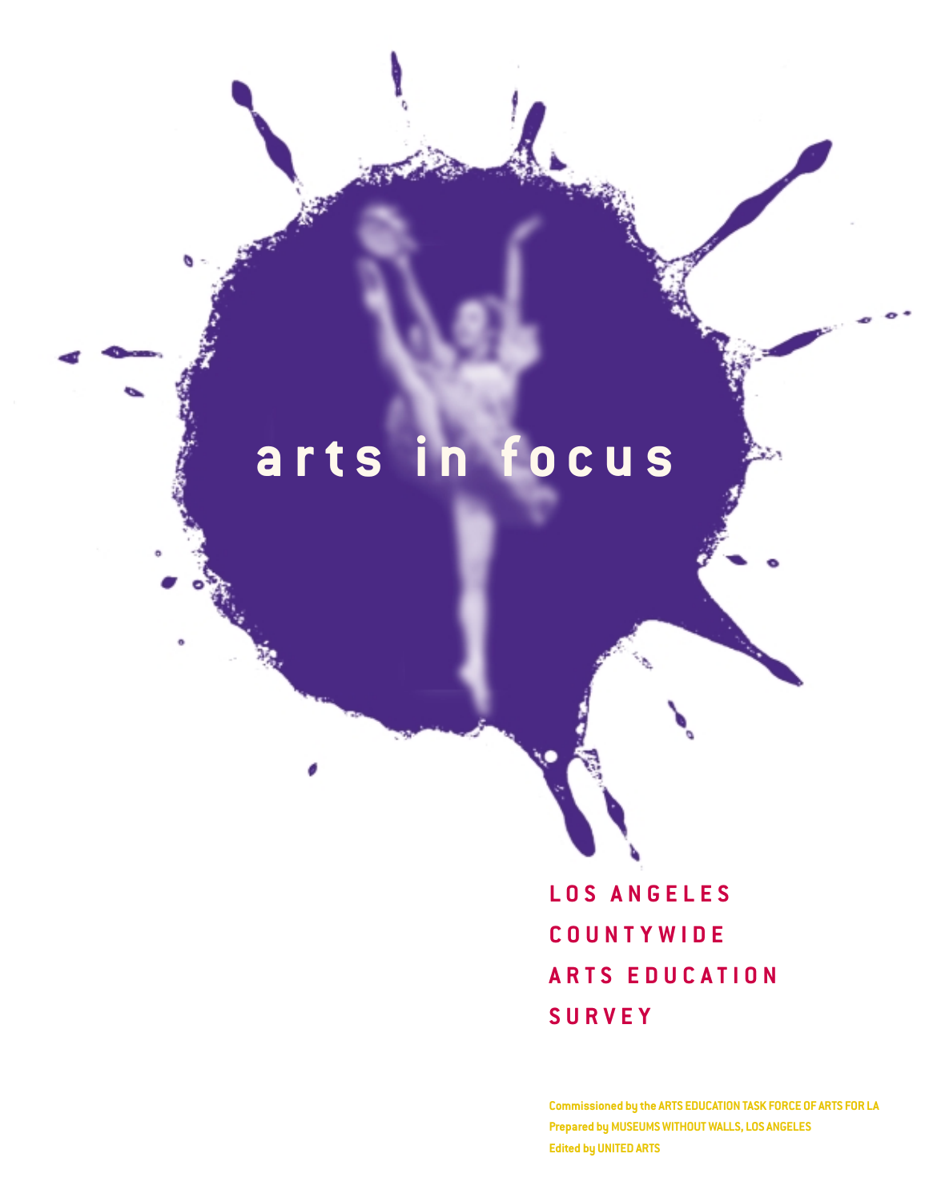# arts in focus

## LOS ANGELES COUNTYWIDE ARTS EDUCATION SURVEY

Commissioned by the ARTS EDUCATION TASK FORCE OF ARTS FOR LA
Prepared by MUSEUMS WITHOUT WALLS, LOS ANGELES
Edited by UNITED ARTS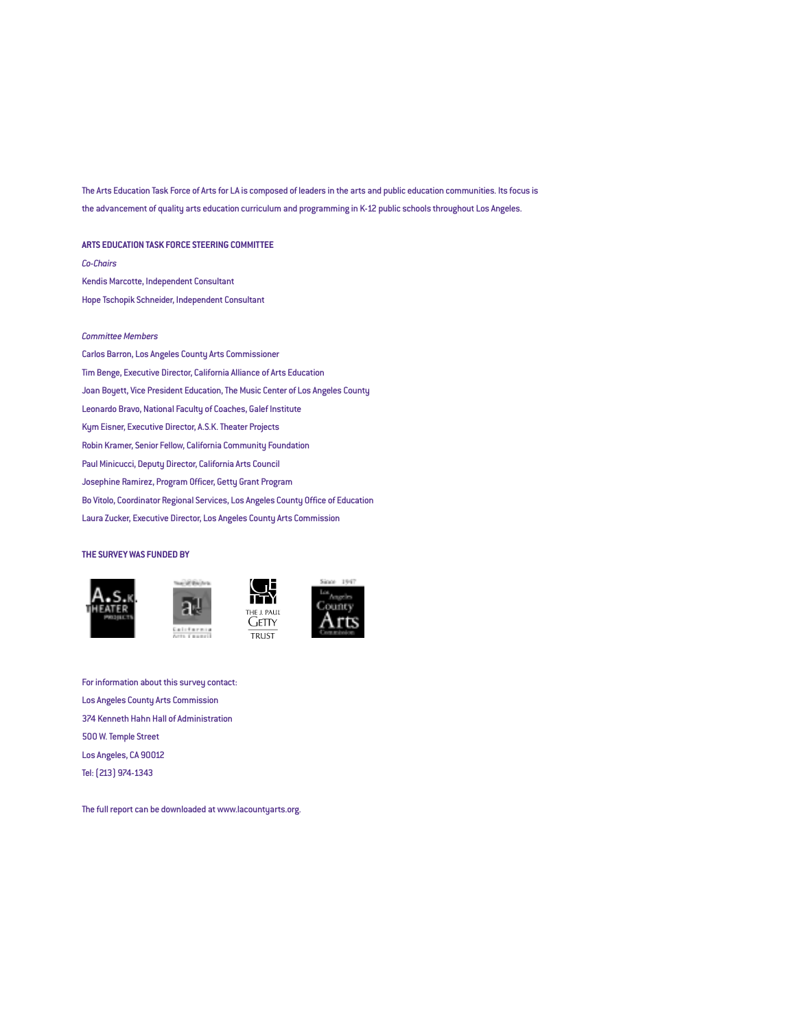The Arts Education Task Force of Arts for LA is composed of leaders in the arts and public education communities. Its focus is the advancement of quality arts education curriculum and programming in K-12 public schools throughout Los Angeles.

**ARTS EDUCATION TASK FORCE STEERING COMMITTEE**

*Co-Chairs*

Kendis Marcotte, Independent Consultant

Hope Tschopik Schneider, Independent Consultant

*Committee Members*

Carlos Barron, Los Angeles County Arts Commissioner

Tim Benge, Executive Director, California Alliance of Arts Education

Joan Boyett, Vice President Education, The Music Center of Los Angeles County

Leonardo Bravo, National Faculty of Coaches, Galef Institute

Kym Eisner, Executive Director, A.S.K. Theater Projects

Robin Kramer, Senior Fellow, California Community Foundation

Paul Minicucci, Deputy Director, California Arts Council

Josephine Ramirez, Program Officer, Getty Grant Program

Bo Vitolo, Coordinator Regional Services, Los Angeles County Office of Education

Laura Zucker, Executive Director, Los Angeles County Arts Commission

**THE SURVEY WAS FUNDED BY**

A.S.K. Theater Projects · California Arts Council · The J. Paul Getty Trust · Los Angeles County Arts Commission

For information about this survey contact:

Los Angeles County Arts Commission

374 Kenneth Hahn Hall of Administration

500 W. Temple Street

Los Angeles, CA 90012

Tel: (213) 974-1343

The full report can be downloaded at www.lacountyarts.org.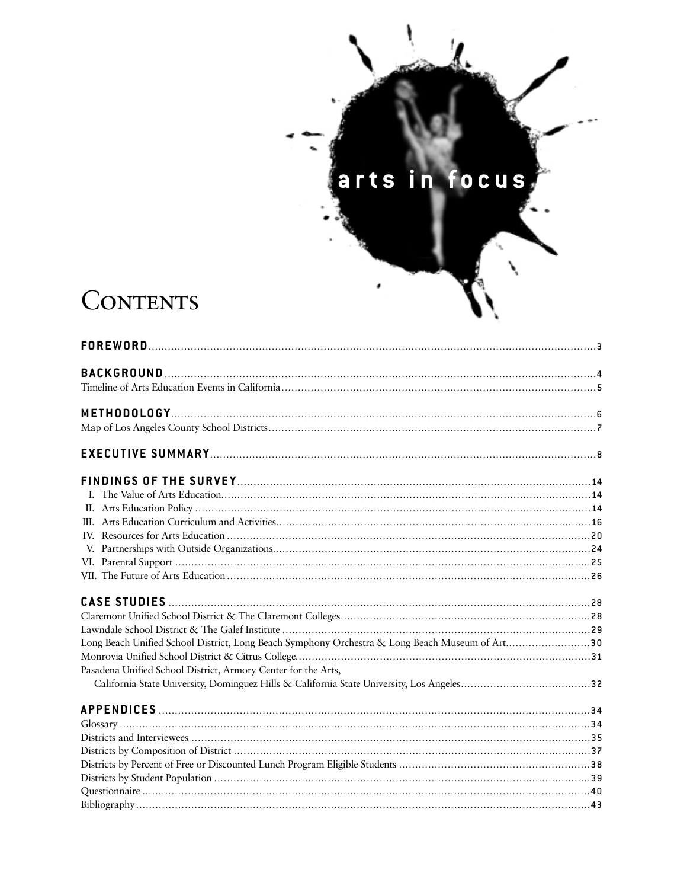arts in focus

# Contents

**FOREWORD** ....... 3

**BACKGROUND** ....... 4

Timeline of Arts Education Events in California ....... 5

**METHODOLOGY** ....... 6

Map of Los Angeles County School Districts ....... 7

**EXECUTIVE SUMMARY** ....... 8

**FINDINGS OF THE SURVEY** ....... 14

I. The Value of Arts Education ....... 14

II. Arts Education Policy ....... 14

III. Arts Education Curriculum and Activities ....... 16

IV. Resources for Arts Education ....... 20

V. Partnerships with Outside Organizations ....... 24

VI. Parental Support ....... 25

VII. The Future of Arts Education ....... 26

**CASE STUDIES** ....... 28

Claremont Unified School District & The Claremont Colleges ....... 28

Lawndale School District & The Galef Institute ....... 29

Long Beach Unified School District, Long Beach Symphony Orchestra & Long Beach Museum of Art ....... 30

Monrovia Unified School District & Citrus College ....... 31

Pasadena Unified School District, Armory Center for the Arts, California State University, Dominguez Hills & California State University, Los Angeles ....... 32

**APPENDICES** ....... 34

Glossary ....... 34

Districts and Interviewees ....... 35

Districts by Composition of District ....... 37

Districts by Percent of Free or Discounted Lunch Program Eligible Students ....... 38

Districts by Student Population ....... 39

Questionnaire ....... 40

Bibliography ....... 43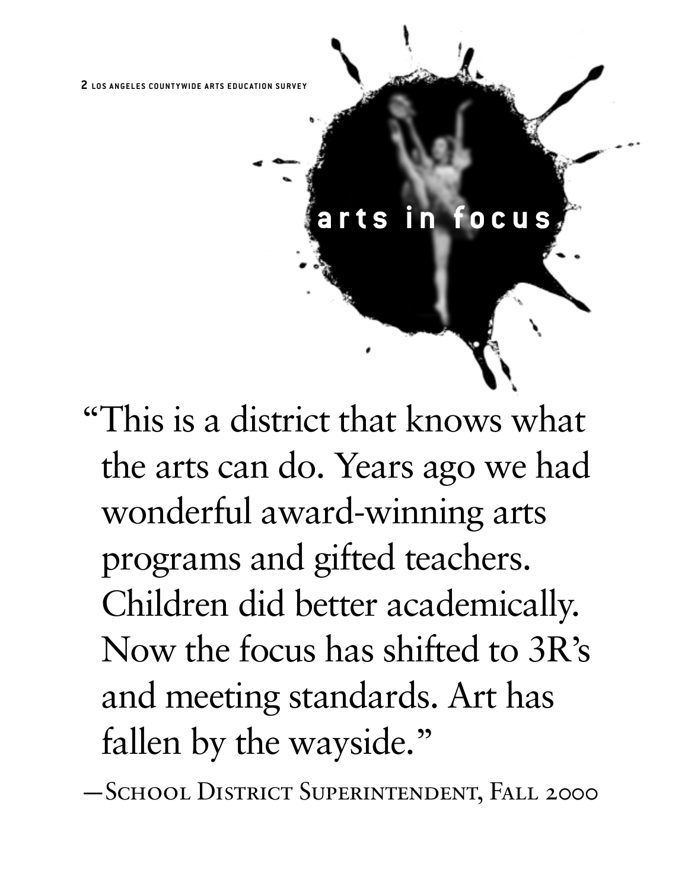# arts in focus

> "This is a district that knows what the arts can do. Years ago we had wonderful award-winning arts programs and gifted teachers. Children did better academically. Now the focus has shifted to 3R's and meeting standards. Art has fallen by the wayside."
>
> —School District Superintendent, Fall 2000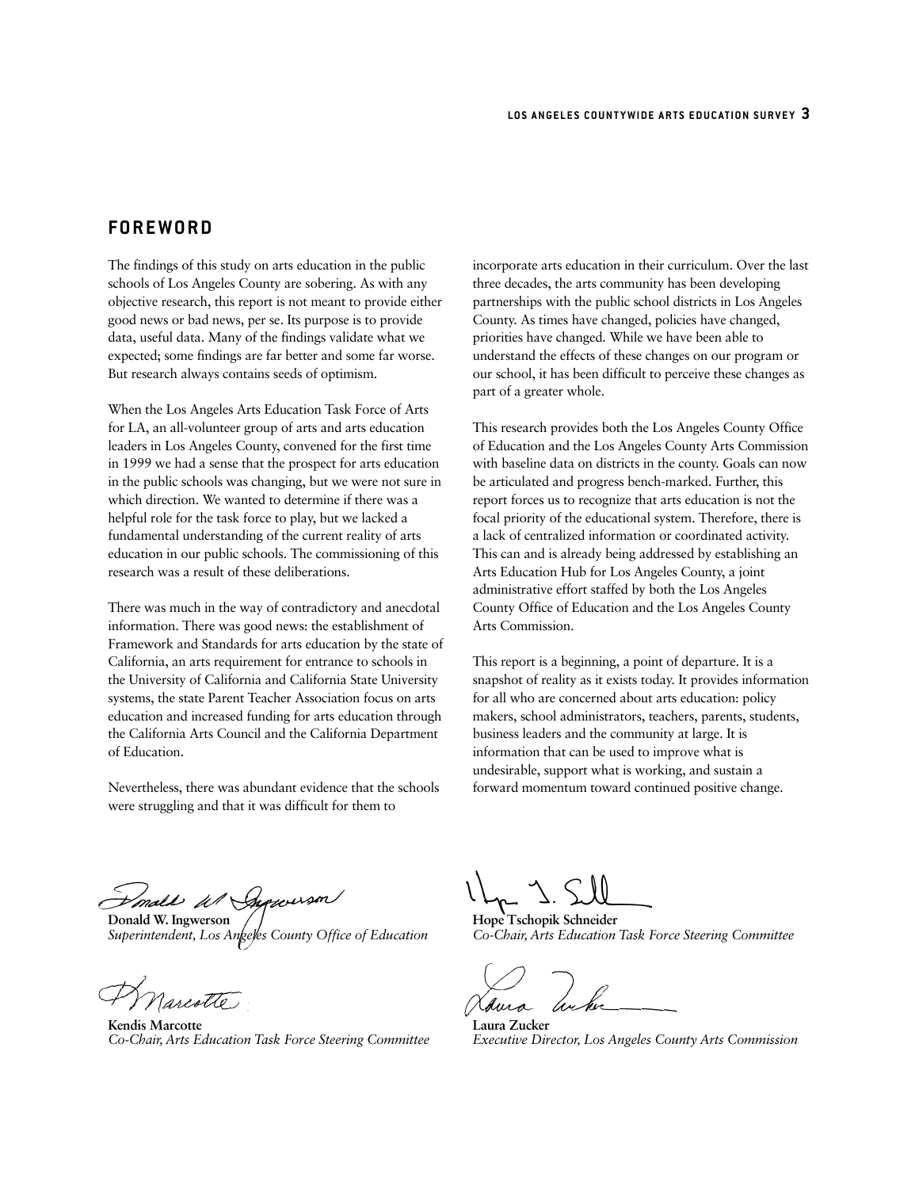## FOREWORD

The findings of this study on arts education in the public schools of Los Angeles County are sobering. As with any objective research, this report is not meant to provide either good news or bad news, per se. Its purpose is to provide data, useful data. Many of the findings validate what we expected; some findings are far better and some far worse. But research always contains seeds of optimism.

When the Los Angeles Arts Education Task Force of Arts for LA, an all-volunteer group of arts and arts education leaders in Los Angeles County, convened for the first time in 1999 we had a sense that the prospect for arts education in the public schools was changing, but we were not sure in which direction. We wanted to determine if there was a helpful role for the task force to play, but we lacked a fundamental understanding of the current reality of arts education in our public schools. The commissioning of this research was a result of these deliberations.

There was much in the way of contradictory and anecdotal information. There was good news: the establishment of Framework and Standards for arts education by the state of California, an arts requirement for entrance to schools in the University of California and California State University systems, the state Parent Teacher Association focus on arts education and increased funding for arts education through the California Arts Council and the California Department of Education.

Nevertheless, there was abundant evidence that the schools were struggling and that it was difficult for them to incorporate arts education in their curriculum. Over the last three decades, the arts community has been developing partnerships with the public school districts in Los Angeles County. As times have changed, policies have changed, priorities have changed. While we have been able to understand the effects of these changes on our program or our school, it has been difficult to perceive these changes as part of a greater whole.

This research provides both the Los Angeles County Office of Education and the Los Angeles County Arts Commission with baseline data on districts in the county. Goals can now be articulated and progress bench-marked. Further, this report forces us to recognize that arts education is not the focal priority of the educational system. Therefore, there is a lack of centralized information or coordinated activity. This can and is already being addressed by establishing an Arts Education Hub for Los Angeles County, a joint administrative effort staffed by both the Los Angeles County Office of Education and the Los Angeles County Arts Commission.

This report is a beginning, a point of departure. It is a snapshot of reality as it exists today. It provides information for all who are concerned about arts education: policy makers, school administrators, teachers, parents, students, business leaders and the community at large. It is information that can be used to improve what is undesirable, support what is working, and sustain a forward momentum toward continued positive change.

**Donald W. Ingwerson**
*Superintendent, Los Angeles County Office of Education*

**Hope Tschopik Schneider**
*Co-Chair, Arts Education Task Force Steering Committee*

**Kendis Marcotte**
*Co-Chair, Arts Education Task Force Steering Committee*

**Laura Zucker**
*Executive Director, Los Angeles County Arts Commission*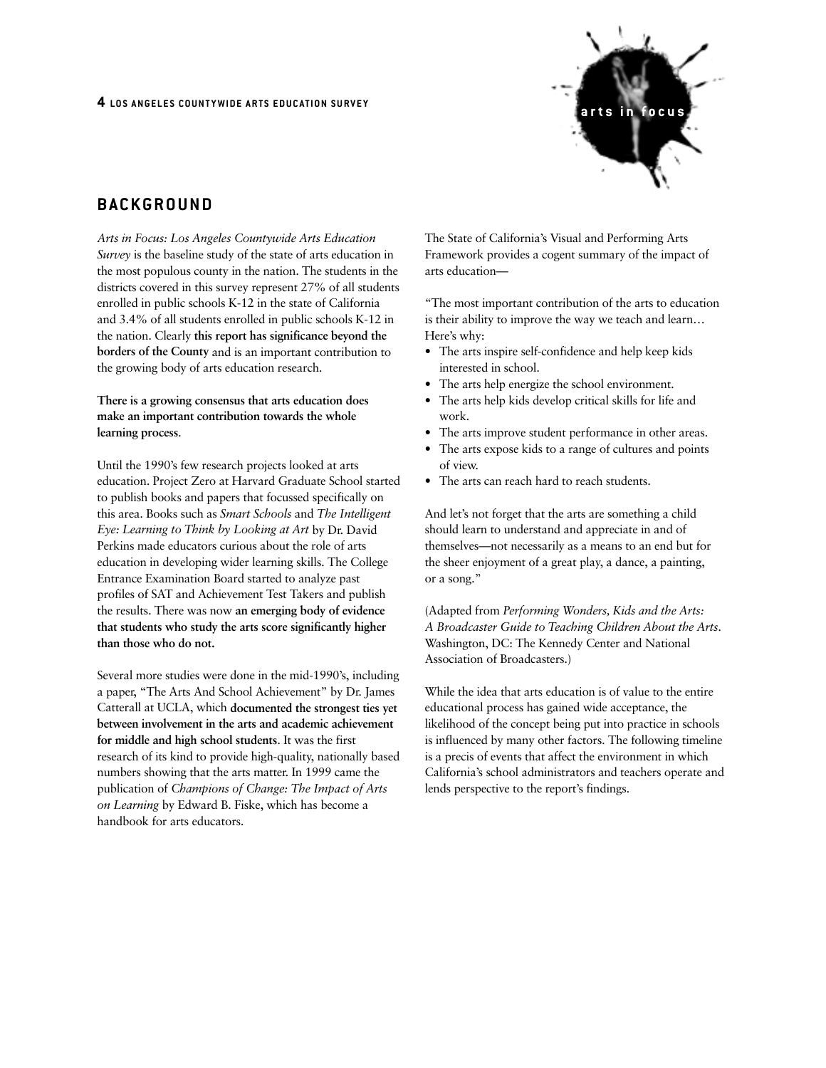## BACKGROUND

*Arts in Focus: Los Angeles Countywide Arts Education Survey* is the baseline study of the state of arts education in the most populous county in the nation. The students in the districts covered in this survey represent 27% of all students enrolled in public schools K-12 in the state of California and 3.4% of all students enrolled in public schools K-12 in the nation. Clearly **this report has significance beyond the borders of the County** and is an important contribution to the growing body of arts education research.

**There is a growing consensus that arts education does make an important contribution towards the whole learning process.**

Until the 1990's few research projects looked at arts education. Project Zero at Harvard Graduate School started to publish books and papers that focussed specifically on this area. Books such as *Smart Schools* and *The Intelligent Eye: Learning to Think by Looking at Art* by Dr. David Perkins made educators curious about the role of arts education in developing wider learning skills. The College Entrance Examination Board started to analyze past profiles of SAT and Achievement Test Takers and publish the results. There was now **an emerging body of evidence that students who study the arts score significantly higher than those who do not.**

Several more studies were done in the mid-1990's, including a paper, "The Arts And School Achievement" by Dr. James Catterall at UCLA, which **documented the strongest ties yet between involvement in the arts and academic achievement for middle and high school students**. It was the first research of its kind to provide high-quality, nationally based numbers showing that the arts matter. In 1999 came the publication of *Champions of Change: The Impact of Arts on Learning* by Edward B. Fiske, which has become a handbook for arts educators.

The State of California's Visual and Performing Arts Framework provides a cogent summary of the impact of arts education—

"The most important contribution of the arts to education is their ability to improve the way we teach and learn… Here's why:

- The arts inspire self-confidence and help keep kids interested in school.
- The arts help energize the school environment.
- The arts help kids develop critical skills for life and work.
- The arts improve student performance in other areas.
- The arts expose kids to a range of cultures and points of view.
- The arts can reach hard to reach students.

And let's not forget that the arts are something a child should learn to understand and appreciate in and of themselves—not necessarily as a means to an end but for the sheer enjoyment of a great play, a dance, a painting, or a song."

(Adapted from *Performing Wonders, Kids and the Arts: A Broadcaster Guide to Teaching Children About the Arts*. Washington, DC: The Kennedy Center and National Association of Broadcasters.)

While the idea that arts education is of value to the entire educational process has gained wide acceptance, the likelihood of the concept being put into practice in schools is influenced by many other factors. The following timeline is a precis of events that affect the environment in which California's school administrators and teachers operate and lends perspective to the report's findings.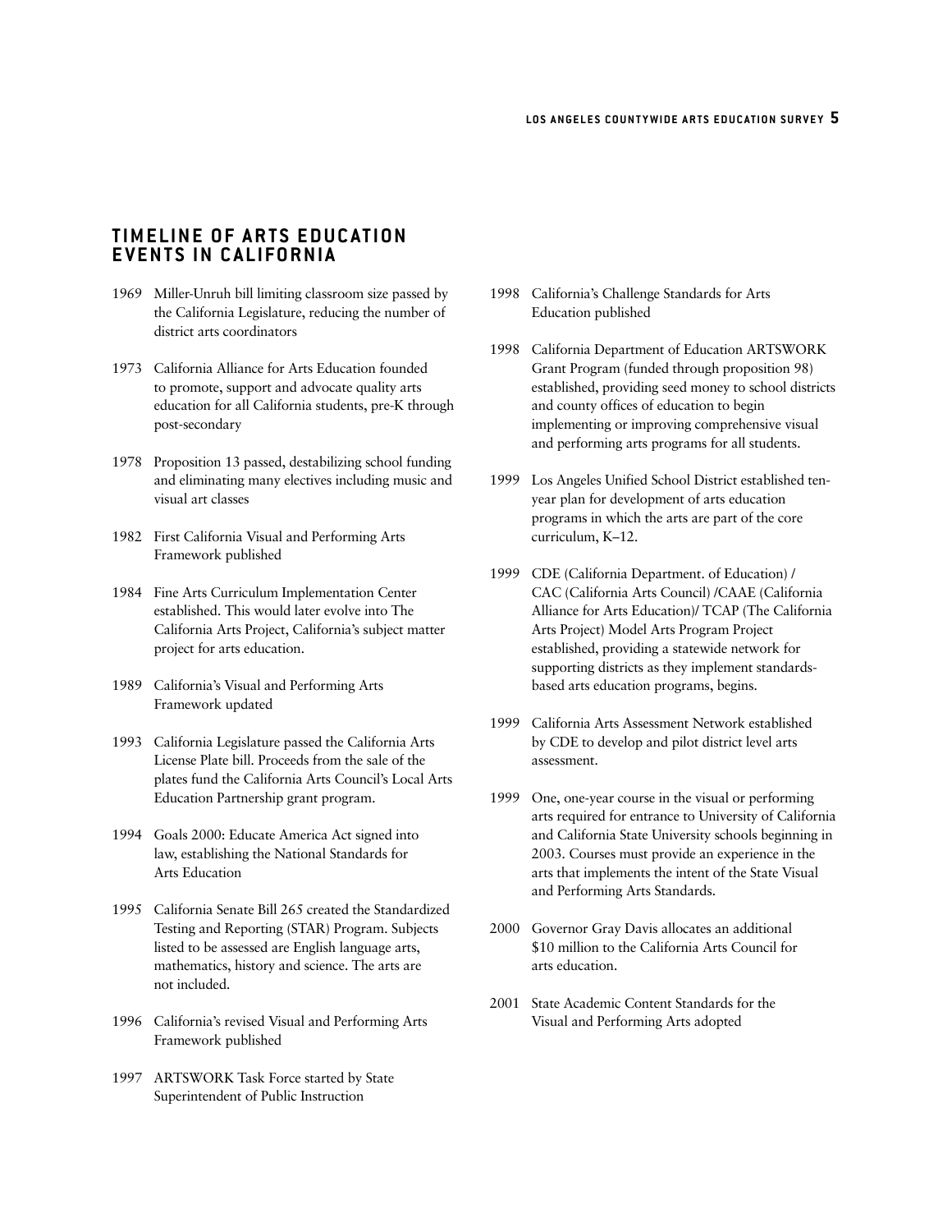## TIMELINE OF ARTS EDUCATION EVENTS IN CALIFORNIA

1969 Miller-Unruh bill limiting classroom size passed by the California Legislature, reducing the number of district arts coordinators

1973 California Alliance for Arts Education founded to promote, support and advocate quality arts education for all California students, pre-K through post-secondary

1978 Proposition 13 passed, destabilizing school funding and eliminating many electives including music and visual art classes

1982 First California Visual and Performing Arts Framework published

1984 Fine Arts Curriculum Implementation Center established. This would later evolve into The California Arts Project, California's subject matter project for arts education.

1989 California's Visual and Performing Arts Framework updated

1993 California Legislature passed the California Arts License Plate bill. Proceeds from the sale of the plates fund the California Arts Council's Local Arts Education Partnership grant program.

1994 Goals 2000: Educate America Act signed into law, establishing the National Standards for Arts Education

1995 California Senate Bill 265 created the Standardized Testing and Reporting (STAR) Program. Subjects listed to be assessed are English language arts, mathematics, history and science. The arts are not included.

1996 California's revised Visual and Performing Arts Framework published

1997 ARTSWORK Task Force started by State Superintendent of Public Instruction

1998 California's Challenge Standards for Arts Education published

1998 California Department of Education ARTSWORK Grant Program (funded through proposition 98) established, providing seed money to school districts and county offices of education to begin implementing or improving comprehensive visual and performing arts programs for all students.

1999 Los Angeles Unified School District established ten-year plan for development of arts education programs in which the arts are part of the core curriculum, K–12.

1999 CDE (California Department. of Education) / CAC (California Arts Council) /CAAE (California Alliance for Arts Education)/ TCAP (The California Arts Project) Model Arts Program Project established, providing a statewide network for supporting districts as they implement standards-based arts education programs, begins.

1999 California Arts Assessment Network established by CDE to develop and pilot district level arts assessment.

1999 One, one-year course in the visual or performing arts required for entrance to University of California and California State University schools beginning in 2003. Courses must provide an experience in the arts that implements the intent of the State Visual and Performing Arts Standards.

2000 Governor Gray Davis allocates an additional \$10 million to the California Arts Council for arts education.

2001 State Academic Content Standards for the Visual and Performing Arts adopted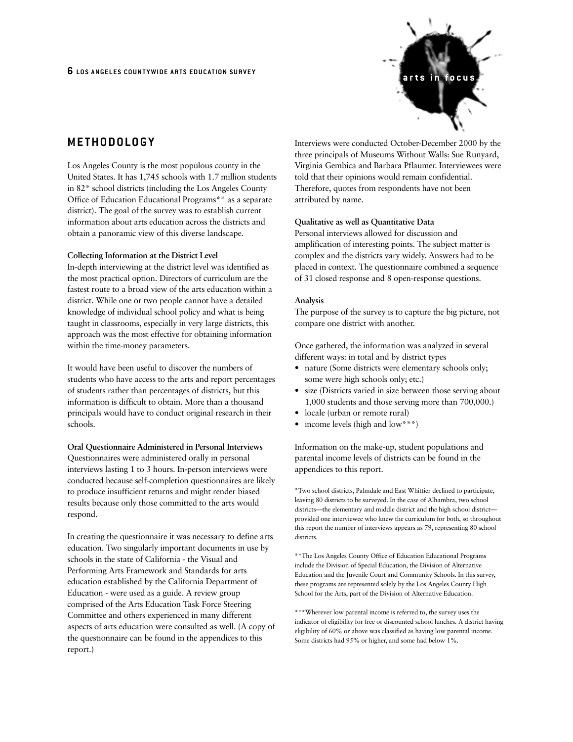## METHODOLOGY

Los Angeles County is the most populous county in the United States. It has 1,745 schools with 1.7 million students in 82* school districts (including the Los Angeles County Office of Education Educational Programs** as a separate district). The goal of the survey was to establish current information about arts education across the districts and obtain a panoramic view of this diverse landscape.

**Collecting Information at the District Level**

In-depth interviewing at the district level was identified as the most practical option. Directors of curriculum are the fastest route to a broad view of the arts education within a district. While one or two people cannot have a detailed knowledge of individual school policy and what is being taught in classrooms, especially in very large districts, this approach was the most effective for obtaining information within the time-money parameters.

It would have been useful to discover the numbers of students who have access to the arts and report percentages of students rather than percentages of districts, but this information is difficult to obtain. More than a thousand principals would have to conduct original research in their schools.

**Oral Questionnaire Administered in Personal Interviews**

Questionnaires were administered orally in personal interviews lasting 1 to 3 hours. In-person interviews were conducted because self-completion questionnaires are likely to produce insufficient returns and might render biased results because only those committed to the arts would respond.

In creating the questionnaire it was necessary to define arts education. Two singularly important documents in use by schools in the state of California - the Visual and Performing Arts Framework and Standards for arts education established by the California Department of Education - were used as a guide. A review group comprised of the Arts Education Task Force Steering Committee and others experienced in many different aspects of arts education were consulted as well. (A copy of the questionnaire can be found in the appendices to this report.)

Interviews were conducted October-December 2000 by the three principals of Museums Without Walls: Sue Runyard, Virginia Gembica and Barbara Pflaumer. Interviewees were told that their opinions would remain confidential. Therefore, quotes from respondents have not been attributed by name.

**Qualitative as well as Quantitative Data**

Personal interviews allowed for discussion and amplification of interesting points. The subject matter is complex and the districts vary widely. Answers had to be placed in context. The questionnaire combined a sequence of 31 closed response and 8 open-response questions.

**Analysis**

The purpose of the survey is to capture the big picture, not compare one district with another.

Once gathered, the information was analyzed in several different ways: in total and by district types

- nature (Some districts were elementary schools only; some were high schools only; etc.)
- size (Districts varied in size between those serving about 1,000 students and those serving more than 700,000.)
- locale (urban or remote rural)
- income levels (high and low***)

Information on the make-up, student populations and parental income levels of districts can be found in the appendices to this report.

*Two school districts, Palmdale and East Whittier declined to participate, leaving 80 districts to be surveyed. In the case of Alhambra, two school districts—the elementary and middle district and the high school district—provided one interviewee who knew the curriculum for both, so throughout this report the number of interviews appears as 79, representing 80 school districts.

**The Los Angeles County Office of Education Educational Programs include the Division of Special Education, the Division of Alternative Education and the Juvenile Court and Community Schools. In this survey, these programs are represented solely by the Los Angeles County High School for the Arts, part of the Division of Alternative Education.

***Wherever low parental income is referred to, the survey uses the indicator of eligibility for free or discounted school lunches. A district having eligibility of 60% or above was classified as having low parental income. Some districts had 95% or higher, and some had below 1%.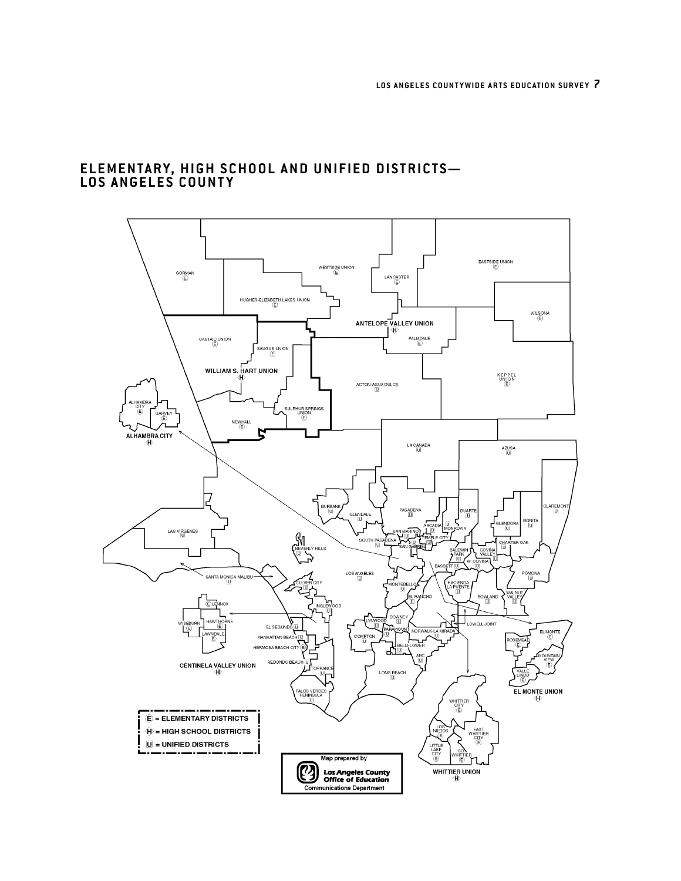# ELEMENTARY, HIGH SCHOOL AND UNIFIED DISTRICTS— LOS ANGELES COUNTY

GORMAN (E)
WESTSIDE UNION (E)
LANCASTER (E)
EASTSIDE UNION (E)
HUGHES-ELIZABETH LAKES UNION (E)
WILSONA (E)
ANTELOPE VALLEY UNION (H)
PALMDALE (E)
CASTAIC UNION (E)
SAUGUS UNION (E)
WILLIAM S. HART UNION (H)
ACTON-AGUA DULCE (U)
KEPPEL UNION (E)
ALHAMBRA CITY (E)
GARVEY (E)
ALHAMBRA CITY (H)
NEWHALL (E)
SULPHUR SPRINGS UNION (E)
LA CANADA (U)
AZUSA (U)
BURBANK (U)
GLENDALE (U)
PASADENA (U)
DUARTE (U)
CLAREMONT (U)
GLENDORA (U)
BONITA (U)
LAS VIRGENES (U)
SAN MARINO (U)
ARCADIA (U)
MONROVIA (U)
TEMPLE CITY (U)
SOUTH PASADENA (U)
SAN GABRIEL (U)
CHARTER OAK (U)
BEVERLY HILLS (U)
BALDWIN PARK (U)
COVINA VALLEY (U)
W. COVINA (U)
BASSETT (U)
POMONA (U)
SANTA MONICA-MALIBU (U)
LOS ANGELES (U)
CULVER CITY (U)
MONTEBELLO (U)
HACIENDA LA PUENTE (U)
EL RANCHO (U)
ROWLAND (U)
WALNUT VALLEY (U)
LENNOX (E)
INGLEWOOD (U)
WISEBURN (E)
HAWTHORNE (E)
LAWNDALE (E)
EL SEGUNDO (U)
MANHATTAN BEACH (U)
HERMOSA BEACH CITY (E)
LYNWOOD (U)
DOWNEY (U)
PARAMOUNT (U)
COMPTON (U)
NORWALK-LA MIRADA (U)
LOWELL JOINT
EL MONTE (E)
ROSEMEAD (E)
BELLFLOWER (U)
MOUNTAIN VIEW (E)
ABC (U)
VALLE LINDO (E)
CENTINELA VALLEY UNION (H)
REDONDO BEACH (U)
TORRANCE (U)
LONG BEACH (U)
EL MONTE UNION (H)
PALOS VERDES PENINSULA (U)
WHITTIER CITY (E)
LOS NIETOS (E)
EAST WHITTIER CITY (E)
LITTLE LAKE CITY (E)
SO. WHITTIER (E)
WHITTIER UNION (H)

(E) = ELEMENTARY DISTRICTS
(H) = HIGH SCHOOL DISTRICTS
(U) = UNIFIED DISTRICTS

Map prepared by
Los Angeles County Office of Education
Communications Department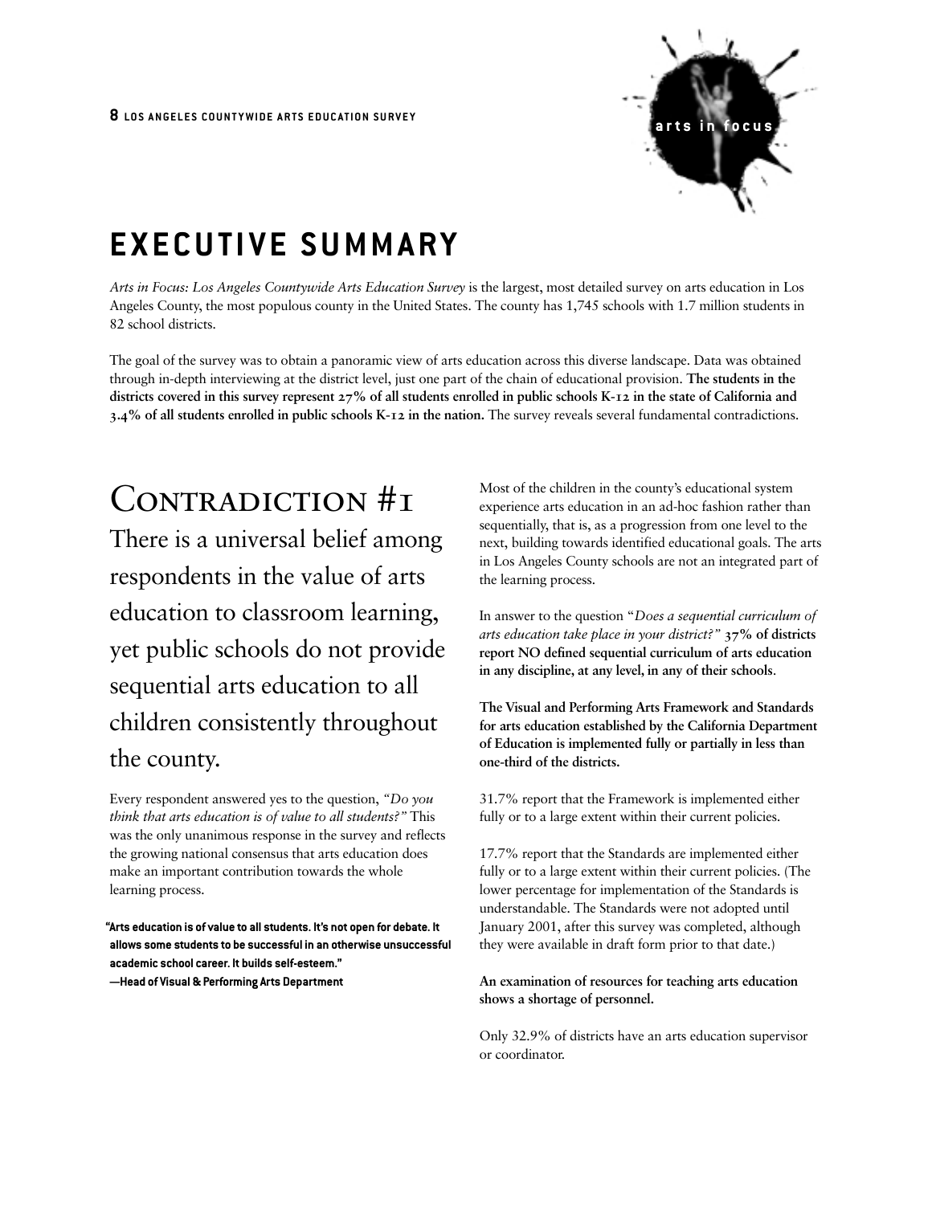# EXECUTIVE SUMMARY

*Arts in Focus: Los Angeles Countywide Arts Education Survey* is the largest, most detailed survey on arts education in Los Angeles County, the most populous county in the United States. The county has 1,745 schools with 1.7 million students in 82 school districts.

The goal of the survey was to obtain a panoramic view of arts education across this diverse landscape. Data was obtained through in-depth interviewing at the district level, just one part of the chain of educational provision. **The students in the districts covered in this survey represent 27% of all students enrolled in public schools K-12 in the state of California and 3.4% of all students enrolled in public schools K-12 in the nation.** The survey reveals several fundamental contradictions.

## Contradiction #1

### There is a universal belief among respondents in the value of arts education to classroom learning, yet public schools do not provide sequential arts education to all children consistently throughout the county.

Every respondent answered yes to the question, *"Do you think that arts education is of value to all students?"* This was the only unanimous response in the survey and reflects the growing national consensus that arts education does make an important contribution towards the whole learning process.

> **"Arts education is of value to all students. It's not open for debate. It allows some students to be successful in an otherwise unsuccessful academic school career. It builds self-esteem."**
> **—Head of Visual & Performing Arts Department**

Most of the children in the county's educational system experience arts education in an ad-hoc fashion rather than sequentially, that is, as a progression from one level to the next, building towards identified educational goals. The arts in Los Angeles County schools are not an integrated part of the learning process.

In answer to the question *"Does a sequential curriculum of arts education take place in your district?"* **37% of districts report NO defined sequential curriculum of arts education in any discipline, at any level, in any of their schools**.

**The Visual and Performing Arts Framework and Standards for arts education established by the California Department of Education is implemented fully or partially in less than one-third of the districts.**

31.7% report that the Framework is implemented either fully or to a large extent within their current policies.

17.7% report that the Standards are implemented either fully or to a large extent within their current policies. (The lower percentage for implementation of the Standards is understandable. The Standards were not adopted until January 2001, after this survey was completed, although they were available in draft form prior to that date.)

**An examination of resources for teaching arts education shows a shortage of personnel.**

Only 32.9% of districts have an arts education supervisor or coordinator.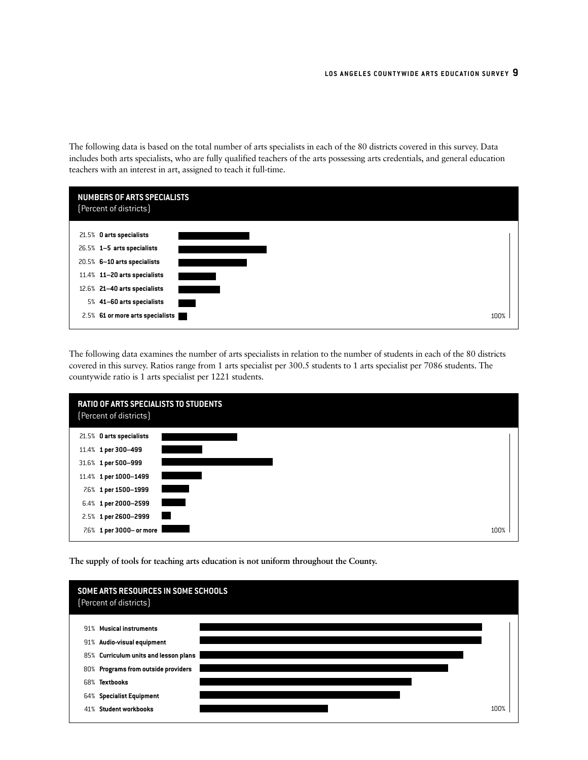The following data is based on the total number of arts specialists in each of the 80 districts covered in this survey. Data includes both arts specialists, who are fully qualified teachers of the arts possessing arts credentials, and general education teachers with an interest in art, assigned to teach it full-time.

### NUMBERS OF ARTS SPECIALISTS
(Percent of districts)

| Percent | Category |
|---|---|
| 21.5% | **0 arts specialists** |
| 26.5% | **1–5 arts specialists** |
| 20.5% | **6–10 arts specialists** |
| 11.4% | **11–20 arts specialists** |
| 12.6% | **21–40 arts specialists** |
| 5% | **41–60 arts specialists** |
| 2.5% | **61 or more arts specialists** |

The following data examines the number of arts specialists in relation to the number of students in each of the 80 districts covered in this survey. Ratios range from 1 arts specialist per 300.5 students to 1 arts specialist per 7086 students. The countywide ratio is 1 arts specialist per 1221 students.

### RATIO OF ARTS SPECIALISTS TO STUDENTS
(Percent of districts)

| Percent | Category |
|---|---|
| 21.5% | **0 arts specialists** |
| 11.4% | **1 per 300–499** |
| 31.6% | **1 per 500–999** |
| 11.4% | **1 per 1000–1499** |
| 7.6% | **1 per 1500–1999** |
| 6.4% | **1 per 2000–2599** |
| 2.5% | **1 per 2600–2999** |
| 7.6% | **1 per 3000– or more** |

**The supply of tools for teaching arts education is not uniform throughout the County.**

### SOME ARTS RESOURCES IN SOME SCHOOLS
(Percent of districts)

| Percent | Resource |
|---|---|
| 91% | **Musical instruments** |
| 91% | **Audio-visual equipment** |
| 85% | **Curriculum units and lesson plans** |
| 80% | **Programs from outside providers** |
| 68% | **Textbooks** |
| 64% | **Specialist Equipment** |
| 41% | **Student workbooks** |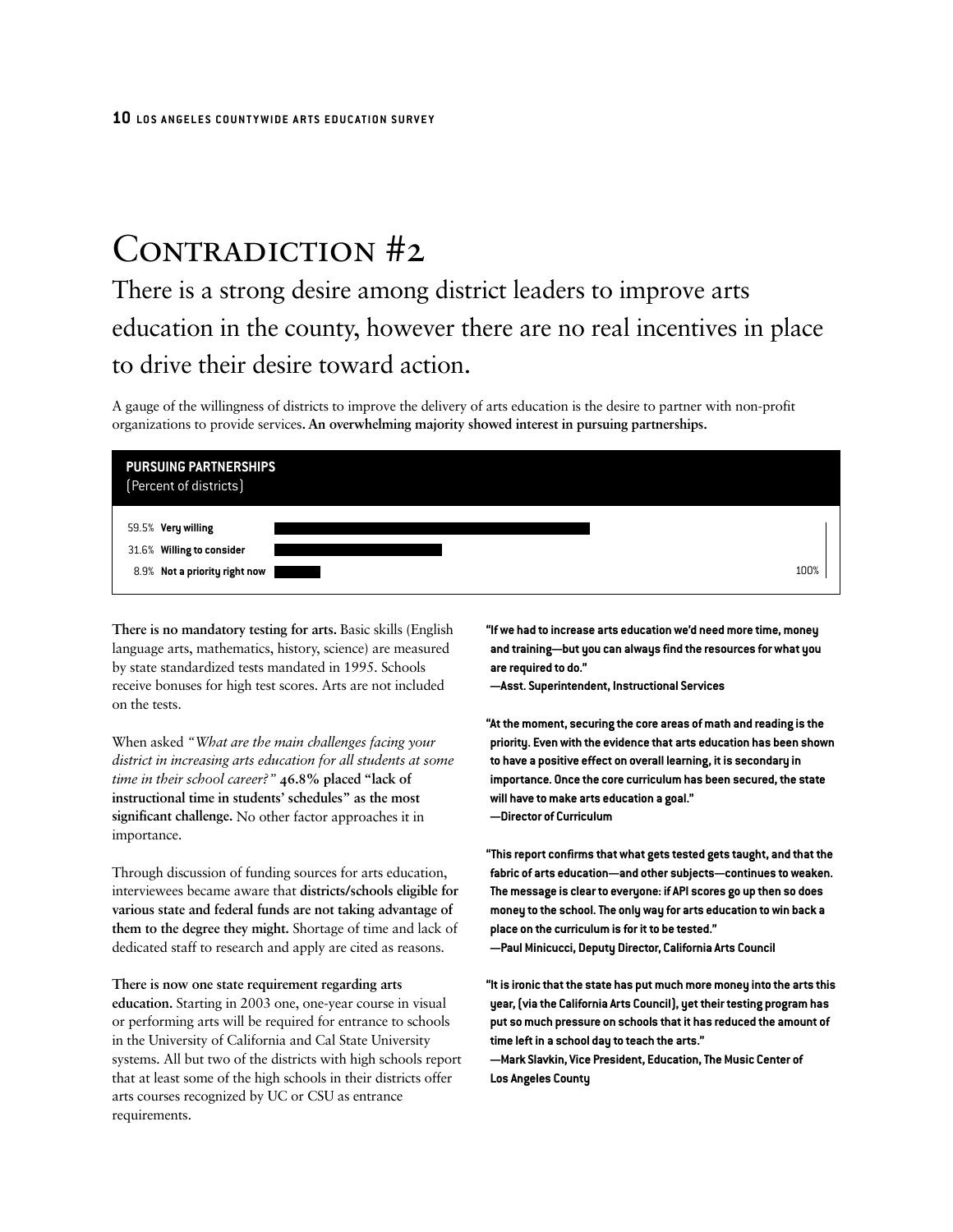# Contradiction #2

## There is a strong desire among district leaders to improve arts education in the county, however there are no real incentives in place to drive their desire toward action.

A gauge of the willingness of districts to improve the delivery of arts education is the desire to partner with non-profit organizations to provide services. **An overwhelming majority showed interest in pursuing partnerships.**

**PURSUING PARTNERSHIPS**
(Percent of districts)

| Response | Percent |
|---|---|
| Very willing | 59.5% |
| Willing to consider | 31.6% |
| Not a priority right now | 8.9% |

**There is no mandatory testing for arts.** Basic skills (English language arts, mathematics, history, science) are measured by state standardized tests mandated in 1995. Schools receive bonuses for high test scores. Arts are not included on the tests.

When asked *"What are the main challenges facing your district in increasing arts education for all students at some time in their school career?"* **46.8% placed "lack of instructional time in students' schedules" as the most significant challenge.** No other factor approaches it in importance.

Through discussion of funding sources for arts education, interviewees became aware that **districts/schools eligible for various state and federal funds are not taking advantage of them to the degree they might.** Shortage of time and lack of dedicated staff to research and apply are cited as reasons.

**There is now one state requirement regarding arts education.** Starting in 2003 one, one-year course in visual or performing arts will be required for entrance to schools in the University of California and Cal State University systems. All but two of the districts with high schools report that at least some of the high schools in their districts offer arts courses recognized by UC or CSU as entrance requirements.

**"If we had to increase arts education we'd need more time, money and training—but you can always find the resources for what you are required to do."**
**—Asst. Superintendent, Instructional Services**

**"At the moment, securing the core areas of math and reading is the priority. Even with the evidence that arts education has been shown to have a positive effect on overall learning, it is secondary in importance. Once the core curriculum has been secured, the state will have to make arts education a goal."**
**—Director of Curriculum**

**"This report confirms that what gets tested gets taught, and that the fabric of arts education—and other subjects—continues to weaken. The message is clear to everyone: if API scores go up then so does money to the school. The only way for arts education to win back a place on the curriculum is for it to be tested."**
**—Paul Minicucci, Deputy Director, California Arts Council**

**"It is ironic that the state has put much more money into the arts this year, (via the California Arts Council), yet their testing program has put so much pressure on schools that it has reduced the amount of time left in a school day to teach the arts."**
**—Mark Slavkin, Vice President, Education, The Music Center of Los Angeles County**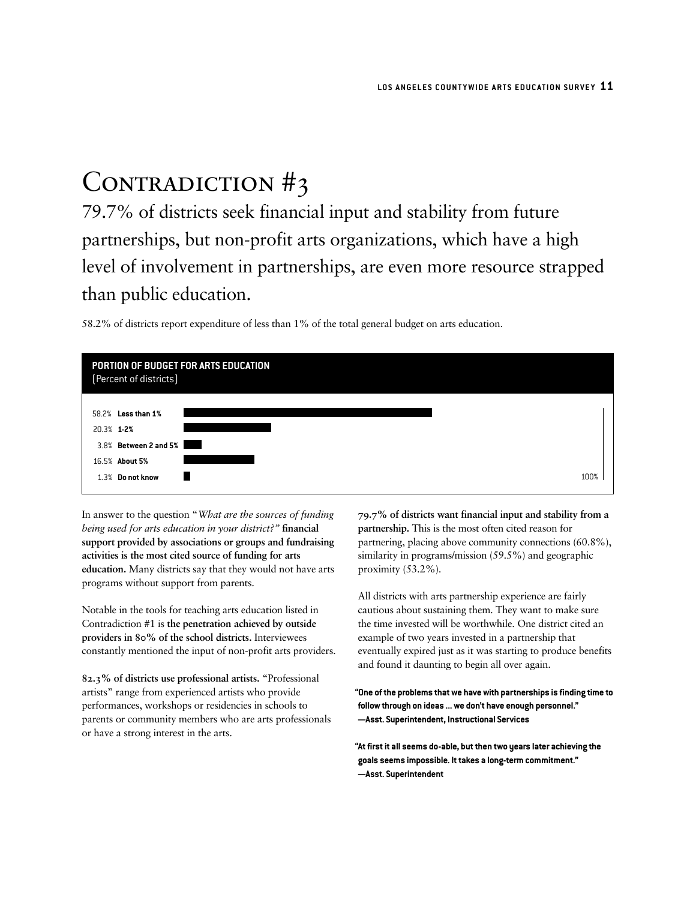# Contradiction #3

## 79.7% of districts seek financial input and stability from future partnerships, but non-profit arts organizations, which have a high level of involvement in partnerships, are even more resource strapped than public education.

58.2% of districts report expenditure of less than 1% of the total general budget on arts education.

**PORTION OF BUDGET FOR ARTS EDUCATION**
(Percent of districts)

| Percent | Portion of budget |
|---|---|
| 58.2% | **Less than 1%** |
| 20.3% | **1-2%** |
| 3.8% | **Between 2 and 5%** |
| 16.5% | **About 5%** |
| 1.3% | **Do not know** |

In answer to the question "*What are the sources of funding being used for arts education in your district?*" **financial support provided by associations or groups and fundraising activities is the most cited source of funding for arts education.** Many districts say that they would not have arts programs without support from parents.

Notable in the tools for teaching arts education listed in Contradiction #1 is **the penetration achieved by outside providers in 80% of the school districts.** Interviewees constantly mentioned the input of non-profit arts providers.

**82.3% of districts use professional artists.** "Professional artists" range from experienced artists who provide performances, workshops or residencies in schools to parents or community members who are arts professionals or have a strong interest in the arts.

**79.7% of districts want financial input and stability from a partnership.** This is the most often cited reason for partnering, placing above community connections (60.8%), similarity in programs/mission (59.5%) and geographic proximity (53.2%).

All districts with arts partnership experience are fairly cautious about sustaining them. They want to make sure the time invested will be worthwhile. One district cited an example of two years invested in a partnership that eventually expired just as it was starting to produce benefits and found it daunting to begin all over again.

**"One of the problems that we have with partnerships is finding time to follow through on ideas ... we don't have enough personnel." —Asst. Superintendent, Instructional Services**

**"At first it all seems do-able, but then two years later achieving the goals seems impossible. It takes a long-term commitment." —Asst. Superintendent**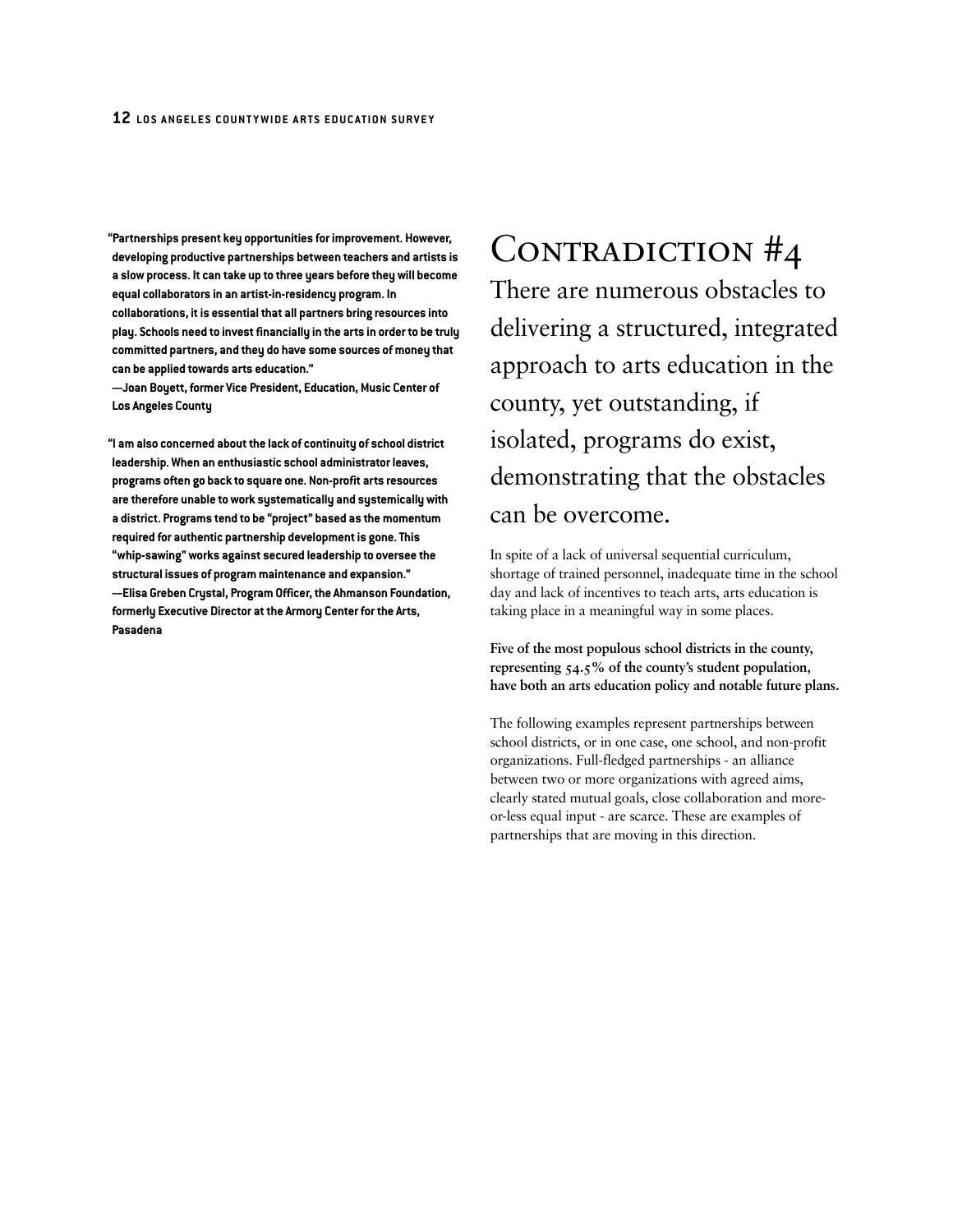"Partnerships present key opportunities for improvement. However, developing productive partnerships between teachers and artists is a slow process. It can take up to three years before they will become equal collaborators in an artist-in-residency program. In collaborations, it is essential that all partners bring resources into play. Schools need to invest financially in the arts in order to be truly committed partners, and they do have some sources of money that can be applied towards arts education."
—Joan Boyett, former Vice President, Education, Music Center of Los Angeles County

"I am also concerned about the lack of continuity of school district leadership. When an enthusiastic school administrator leaves, programs often go back to square one. Non-profit arts resources are therefore unable to work systematically and systemically with a district. Programs tend to be "project" based as the momentum required for authentic partnership development is gone. This "whip-sawing" works against secured leadership to oversee the structural issues of program maintenance and expansion."
—Elisa Greben Crystal, Program Officer, the Ahmanson Foundation, formerly Executive Director at the Armory Center for the Arts, Pasadena

# Contradiction #4

## There are numerous obstacles to delivering a structured, integrated approach to arts education in the county, yet outstanding, if isolated, programs do exist, demonstrating that the obstacles can be overcome.

In spite of a lack of universal sequential curriculum, shortage of trained personnel, inadequate time in the school day and lack of incentives to teach arts, arts education is taking place in a meaningful way in some places.

**Five of the most populous school districts in the county, representing 54.5% of the county's student population, have both an arts education policy and notable future plans.**

The following examples represent partnerships between school districts, or in one case, one school, and non-profit organizations. Full-fledged partnerships - an alliance between two or more organizations with agreed aims, clearly stated mutual goals, close collaboration and more-or-less equal input - are scarce. These are examples of partnerships that are moving in this direction.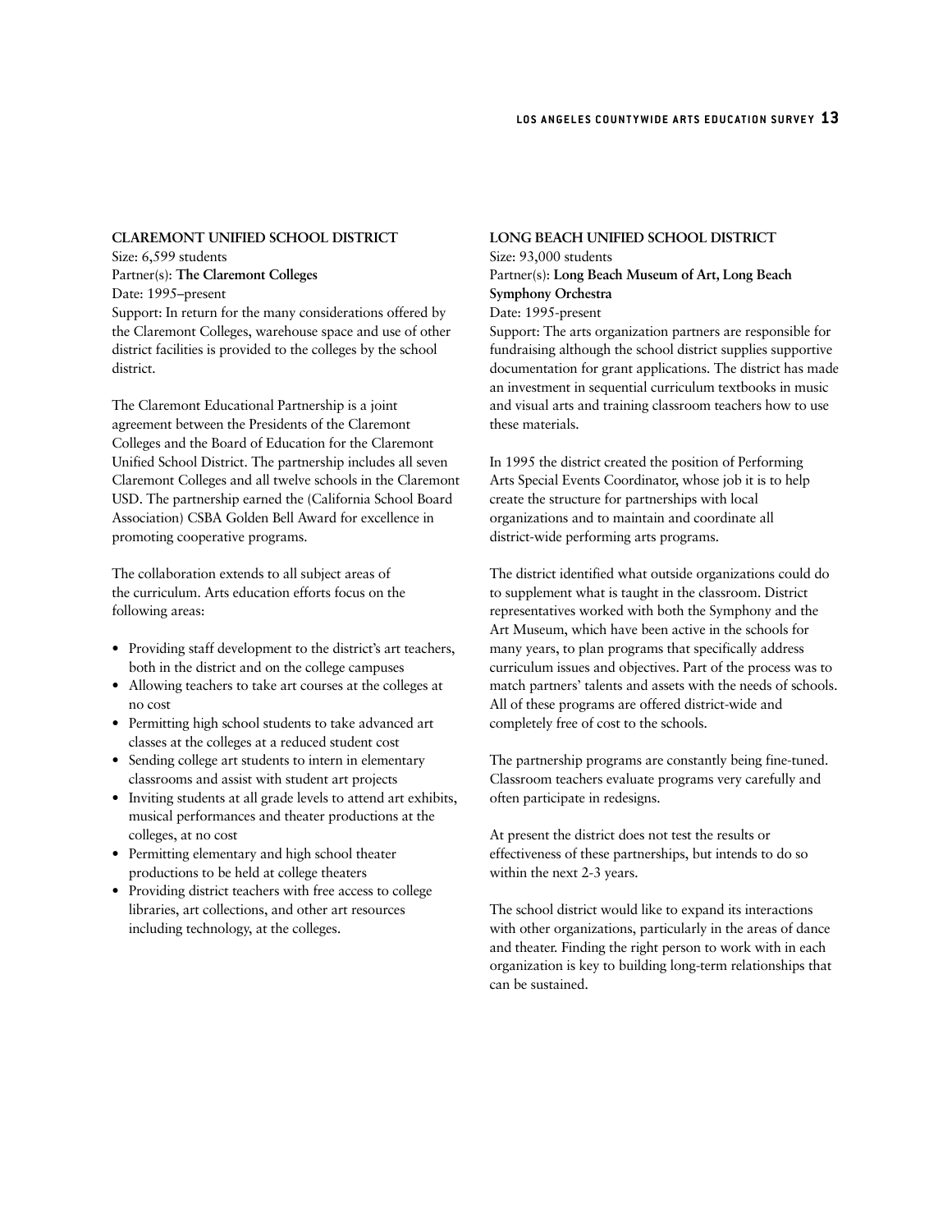### CLAREMONT UNIFIED SCHOOL DISTRICT

Size: 6,599 students
Partner(s): **The Claremont Colleges**
Date: 1995–present
Support: In return for the many considerations offered by the Claremont Colleges, warehouse space and use of other district facilities is provided to the colleges by the school district.

The Claremont Educational Partnership is a joint agreement between the Presidents of the Claremont Colleges and the Board of Education for the Claremont Unified School District. The partnership includes all seven Claremont Colleges and all twelve schools in the Claremont USD. The partnership earned the (California School Board Association) CSBA Golden Bell Award for excellence in promoting cooperative programs.

The collaboration extends to all subject areas of the curriculum. Arts education efforts focus on the following areas:

- Providing staff development to the district's art teachers, both in the district and on the college campuses
- Allowing teachers to take art courses at the colleges at no cost
- Permitting high school students to take advanced art classes at the colleges at a reduced student cost
- Sending college art students to intern in elementary classrooms and assist with student art projects
- Inviting students at all grade levels to attend art exhibits, musical performances and theater productions at the colleges, at no cost
- Permitting elementary and high school theater productions to be held at college theaters
- Providing district teachers with free access to college libraries, art collections, and other art resources including technology, at the colleges.

### LONG BEACH UNIFIED SCHOOL DISTRICT

Size: 93,000 students
Partner(s): **Long Beach Museum of Art, Long Beach Symphony Orchestra**
Date: 1995-present
Support: The arts organization partners are responsible for fundraising although the school district supplies supportive documentation for grant applications. The district has made an investment in sequential curriculum textbooks in music and visual arts and training classroom teachers how to use these materials.

In 1995 the district created the position of Performing Arts Special Events Coordinator, whose job it is to help create the structure for partnerships with local organizations and to maintain and coordinate all district-wide performing arts programs.

The district identified what outside organizations could do to supplement what is taught in the classroom. District representatives worked with both the Symphony and the Art Museum, which have been active in the schools for many years, to plan programs that specifically address curriculum issues and objectives. Part of the process was to match partners' talents and assets with the needs of schools. All of these programs are offered district-wide and completely free of cost to the schools.

The partnership programs are constantly being fine-tuned. Classroom teachers evaluate programs very carefully and often participate in redesigns.

At present the district does not test the results or effectiveness of these partnerships, but intends to do so within the next 2-3 years.

The school district would like to expand its interactions with other organizations, particularly in the areas of dance and theater. Finding the right person to work with in each organization is key to building long-term relationships that can be sustained.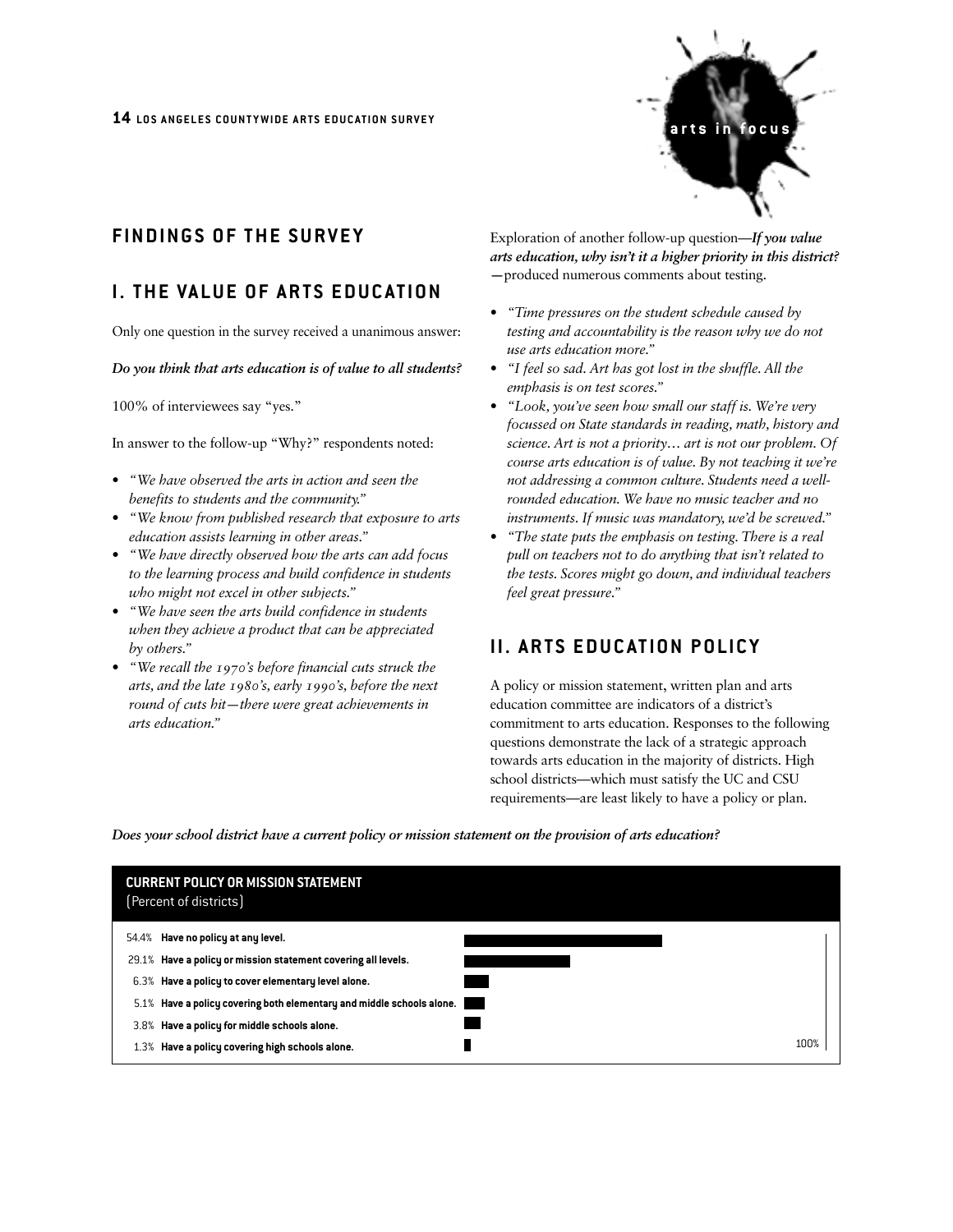## FINDINGS OF THE SURVEY

## I. THE VALUE OF ARTS EDUCATION

Only one question in the survey received a unanimous answer:

***Do you think that arts education is of value to all students?***

100% of interviewees say "yes."

In answer to the follow-up "Why?" respondents noted:

- *"We have observed the arts in action and seen the benefits to students and the community."*
- *"We know from published research that exposure to arts education assists learning in other areas."*
- *"We have directly observed how the arts can add focus to the learning process and build confidence in students who might not excel in other subjects."*
- *"We have seen the arts build confidence in students when they achieve a product that can be appreciated by others."*
- *"We recall the 1970's before financial cuts struck the arts, and the late 1980's, early 1990's, before the next round of cuts hit—there were great achievements in arts education."*

Exploration of another follow-up question—***If you value arts education, why isn't it a higher priority in this district?*** —produced numerous comments about testing.

- *"Time pressures on the student schedule caused by testing and accountability is the reason why we do not use arts education more."*
- *"I feel so sad. Art has got lost in the shuffle. All the emphasis is on test scores."*
- *"Look, you've seen how small our staff is. We're very focussed on State standards in reading, math, history and science. Art is not a priority… art is not our problem. Of course arts education is of value. By not teaching it we're not addressing a common culture. Students need a well-rounded education. We have no music teacher and no instruments. If music was mandatory, we'd be screwed."*
- *"The state puts the emphasis on testing. There is a real pull on teachers not to do anything that isn't related to the tests. Scores might go down, and individual teachers feel great pressure."*

## II. ARTS EDUCATION POLICY

A policy or mission statement, written plan and arts education committee are indicators of a district's commitment to arts education. Responses to the following questions demonstrate the lack of a strategic approach towards arts education in the majority of districts. High school districts—which must satisfy the UC and CSU requirements—are least likely to have a policy or plan.

***Does your school district have a current policy or mission statement on the provision of arts education?***

**CURRENT POLICY OR MISSION STATEMENT**
(Percent of districts)

| Percent | Response |
|---|---|
| 54.4% | Have no policy at any level. |
| 29.1% | Have a policy or mission statement covering all levels. |
| 6.3% | Have a policy to cover elementary level alone. |
| 5.1% | Have a policy covering both elementary and middle schools alone. |
| 3.8% | Have a policy for middle schools alone. |
| 1.3% | Have a policy covering high schools alone. |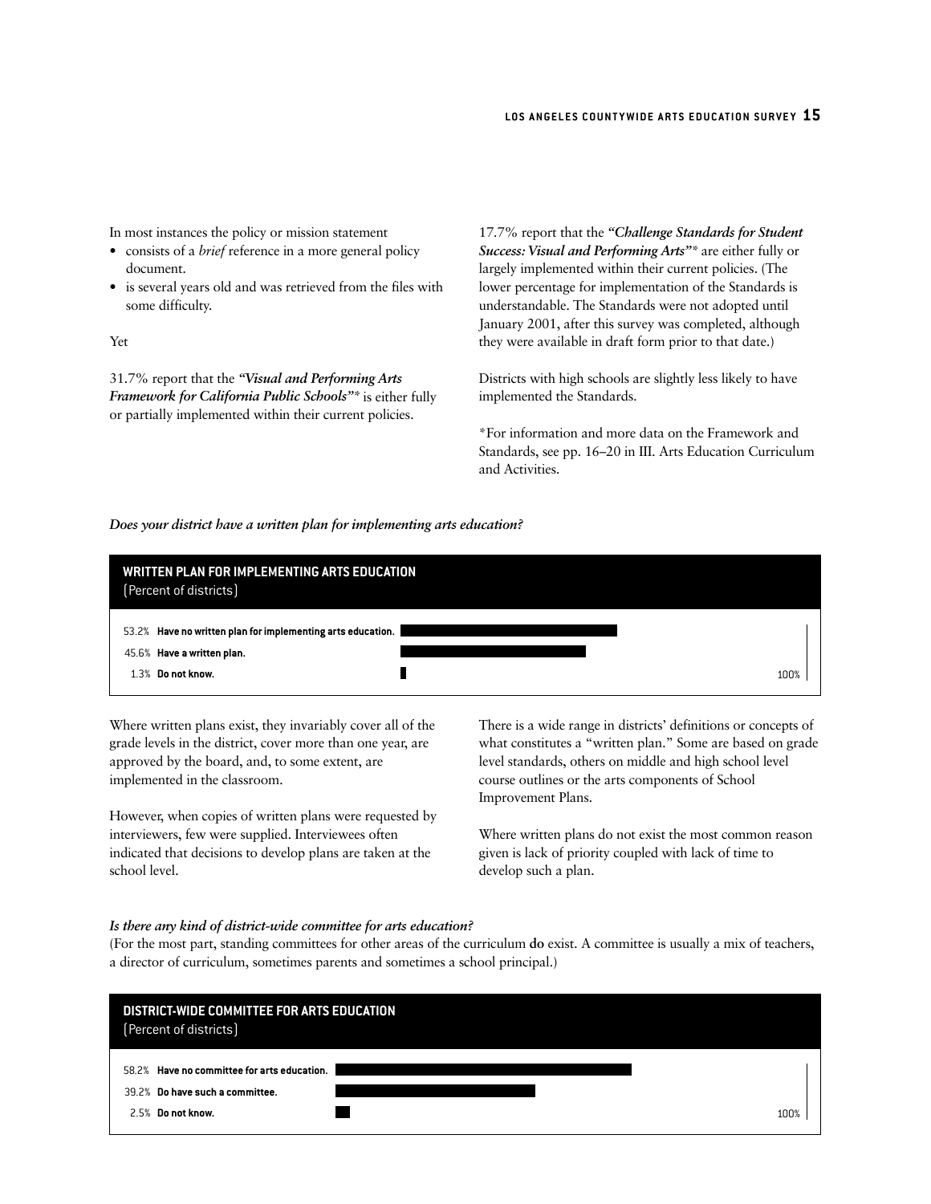In most instances the policy or mission statement

- consists of a *brief* reference in a more general policy document.
- is several years old and was retrieved from the files with some difficulty.

Yet

31.7% report that the ***"Visual and Performing Arts Framework for California Public Schools"**** is either fully or partially implemented within their current policies.

17.7% report that the ***"Challenge Standards for Student Success: Visual and Performing Arts"**** are either fully or largely implemented within their current policies. (The lower percentage for implementation of the Standards is understandable. The Standards were not adopted until January 2001, after this survey was completed, although they were available in draft form prior to that date.)

Districts with high schools are slightly less likely to have implemented the Standards.

*For information and more data on the Framework and Standards, see pp. 16–20 in III. Arts Education Curriculum and Activities.

***Does your district have a written plan for implementing arts education?***

**WRITTEN PLAN FOR IMPLEMENTING ARTS EDUCATION**
(Percent of districts)

| Percent | Response |
|---|---|
| 53.2% | **Have no written plan for implementing arts education.** |
| 45.6% | **Have a written plan.** |
| 1.3% | **Do not know.** |

Where written plans exist, they invariably cover all of the grade levels in the district, cover more than one year, are approved by the board, and, to some extent, are implemented in the classroom.

However, when copies of written plans were requested by interviewers, few were supplied. Interviewees often indicated that decisions to develop plans are taken at the school level.

There is a wide range in districts' definitions or concepts of what constitutes a "written plan." Some are based on grade level standards, others on middle and high school level course outlines or the arts components of School Improvement Plans.

Where written plans do not exist the most common reason given is lack of priority coupled with lack of time to develop such a plan.

***Is there any kind of district-wide committee for arts education?***

(For the most part, standing committees for other areas of the curriculum **do** exist. A committee is usually a mix of teachers, a director of curriculum, sometimes parents and sometimes a school principal.)

**DISTRICT-WIDE COMMITTEE FOR ARTS EDUCATION**
(Percent of districts)

| Percent | Response |
|---|---|
| 58.2% | **Have no committee for arts education.** |
| 39.2% | **Do have such a committee.** |
| 2.5% | **Do not know.** |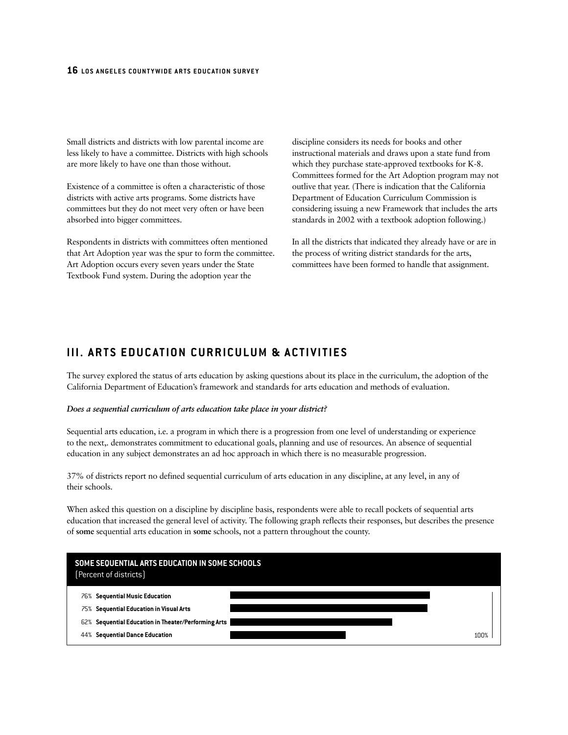Small districts and districts with low parental income are less likely to have a committee. Districts with high schools are more likely to have one than those without.

Existence of a committee is often a characteristic of those districts with active arts programs. Some districts have committees but they do not meet very often or have been absorbed into bigger committees.

Respondents in districts with committees often mentioned that Art Adoption year was the spur to form the committee. Art Adoption occurs every seven years under the State Textbook Fund system. During the adoption year the discipline considers its needs for books and other instructional materials and draws upon a state fund from which they purchase state-approved textbooks for K-8. Committees formed for the Art Adoption program may not outlive that year. (There is indication that the California Department of Education Curriculum Commission is considering issuing a new Framework that includes the arts standards in 2002 with a textbook adoption following.)

In all the districts that indicated they already have or are in the process of writing district standards for the arts, committees have been formed to handle that assignment.

## III. ARTS EDUCATION CURRICULUM & ACTIVITIES

The survey explored the status of arts education by asking questions about its place in the curriculum, the adoption of the California Department of Education's framework and standards for arts education and methods of evaluation.

***Does a sequential curriculum of arts education take place in your district?***

Sequential arts education, i.e. a program in which there is a progression from one level of understanding or experience to the next,. demonstrates commitment to educational goals, planning and use of resources. An absence of sequential education in any subject demonstrates an ad hoc approach in which there is no measurable progression.

37% of districts report no defined sequential curriculum of arts education in any discipline, at any level, in any of their schools.

When asked this question on a discipline by discipline basis, respondents were able to recall pockets of sequential arts education that increased the general level of activity. The following graph reflects their responses, but describes the presence of **some** sequential arts education in **some** schools, not a pattern throughout the county.

**SOME SEQUENTIAL ARTS EDUCATION IN SOME SCHOOLS**
(Percent of districts)

| Percent | Discipline |
|---|---|
| 76% | **Sequential Music Education** |
| 75% | **Sequential Education in Visual Arts** |
| 62% | **Sequential Education in Theater/Performing Arts** |
| 44% | **Sequential Dance Education** |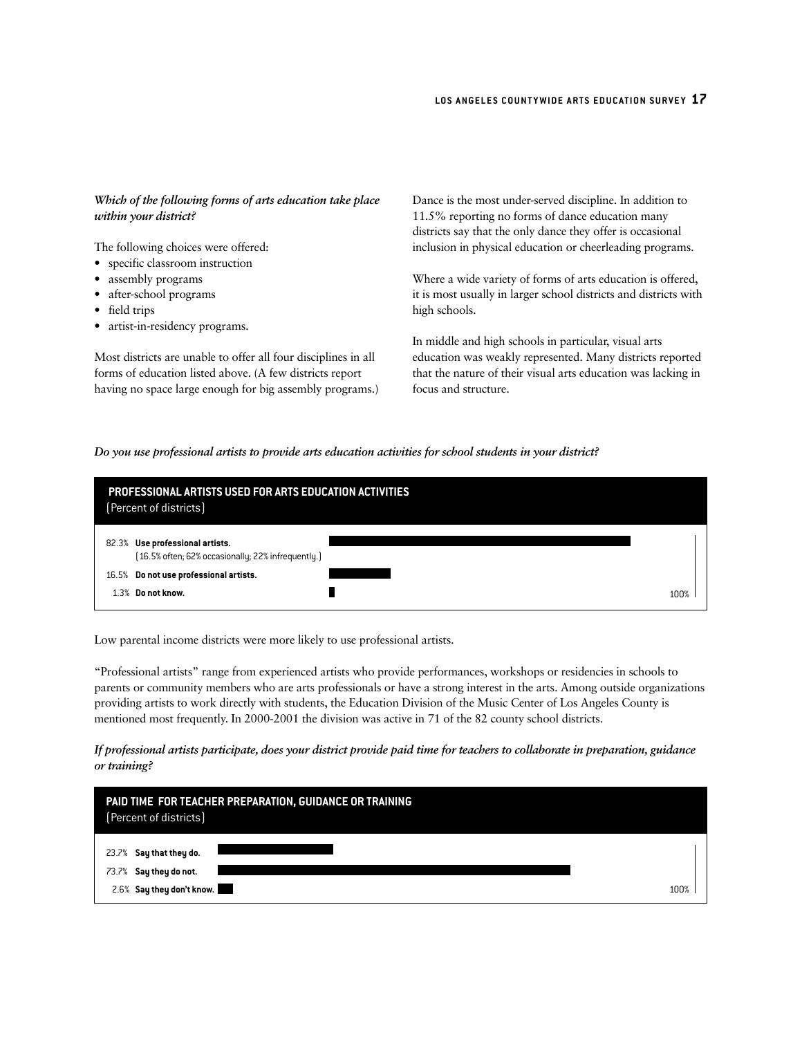***Which of the following forms of arts education take place within your district?***

The following choices were offered:

- specific classroom instruction
- assembly programs
- after-school programs
- field trips
- artist-in-residency programs.

Most districts are unable to offer all four disciplines in all forms of education listed above. (A few districts report having no space large enough for big assembly programs.)

Dance is the most under-served discipline. In addition to 11.5% reporting no forms of dance education many districts say that the only dance they offer is occasional inclusion in physical education or cheerleading programs.

Where a wide variety of forms of arts education is offered, it is most usually in larger school districts and districts with high schools.

In middle and high schools in particular, visual arts education was weakly represented. Many districts reported that the nature of their visual arts education was lacking in focus and structure.

***Do you use professional artists to provide arts education activities for school students in your district?***

**PROFESSIONAL ARTISTS USED FOR ARTS EDUCATION ACTIVITIES**
(Percent of districts)

| Percent | Response |
|---|---|
| 82.3% | **Use professional artists.** (16.5% often; 62% occasionally; 22% infrequently.) |
| 16.5% | **Do not use professional artists.** |
| 1.3% | **Do not know.** |

Low parental income districts were more likely to use professional artists.

"Professional artists" range from experienced artists who provide performances, workshops or residencies in schools to parents or community members who are arts professionals or have a strong interest in the arts. Among outside organizations providing artists to work directly with students, the Education Division of the Music Center of Los Angeles County is mentioned most frequently. In 2000-2001 the division was active in 71 of the 82 county school districts.

***If professional artists participate, does your district provide paid time for teachers to collaborate in preparation, guidance or training?***

**PAID TIME FOR TEACHER PREPARATION, GUIDANCE OR TRAINING**
(Percent of districts)

| Percent | Response |
|---|---|
| 23.7% | **Say that they do.** |
| 73.7% | **Say they do not.** |
| 2.6% | **Say they don't know.** |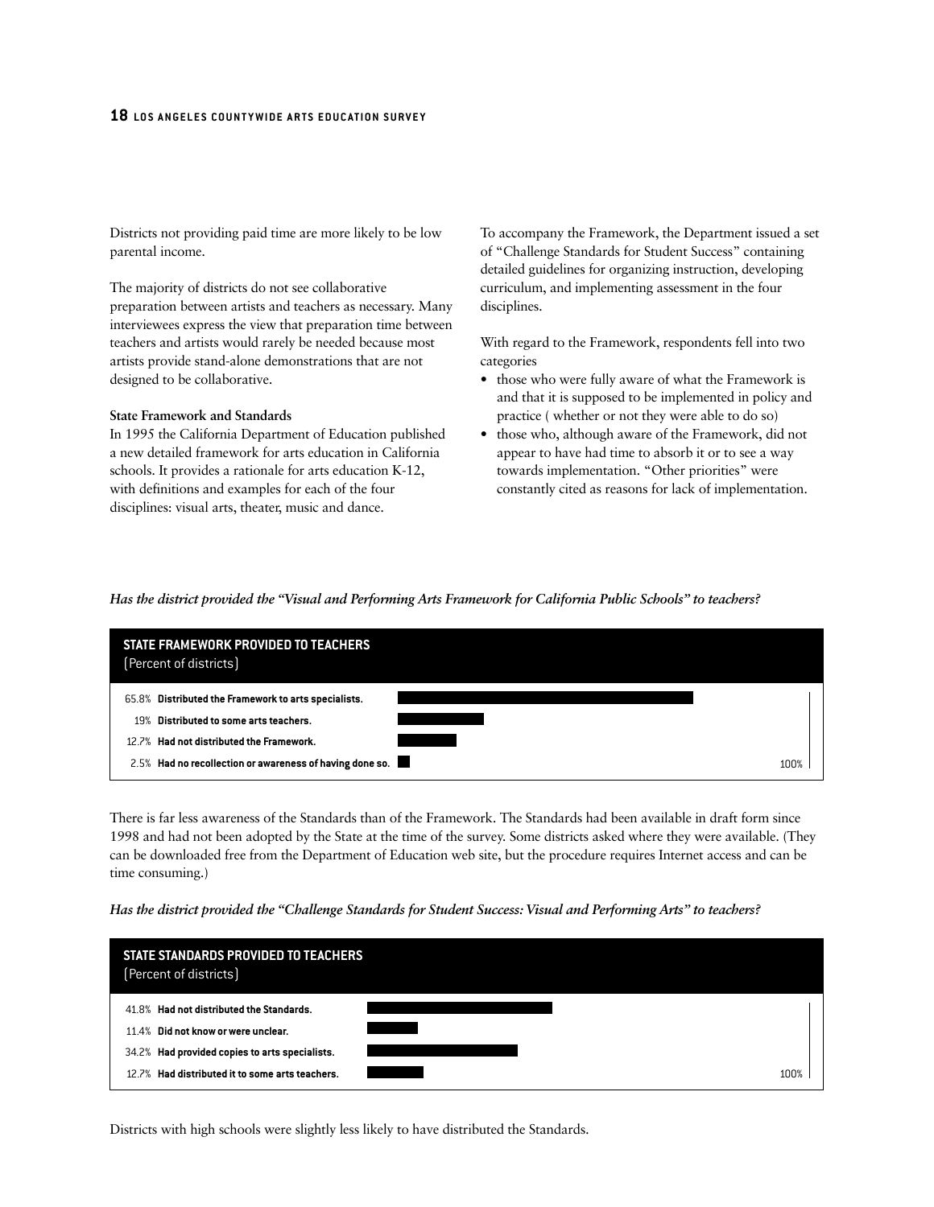Districts not providing paid time are more likely to be low parental income.

The majority of districts do not see collaborative preparation between artists and teachers as necessary. Many interviewees express the view that preparation time between teachers and artists would rarely be needed because most artists provide stand-alone demonstrations that are not designed to be collaborative.

**State Framework and Standards**

In 1995 the California Department of Education published a new detailed framework for arts education in California schools. It provides a rationale for arts education K-12, with definitions and examples for each of the four disciplines: visual arts, theater, music and dance.

To accompany the Framework, the Department issued a set of "Challenge Standards for Student Success" containing detailed guidelines for organizing instruction, developing curriculum, and implementing assessment in the four disciplines.

With regard to the Framework, respondents fell into two categories

- those who were fully aware of what the Framework is and that it is supposed to be implemented in policy and practice ( whether or not they were able to do so)
- those who, although aware of the Framework, did not appear to have had time to absorb it or to see a way towards implementation. "Other priorities" were constantly cited as reasons for lack of implementation.

*Has the district provided the "Visual and Performing Arts Framework for California Public Schools" to teachers?*

**STATE FRAMEWORK PROVIDED TO TEACHERS**
(Percent of districts)

| Percent | Response |
|---|---|
| 65.8% | Distributed the Framework to arts specialists. |
| 19% | Distributed to some arts teachers. |
| 12.7% | Had not distributed the Framework. |
| 2.5% | Had no recollection or awareness of having done so. |

There is far less awareness of the Standards than of the Framework. The Standards had been available in draft form since 1998 and had not been adopted by the State at the time of the survey. Some districts asked where they were available. (They can be downloaded free from the Department of Education web site, but the procedure requires Internet access and can be time consuming.)

*Has the district provided the "Challenge Standards for Student Success: Visual and Performing Arts" to teachers?*

**STATE STANDARDS PROVIDED TO TEACHERS**
(Percent of districts)

| Percent | Response |
|---|---|
| 41.8% | Had not distributed the Standards. |
| 11.4% | Did not know or were unclear. |
| 34.2% | Had provided copies to arts specialists. |
| 12.7% | Had distributed it to some arts teachers. |

Districts with high schools were slightly less likely to have distributed the Standards.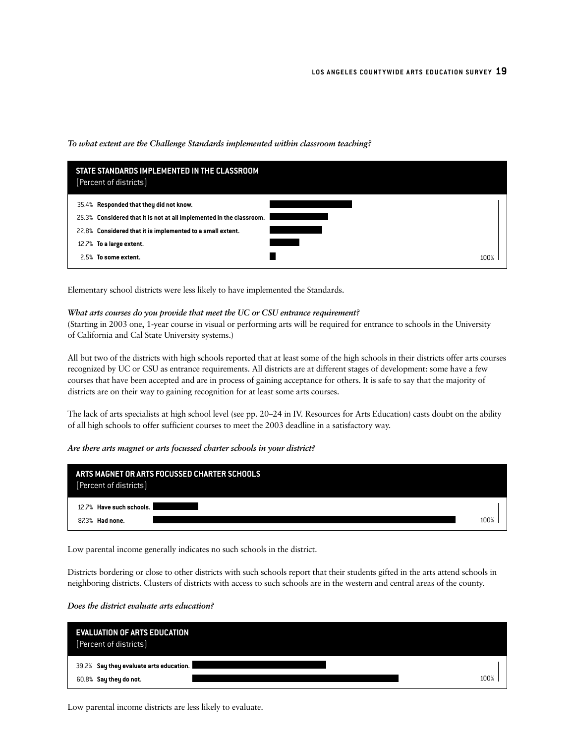*To what extent are the Challenge Standards implemented within classroom teaching?*

**STATE STANDARDS IMPLEMENTED IN THE CLASSROOM**
(Percent of districts)

| Percent | Response |
|---|---|
| 35.4% | **Responded that they did not know.** |
| 25.3% | **Considered that it is not at all implemented in the classroom.** |
| 22.8% | **Considered that it is implemented to a small extent.** |
| 12.7% | **To a large extent.** |
| 2.5% | **To some extent.** |

Elementary school districts were less likely to have implemented the Standards.

*What arts courses do you provide that meet the UC or CSU entrance requirement?*
(Starting in 2003 one, 1-year course in visual or performing arts will be required for entrance to schools in the University of California and Cal State University systems.)

All but two of the districts with high schools reported that at least some of the high schools in their districts offer arts courses recognized by UC or CSU as entrance requirements. All districts are at different stages of development: some have a few courses that have been accepted and are in process of gaining acceptance for others. It is safe to say that the majority of districts are on their way to gaining recognition for at least some arts courses.

The lack of arts specialists at high school level (see pp. 20–24 in IV. Resources for Arts Education) casts doubt on the ability of all high schools to offer sufficient courses to meet the 2003 deadline in a satisfactory way.

*Are there arts magnet or arts focussed charter schools in your district?*

**ARTS MAGNET OR ARTS FOCUSSED CHARTER SCHOOLS**
(Percent of districts)

| Percent | Response |
|---|---|
| 12.7% | **Have such schools.** |
| 87.3% | **Had none.** |

Low parental income generally indicates no such schools in the district.

Districts bordering or close to other districts with such schools report that their students gifted in the arts attend schools in neighboring districts. Clusters of districts with access to such schools are in the western and central areas of the county.

*Does the district evaluate arts education?*

**EVALUATION OF ARTS EDUCATION**
(Percent of districts)

| Percent | Response |
|---|---|
| 39.2% | **Say they evaluate arts education.** |
| 60.8% | **Say they do not.** |

Low parental income districts are less likely to evaluate.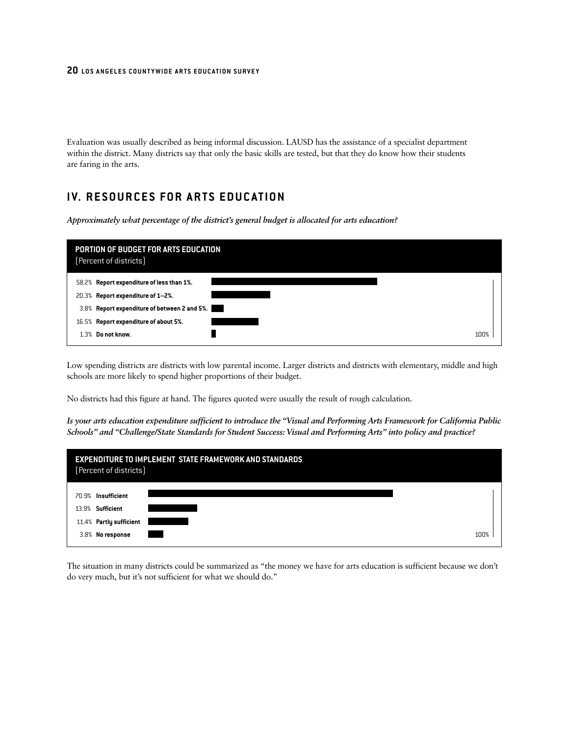Evaluation was usually described as being informal discussion. LAUSD has the assistance of a specialist department within the district. Many districts say that only the basic skills are tested, but that they do know how their students are faring in the arts.

## IV. RESOURCES FOR ARTS EDUCATION

***Approximately what percentage of the district's general budget is allocated for arts education?***

**PORTION OF BUDGET FOR ARTS EDUCATION**
(Percent of districts)

| Percent | Response |
|---|---|
| 58.2% | **Report expenditure of less than 1%.** |
| 20.3% | **Report expenditure of 1–2%.** |
| 3.8% | **Report expenditure of between 2 and 5%.** |
| 16.5% | **Report expenditure of about 5%.** |
| 1.3% | **Do not know.** |

Low spending districts are districts with low parental income. Larger districts and districts with elementary, middle and high schools are more likely to spend higher proportions of their budget.

No districts had this figure at hand. The figures quoted were usually the result of rough calculation.

***Is your arts education expenditure sufficient to introduce the "Visual and Performing Arts Framework for California Public Schools" and "Challenge/State Standards for Student Success: Visual and Performing Arts" into policy and practice?***

**EXPENDITURE TO IMPLEMENT STATE FRAMEWORK AND STANDARDS**
(Percent of districts)

| Percent | Response |
|---|---|
| 70.9% | **Insufficient** |
| 13.9% | **Sufficient** |
| 11.4% | **Partly sufficient** |
| 3.8% | **No response** |

The situation in many districts could be summarized as "the money we have for arts education is sufficient because we don't do very much, but it's not sufficient for what we should do."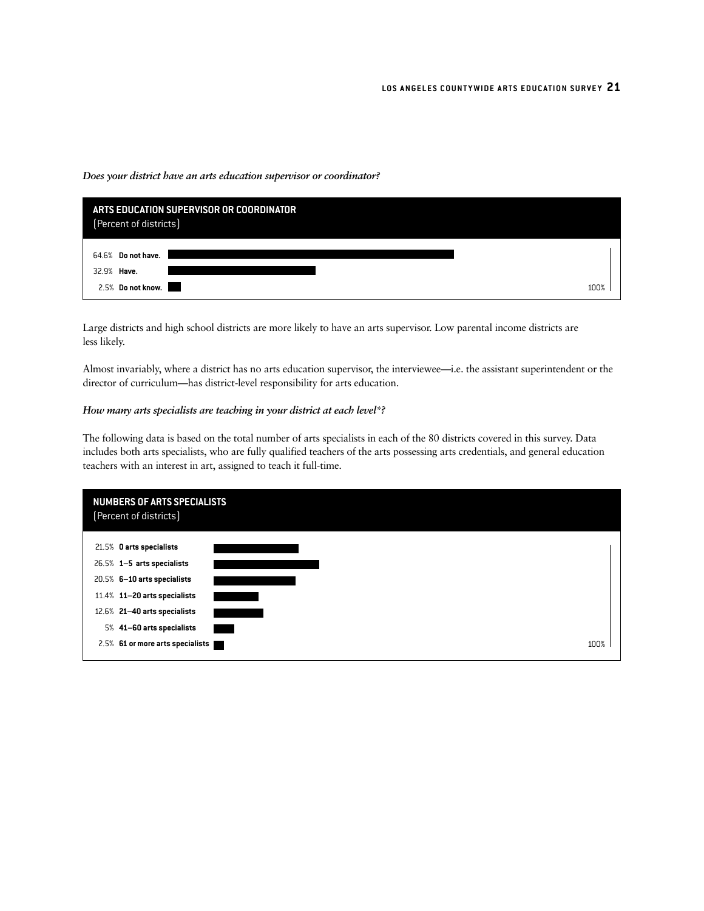*Does your district have an arts education supervisor or coordinator?*

**ARTS EDUCATION SUPERVISOR OR COORDINATOR**
(Percent of districts)

| Percent | Response |
|---|---|
| 64.6% | **Do not have.** |
| 32.9% | **Have.** |
| 2.5% | **Do not know.** |

Large districts and high school districts are more likely to have an arts supervisor. Low parental income districts are less likely.

Almost invariably, where a district has no arts education supervisor, the interviewee—i.e. the assistant superintendent or the director of curriculum—has district-level responsibility for arts education.

*How many arts specialists are teaching in your district at each level*?*

The following data is based on the total number of arts specialists in each of the 80 districts covered in this survey. Data includes both arts specialists, who are fully qualified teachers of the arts possessing arts credentials, and general education teachers with an interest in art, assigned to teach it full-time.

**NUMBERS OF ARTS SPECIALISTS**
(Percent of districts)

| Percent | Number of arts specialists |
|---|---|
| 21.5% | **0 arts specialists** |
| 26.5% | **1–5 arts specialists** |
| 20.5% | **6–10 arts specialists** |
| 11.4% | **11–20 arts specialists** |
| 12.6% | **21–40 arts specialists** |
| 5% | **41–60 arts specialists** |
| 2.5% | **61 or more arts specialists** |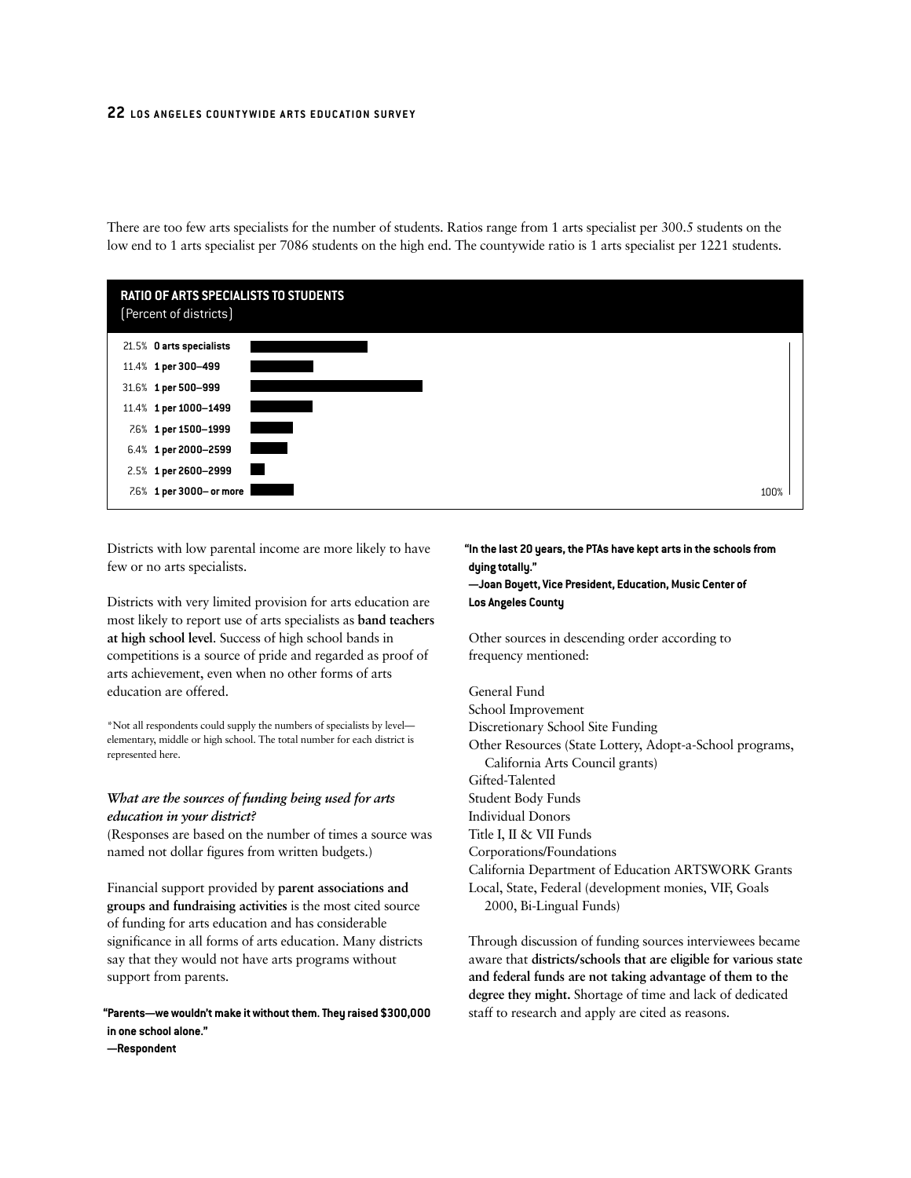There are too few arts specialists for the number of students. Ratios range from 1 arts specialist per 300.5 students on the low end to 1 arts specialist per 7086 students on the high end. The countywide ratio is 1 arts specialist per 1221 students.

**RATIO OF ARTS SPECIALISTS TO STUDENTS**
(Percent of districts)

| Percent | Ratio |
|---|---|
| 21.5% | **0 arts specialists** |
| 11.4% | **1 per 300–499** |
| 31.6% | **1 per 500–999** |
| 11.4% | **1 per 1000–1499** |
| 7.6% | **1 per 1500–1999** |
| 6.4% | **1 per 2000–2599** |
| 2.5% | **1 per 2600–2999** |
| 7.6% | **1 per 3000– or more** |

Districts with low parental income are more likely to have few or no arts specialists.

Districts with very limited provision for arts education are most likely to report use of arts specialists as **band teachers at high school level**. Success of high school bands in competitions is a source of pride and regarded as proof of arts achievement, even when no other forms of arts education are offered.

*Not all respondents could supply the numbers of specialists by level—elementary, middle or high school. The total number for each district is represented here.

***What are the sources of funding being used for arts education in your district?***
(Responses are based on the number of times a source was named not dollar figures from written budgets.)

Financial support provided by **parent associations and groups and fundraising activities** is the most cited source of funding for arts education and has considerable significance in all forms of arts education. Many districts say that they would not have arts programs without support from parents.

**"Parents—we wouldn't make it without them. They raised $300,000 in one school alone."**
**—Respondent**

**"In the last 20 years, the PTAs have kept arts in the schools from dying totally."**
**—Joan Boyett, Vice President, Education, Music Center of Los Angeles County**

Other sources in descending order according to frequency mentioned:

General Fund
School Improvement
Discretionary School Site Funding
Other Resources (State Lottery, Adopt-a-School programs, California Arts Council grants)
Gifted-Talented
Student Body Funds
Individual Donors
Title I, II & VII Funds
Corporations/Foundations
California Department of Education ARTSWORK Grants
Local, State, Federal (development monies, VIF, Goals 2000, Bi-Lingual Funds)

Through discussion of funding sources interviewees became aware that **districts/schools that are eligible for various state and federal funds are not taking advantage of them to the degree they might.** Shortage of time and lack of dedicated staff to research and apply are cited as reasons.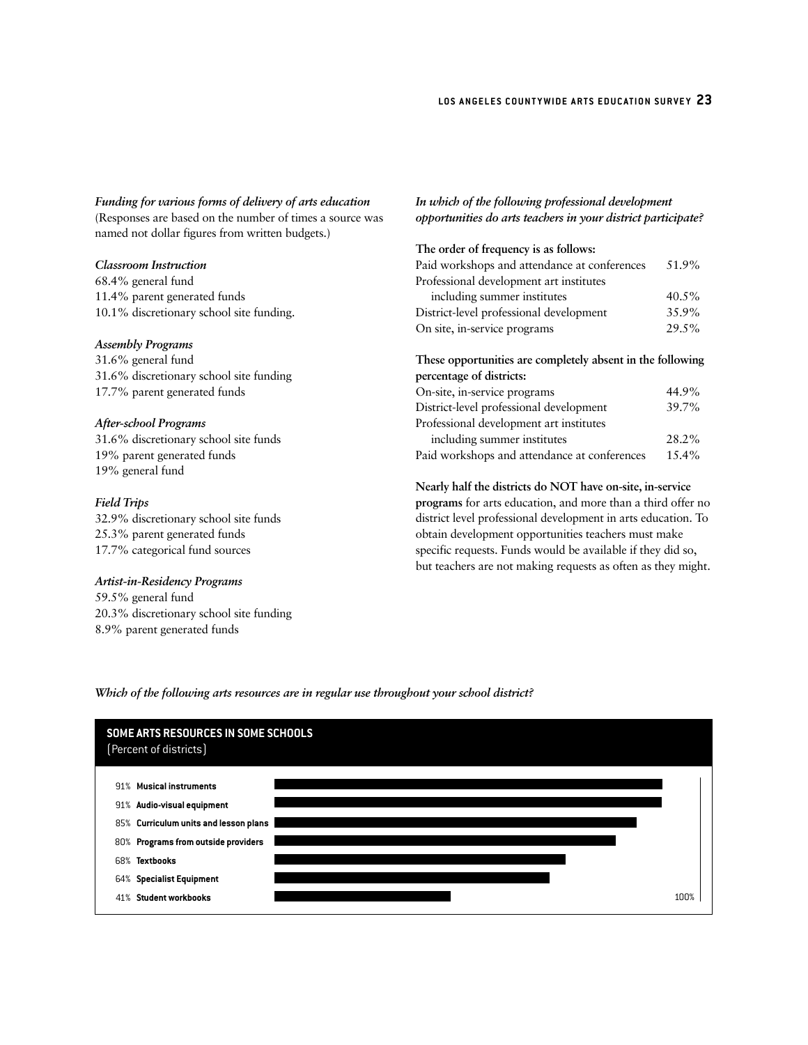*Funding for various forms of delivery of arts education*
(Responses are based on the number of times a source was named not dollar figures from written budgets.)

*Classroom Instruction*
68.4% general fund
11.4% parent generated funds
10.1% discretionary school site funding.

*Assembly Programs*
31.6% general fund
31.6% discretionary school site funding
17.7% parent generated funds

*After-school Programs*
31.6% discretionary school site funds
19% parent generated funds
19% general fund

*Field Trips*
32.9% discretionary school site funds
25.3% parent generated funds
17.7% categorical fund sources

*Artist-in-Residency Programs*
59.5% general fund
20.3% discretionary school site funding
8.9% parent generated funds

*In which of the following professional development opportunities do arts teachers in your district participate?*

**The order of frequency is as follows:**

| | |
|---|---|
| Paid workshops and attendance at conferences | 51.9% |
| Professional development art institutes including summer institutes | 40.5% |
| District-level professional development | 35.9% |
| On site, in-service programs | 29.5% |

**These opportunities are completely absent in the following percentage of districts:**

| | |
|---|---|
| On-site, in-service programs | 44.9% |
| District-level professional development | 39.7% |
| Professional development art institutes including summer institutes | 28.2% |
| Paid workshops and attendance at conferences | 15.4% |

**Nearly half the districts do NOT have on-site, in-service programs** for arts education, and more than a third offer no district level professional development in arts education. To obtain development opportunities teachers must make specific requests. Funds would be available if they did so, but teachers are not making requests as often as they might.

*Which of the following arts resources are in regular use throughout your school district?*

**SOME ARTS RESOURCES IN SOME SCHOOLS**
(Percent of districts)

| Percent | Resource |
|---|---|
| 91% | Musical instruments |
| 91% | Audio-visual equipment |
| 85% | Curriculum units and lesson plans |
| 80% | Programs from outside providers |
| 68% | Textbooks |
| 64% | Specialist Equipment |
| 41% | Student workbooks |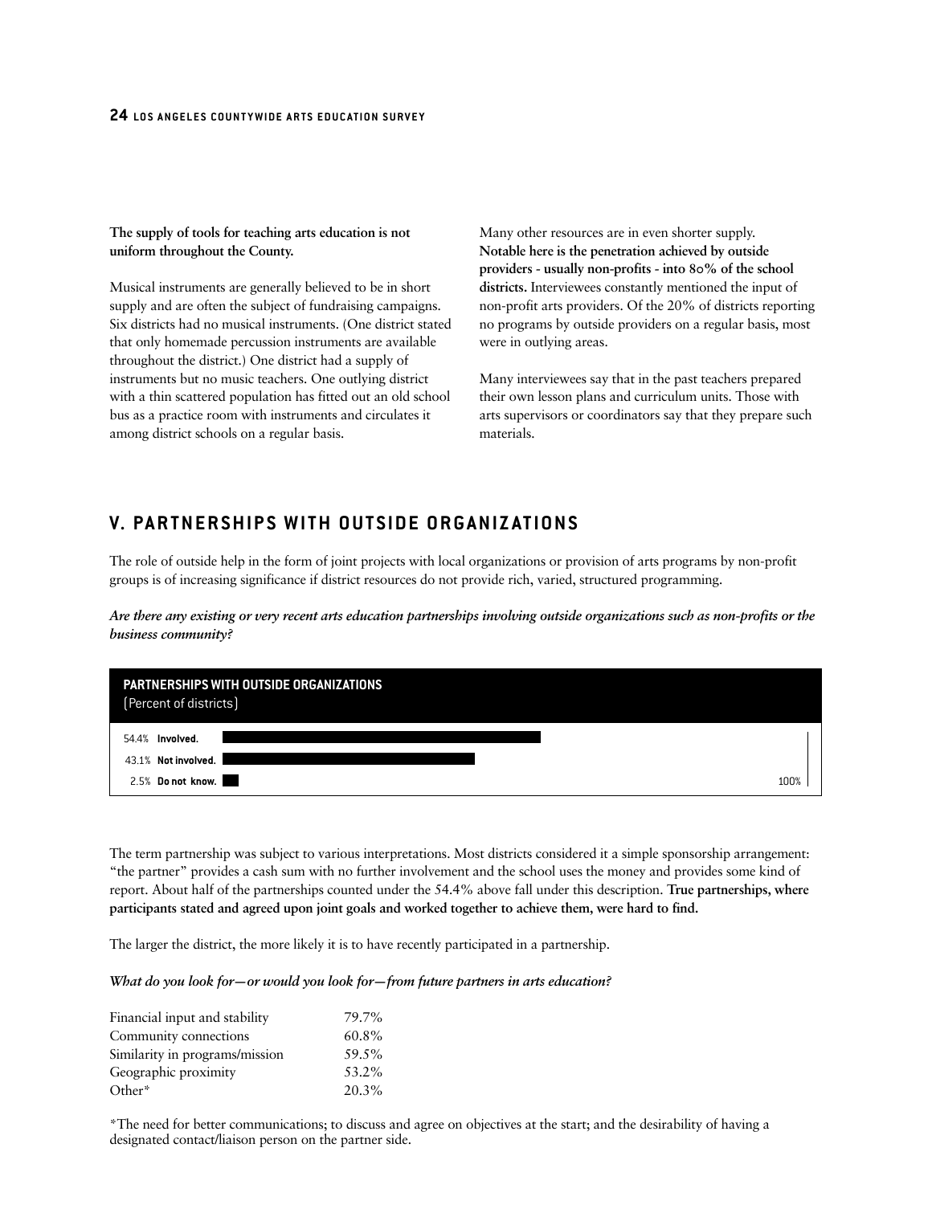**The supply of tools for teaching arts education is not uniform throughout the County.**

Musical instruments are generally believed to be in short supply and are often the subject of fundraising campaigns. Six districts had no musical instruments. (One district stated that only homemade percussion instruments are available throughout the district.) One district had a supply of instruments but no music teachers. One outlying district with a thin scattered population has fitted out an old school bus as a practice room with instruments and circulates it among district schools on a regular basis.

Many other resources are in even shorter supply. **Notable here is the penetration achieved by outside providers - usually non-profits - into 80% of the school districts.** Interviewees constantly mentioned the input of non-profit arts providers. Of the 20% of districts reporting no programs by outside providers on a regular basis, most were in outlying areas.

Many interviewees say that in the past teachers prepared their own lesson plans and curriculum units. Those with arts supervisors or coordinators say that they prepare such materials.

## V. PARTNERSHIPS WITH OUTSIDE ORGANIZATIONS

The role of outside help in the form of joint projects with local organizations or provision of arts programs by non-profit groups is of increasing significance if district resources do not provide rich, varied, structured programming.

***Are there any existing or very recent arts education partnerships involving outside organizations such as non-profits or the business community?***

**PARTNERSHIPS WITH OUTSIDE ORGANIZATIONS**
(Percent of districts)

| Percent | Response |
|---|---|
| 54.4% | **Involved.** |
| 43.1% | **Not involved.** |
| 2.5% | **Do not know.** |

The term partnership was subject to various interpretations. Most districts considered it a simple sponsorship arrangement: "the partner" provides a cash sum with no further involvement and the school uses the money and provides some kind of report. About half of the partnerships counted under the 54.4% above fall under this description. **True partnerships, where participants stated and agreed upon joint goals and worked together to achieve them, were hard to find.**

The larger the district, the more likely it is to have recently participated in a partnership.

***What do you look for—or would you look for—from future partners in arts education?***

| | |
|---|---|
| Financial input and stability | 79.7% |
| Community connections | 60.8% |
| Similarity in programs/mission | 59.5% |
| Geographic proximity | 53.2% |
| Other* | 20.3% |

*The need for better communications; to discuss and agree on objectives at the start; and the desirability of having a designated contact/liaison person on the partner side.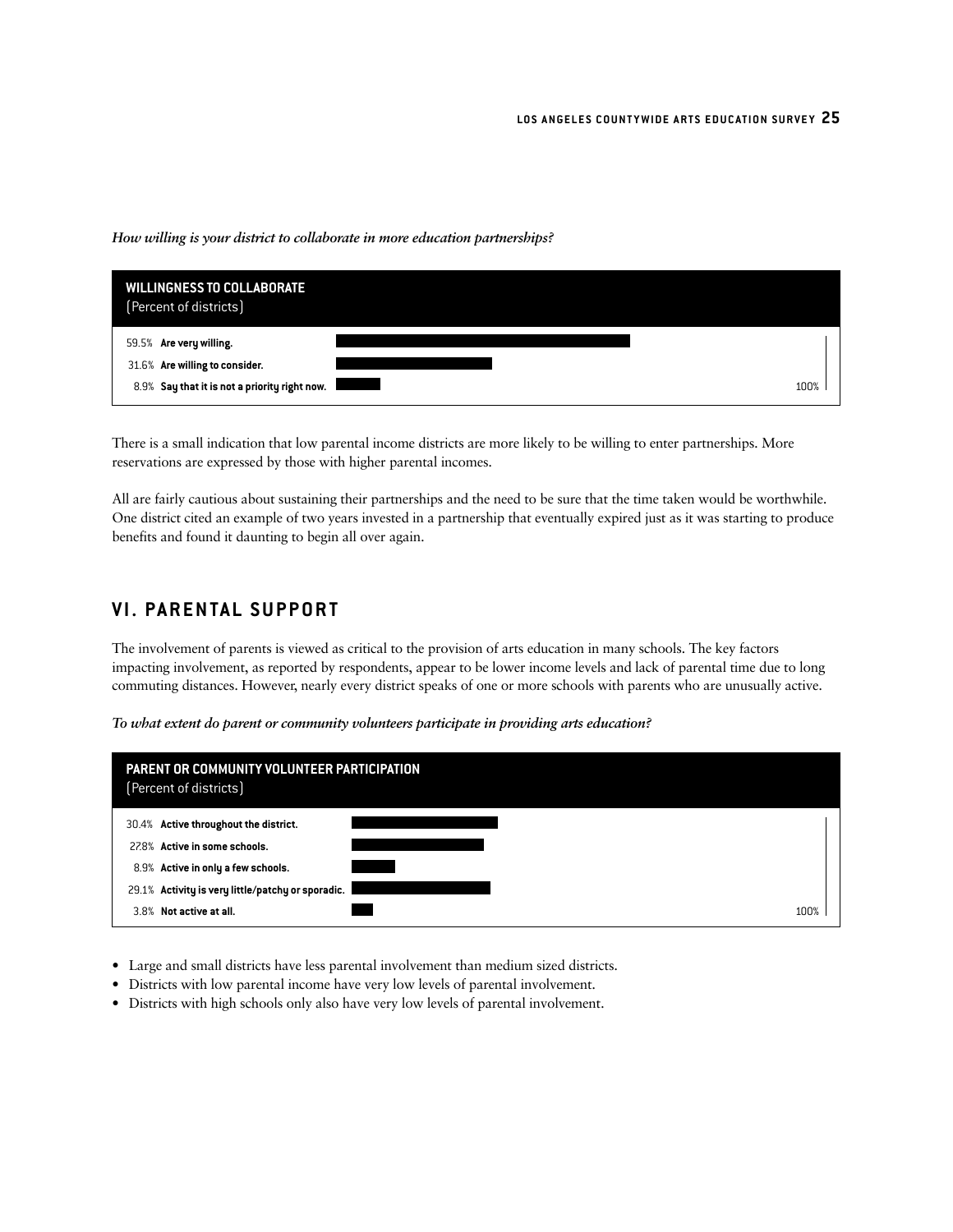*How willing is your district to collaborate in more education partnerships?*

**WILLINGNESS TO COLLABORATE**
(Percent of districts)

| Percent | Response |
|---|---|
| 59.5% | Are very willing. |
| 31.6% | Are willing to consider. |
| 8.9% | Say that it is not a priority right now. |

There is a small indication that low parental income districts are more likely to be willing to enter partnerships. More reservations are expressed by those with higher parental incomes.

All are fairly cautious about sustaining their partnerships and the need to be sure that the time taken would be worthwhile. One district cited an example of two years invested in a partnership that eventually expired just as it was starting to produce benefits and found it daunting to begin all over again.

## VI. PARENTAL SUPPORT

The involvement of parents is viewed as critical to the provision of arts education in many schools. The key factors impacting involvement, as reported by respondents, appear to be lower income levels and lack of parental time due to long commuting distances. However, nearly every district speaks of one or more schools with parents who are unusually active.

*To what extent do parent or community volunteers participate in providing arts education?*

**PARENT OR COMMUNITY VOLUNTEER PARTICIPATION**
(Percent of districts)

| Percent | Response |
|---|---|
| 30.4% | Active throughout the district. |
| 27.8% | Active in some schools. |
| 8.9% | Active in only a few schools. |
| 29.1% | Activity is very little/patchy or sporadic. |
| 3.8% | Not active at all. |

- Large and small districts have less parental involvement than medium sized districts.
- Districts with low parental income have very low levels of parental involvement.
- Districts with high schools only also have very low levels of parental involvement.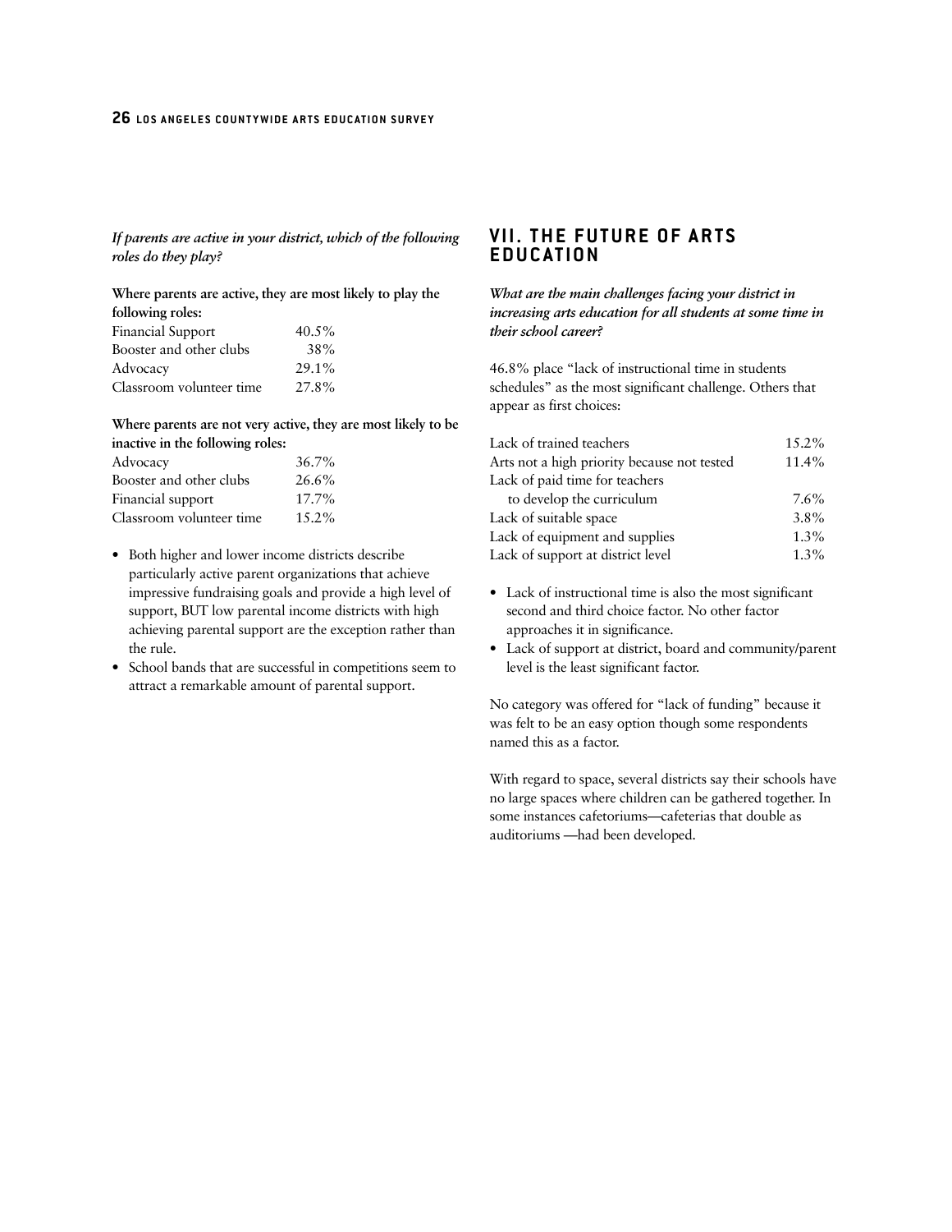*If parents are active in your district, which of the following roles do they play?*

**Where parents are active, they are most likely to play the following roles:**

| Role | Percentage |
|---|---|
| Financial Support | 40.5% |
| Booster and other clubs | 38% |
| Advocacy | 29.1% |
| Classroom volunteer time | 27.8% |

**Where parents are not very active, they are most likely to be inactive in the following roles:**

| Role | Percentage |
|---|---|
| Advocacy | 36.7% |
| Booster and other clubs | 26.6% |
| Financial support | 17.7% |
| Classroom volunteer time | 15.2% |

- Both higher and lower income districts describe particularly active parent organizations that achieve impressive fundraising goals and provide a high level of support, BUT low parental income districts with high achieving parental support are the exception rather than the rule.
- School bands that are successful in competitions seem to attract a remarkable amount of parental support.

## VII. THE FUTURE OF ARTS EDUCATION

*What are the main challenges facing your district in increasing arts education for all students at some time in their school career?*

46.8% place "lack of instructional time in students schedules" as the most significant challenge. Others that appear as first choices:

| Challenge | Percentage |
|---|---|
| Lack of trained teachers | 15.2% |
| Arts not a high priority because not tested | 11.4% |
| Lack of paid time for teachers to develop the curriculum | 7.6% |
| Lack of suitable space | 3.8% |
| Lack of equipment and supplies | 1.3% |
| Lack of support at district level | 1.3% |

- Lack of instructional time is also the most significant second and third choice factor. No other factor approaches it in significance.
- Lack of support at district, board and community/parent level is the least significant factor.

No category was offered for "lack of funding" because it was felt to be an easy option though some respondents named this as a factor.

With regard to space, several districts say their schools have no large spaces where children can be gathered together. In some instances cafetoriums—cafeterias that double as auditoriums —had been developed.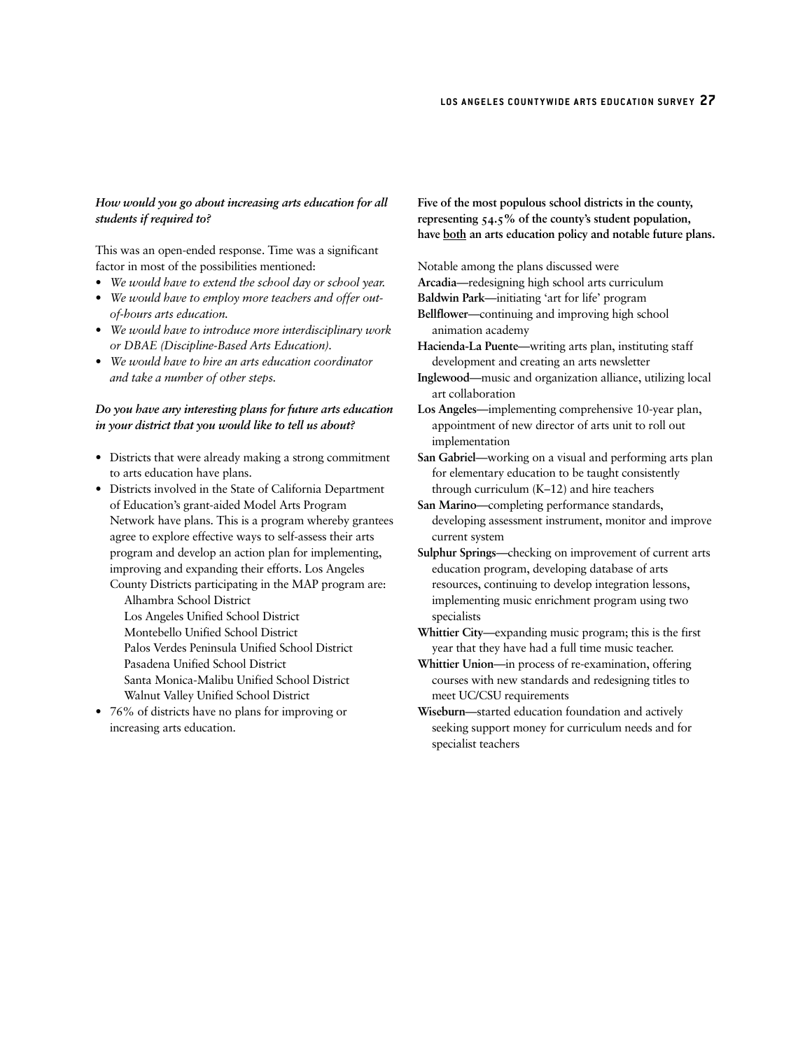***How would you go about increasing arts education for all students if required to?***

This was an open-ended response. Time was a significant factor in most of the possibilities mentioned:

- *We would have to extend the school day or school year.*
- *We would have to employ more teachers and offer out-of-hours arts education.*
- *We would have to introduce more interdisciplinary work or DBAE (Discipline-Based Arts Education).*
- *We would have to hire an arts education coordinator and take a number of other steps.*

***Do you have any interesting plans for future arts education in your district that you would like to tell us about?***

- Districts that were already making a strong commitment to arts education have plans.
- Districts involved in the State of California Department of Education's grant-aided Model Arts Program Network have plans. This is a program whereby grantees agree to explore effective ways to self-assess their arts program and develop an action plan for implementing, improving and expanding their efforts. Los Angeles County Districts participating in the MAP program are:
  - Alhambra School District
  - Los Angeles Unified School District
  - Montebello Unified School District
  - Palos Verdes Peninsula Unified School District
  - Pasadena Unified School District
  - Santa Monica-Malibu Unified School District
  - Walnut Valley Unified School District
- 76% of districts have no plans for improving or increasing arts education.

**Five of the most populous school districts in the county, representing 54.5% of the county's student population, have both an arts education policy and notable future plans.**

Notable among the plans discussed were

**Arcadia**—redesigning high school arts curriculum

**Baldwin Park**—initiating 'art for life' program

**Bellflower**—continuing and improving high school animation academy

**Hacienda-La Puente**—writing arts plan, instituting staff development and creating an arts newsletter

**Inglewood**—music and organization alliance, utilizing local art collaboration

**Los Angeles**—implementing comprehensive 10-year plan, appointment of new director of arts unit to roll out implementation

**San Gabriel**—working on a visual and performing arts plan for elementary education to be taught consistently through curriculum (K–12) and hire teachers

**San Marino**—completing performance standards, developing assessment instrument, monitor and improve current system

**Sulphur Springs**—checking on improvement of current arts education program, developing database of arts resources, continuing to develop integration lessons, implementing music enrichment program using two specialists

**Whittier City**—expanding music program; this is the first year that they have had a full time music teacher.

**Whittier Union**—in process of re-examination, offering courses with new standards and redesigning titles to meet UC/CSU requirements

**Wiseburn**—started education foundation and actively seeking support money for curriculum needs and for specialist teachers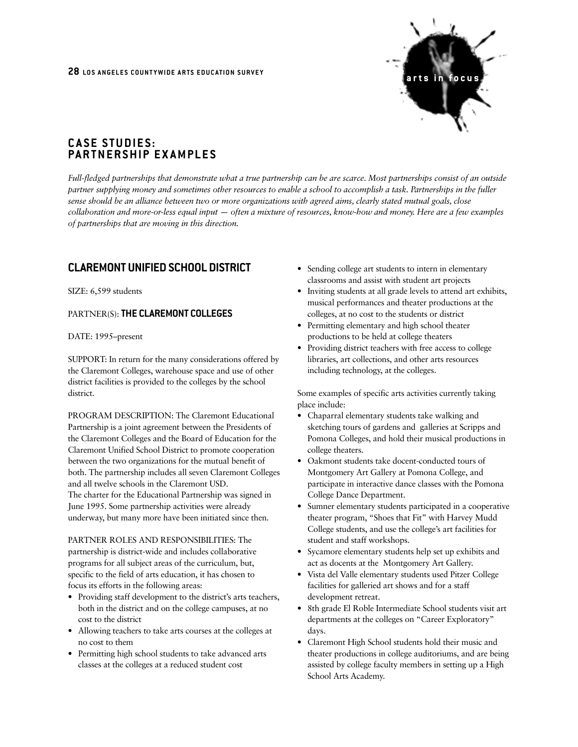## CASE STUDIES: PARTNERSHIP EXAMPLES

*Full-fledged partnerships that demonstrate what a true partnership can be are scarce. Most partnerships consist of an outside partner supplying money and sometimes other resources to enable a school to accomplish a task. Partnerships in the fuller sense should be an alliance between two or more organizations with agreed aims, clearly stated mutual goals, close collaboration and more-or-less equal input — often a mixture of resources, know-how and money. Here are a few examples of partnerships that are moving in this direction.*

### CLAREMONT UNIFIED SCHOOL DISTRICT

SIZE: 6,599 students

PARTNER(S): **THE CLAREMONT COLLEGES**

DATE: 1995–present

SUPPORT: In return for the many considerations offered by the Claremont Colleges, warehouse space and use of other district facilities is provided to the colleges by the school district.

PROGRAM DESCRIPTION: The Claremont Educational Partnership is a joint agreement between the Presidents of the Claremont Colleges and the Board of Education for the Claremont Unified School District to promote cooperation between the two organizations for the mutual benefit of both. The partnership includes all seven Claremont Colleges and all twelve schools in the Claremont USD.
The charter for the Educational Partnership was signed in June 1995. Some partnership activities were already underway, but many more have been initiated since then.

PARTNER ROLES AND RESPONSIBILITIES: The partnership is district-wide and includes collaborative programs for all subject areas of the curriculum, but, specific to the field of arts education, it has chosen to focus its efforts in the following areas:

- Providing staff development to the district's arts teachers, both in the district and on the college campuses, at no cost to the district
- Allowing teachers to take arts courses at the colleges at no cost to them
- Permitting high school students to take advanced arts classes at the colleges at a reduced student cost
- Sending college art students to intern in elementary classrooms and assist with student art projects
- Inviting students at all grade levels to attend art exhibits, musical performances and theater productions at the colleges, at no cost to the students or district
- Permitting elementary and high school theater productions to be held at college theaters
- Providing district teachers with free access to college libraries, art collections, and other arts resources including technology, at the colleges.

Some examples of specific arts activities currently taking place include:

- Chaparral elementary students take walking and sketching tours of gardens and galleries at Scripps and Pomona Colleges, and hold their musical productions in college theaters.
- Oakmont students take docent-conducted tours of Montgomery Art Gallery at Pomona College, and participate in interactive dance classes with the Pomona College Dance Department.
- Sumner elementary students participated in a cooperative theater program, "Shoes that Fit" with Harvey Mudd College students, and use the college's art facilities for student and staff workshops.
- Sycamore elementary students help set up exhibits and act as docents at the Montgomery Art Gallery.
- Vista del Valle elementary students used Pitzer College facilities for galleried art shows and for a staff development retreat.
- 8th grade El Roble Intermediate School students visit art departments at the colleges on "Career Exploratory" days.
- Claremont High School students hold their music and theater productions in college auditoriums, and are being assisted by college faculty members in setting up a High School Arts Academy.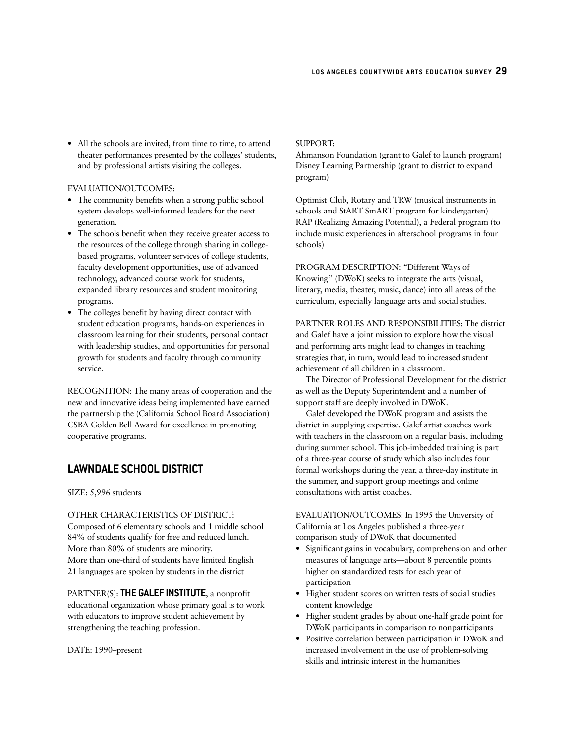- All the schools are invited, from time to time, to attend theater performances presented by the colleges' students, and by professional artists visiting the colleges.

EVALUATION/OUTCOMES:

- The community benefits when a strong public school system develops well-informed leaders for the next generation.
- The schools benefit when they receive greater access to the resources of the college through sharing in college-based programs, volunteer services of college students, faculty development opportunities, use of advanced technology, advanced course work for students, expanded library resources and student monitoring programs.
- The colleges benefit by having direct contact with student education programs, hands-on experiences in classroom learning for their students, personal contact with leadership studies, and opportunities for personal growth for students and faculty through community service.

RECOGNITION: The many areas of cooperation and the new and innovative ideas being implemented have earned the partnership the (California School Board Association) CSBA Golden Bell Award for excellence in promoting cooperative programs.

## LAWNDALE SCHOOL DISTRICT

SIZE: 5,996 students

OTHER CHARACTERISTICS OF DISTRICT:
Composed of 6 elementary schools and 1 middle school
84% of students qualify for free and reduced lunch.
More than 80% of students are minority.
More than one-third of students have limited English
21 languages are spoken by students in the district

PARTNER(S): **THE GALEF INSTITUTE**, a nonprofit educational organization whose primary goal is to work with educators to improve student achievement by strengthening the teaching profession.

DATE: 1990–present

SUPPORT:
Ahmanson Foundation (grant to Galef to launch program)
Disney Learning Partnership (grant to district to expand program)

Optimist Club, Rotary and TRW (musical instruments in schools and StART SmART program for kindergarten)
RAP (Realizing Amazing Potential), a Federal program (to include music experiences in afterschool programs in four schools)

PROGRAM DESCRIPTION: "Different Ways of Knowing" (DWoK) seeks to integrate the arts (visual, literary, media, theater, music, dance) into all areas of the curriculum, especially language arts and social studies.

PARTNER ROLES AND RESPONSIBILITIES: The district and Galef have a joint mission to explore how the visual and performing arts might lead to changes in teaching strategies that, in turn, would lead to increased student achievement of all children in a classroom.

The Director of Professional Development for the district as well as the Deputy Superintendent and a number of support staff are deeply involved in DWoK.

Galef developed the DWoK program and assists the district in supplying expertise. Galef artist coaches work with teachers in the classroom on a regular basis, including during summer school. This job-imbedded training is part of a three-year course of study which also includes four formal workshops during the year, a three-day institute in the summer, and support group meetings and online consultations with artist coaches.

EVALUATION/OUTCOMES: In 1995 the University of California at Los Angeles published a three-year comparison study of DWoK that documented

- Significant gains in vocabulary, comprehension and other measures of language arts—about 8 percentile points higher on standardized tests for each year of participation
- Higher student scores on written tests of social studies content knowledge
- Higher student grades by about one-half grade point for DWoK participants in comparison to nonparticipants
- Positive correlation between participation in DWoK and increased involvement in the use of problem-solving skills and intrinsic interest in the humanities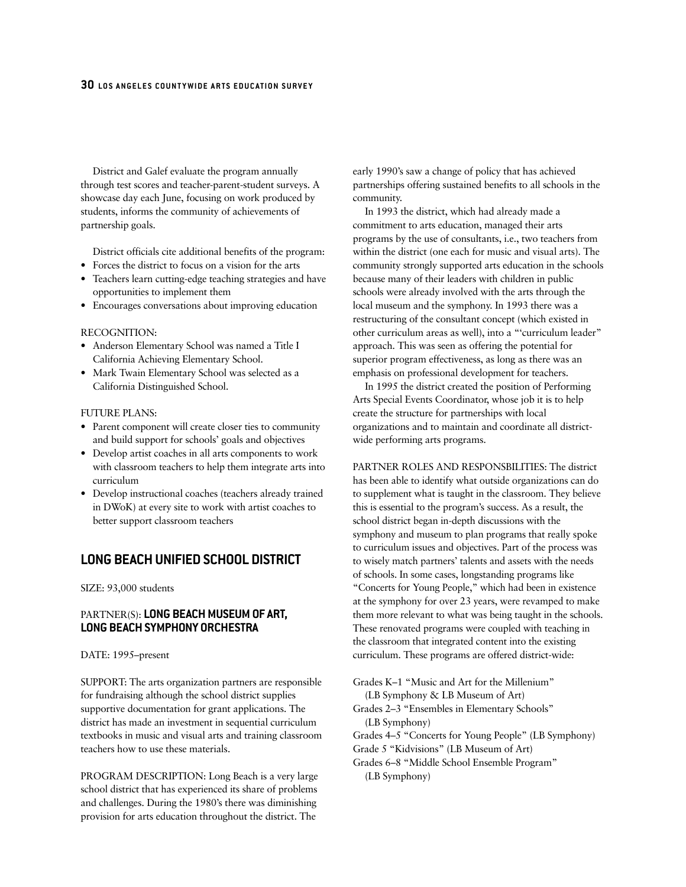District and Galef evaluate the program annually through test scores and teacher-parent-student surveys. A showcase day each June, focusing on work produced by students, informs the community of achievements of partnership goals.

District officials cite additional benefits of the program:

- Forces the district to focus on a vision for the arts
- Teachers learn cutting-edge teaching strategies and have opportunities to implement them
- Encourages conversations about improving education

RECOGNITION:

- Anderson Elementary School was named a Title I California Achieving Elementary School.
- Mark Twain Elementary School was selected as a California Distinguished School.

FUTURE PLANS:

- Parent component will create closer ties to community and build support for schools' goals and objectives
- Develop artist coaches in all arts components to work with classroom teachers to help them integrate arts into curriculum
- Develop instructional coaches (teachers already trained in DWoK) at every site to work with artist coaches to better support classroom teachers

## LONG BEACH UNIFIED SCHOOL DISTRICT

SIZE: 93,000 students

PARTNER(S): **LONG BEACH MUSEUM OF ART, LONG BEACH SYMPHONY ORCHESTRA**

DATE: 1995–present

SUPPORT: The arts organization partners are responsible for fundraising although the school district supplies supportive documentation for grant applications. The district has made an investment in sequential curriculum textbooks in music and visual arts and training classroom teachers how to use these materials.

PROGRAM DESCRIPTION: Long Beach is a very large school district that has experienced its share of problems and challenges. During the 1980's there was diminishing provision for arts education throughout the district. The early 1990's saw a change of policy that has achieved partnerships offering sustained benefits to all schools in the community.

In 1993 the district, which had already made a commitment to arts education, managed their arts programs by the use of consultants, i.e., two teachers from within the district (one each for music and visual arts). The community strongly supported arts education in the schools because many of their leaders with children in public schools were already involved with the arts through the local museum and the symphony. In 1993 there was a restructuring of the consultant concept (which existed in other curriculum areas as well), into a "'curriculum leader" approach. This was seen as offering the potential for superior program effectiveness, as long as there was an emphasis on professional development for teachers.

In 1995 the district created the position of Performing Arts Special Events Coordinator, whose job it is to help create the structure for partnerships with local organizations and to maintain and coordinate all district-wide performing arts programs.

PARTNER ROLES AND RESPONSBILITIES: The district has been able to identify what outside organizations can do to supplement what is taught in the classroom. They believe this is essential to the program's success. As a result, the school district began in-depth discussions with the symphony and museum to plan programs that really spoke to curriculum issues and objectives. Part of the process was to wisely match partners' talents and assets with the needs of schools. In some cases, longstanding programs like "Concerts for Young People," which had been in existence at the symphony for over 23 years, were revamped to make them more relevant to what was being taught in the schools. These renovated programs were coupled with teaching in the classroom that integrated content into the existing curriculum. These programs are offered district-wide:

Grades K–1 "Music and Art for the Millenium" (LB Symphony & LB Museum of Art)
Grades 2–3 "Ensembles in Elementary Schools" (LB Symphony)
Grades 4–5 "Concerts for Young People" (LB Symphony)
Grade 5 "Kidvisions" (LB Museum of Art)
Grades 6–8 "Middle School Ensemble Program" (LB Symphony)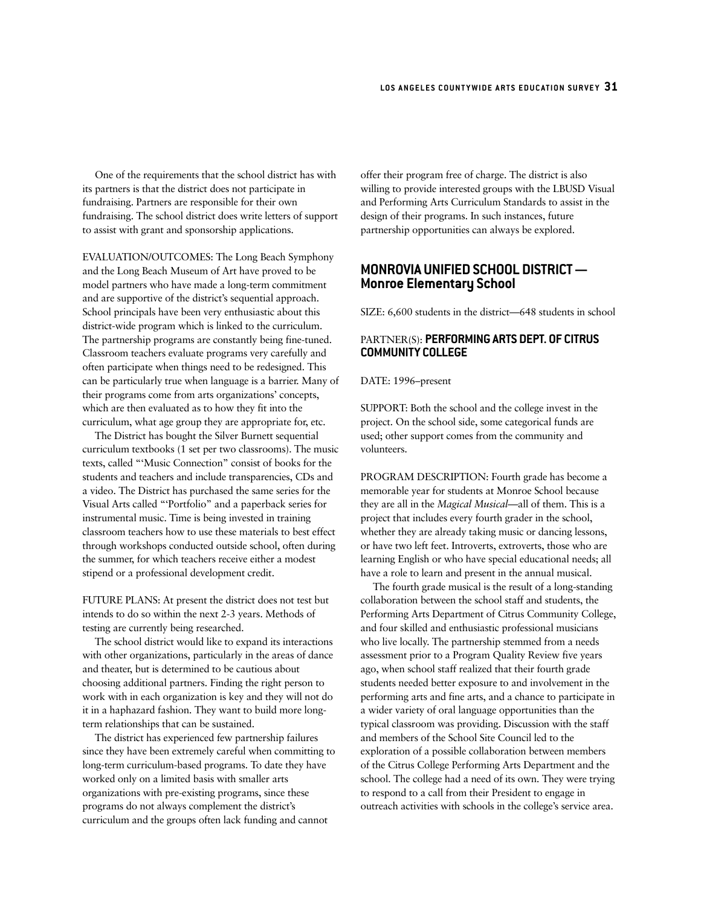One of the requirements that the school district has with its partners is that the district does not participate in fundraising. Partners are responsible for their own fundraising. The school district does write letters of support to assist with grant and sponsorship applications.

EVALUATION/OUTCOMES: The Long Beach Symphony and the Long Beach Museum of Art have proved to be model partners who have made a long-term commitment and are supportive of the district's sequential approach. School principals have been very enthusiastic about this district-wide program which is linked to the curriculum. The partnership programs are constantly being fine-tuned. Classroom teachers evaluate programs very carefully and often participate when things need to be redesigned. This can be particularly true when language is a barrier. Many of their programs come from arts organizations' concepts, which are then evaluated as to how they fit into the curriculum, what age group they are appropriate for, etc.

The District has bought the Silver Burnett sequential curriculum textbooks (1 set per two classrooms). The music texts, called "'Music Connection" consist of books for the students and teachers and include transparencies, CDs and a video. The District has purchased the same series for the Visual Arts called "'Portfolio" and a paperback series for instrumental music. Time is being invested in training classroom teachers how to use these materials to best effect through workshops conducted outside school, often during the summer, for which teachers receive either a modest stipend or a professional development credit.

FUTURE PLANS: At present the district does not test but intends to do so within the next 2-3 years. Methods of testing are currently being researched.

The school district would like to expand its interactions with other organizations, particularly in the areas of dance and theater, but is determined to be cautious about choosing additional partners. Finding the right person to work with in each organization is key and they will not do it in a haphazard fashion. They want to build more long-term relationships that can be sustained.

The district has experienced few partnership failures since they have been extremely careful when committing to long-term curriculum-based programs. To date they have worked only on a limited basis with smaller arts organizations with pre-existing programs, since these programs do not always complement the district's curriculum and the groups often lack funding and cannot offer their program free of charge. The district is also willing to provide interested groups with the LBUSD Visual and Performing Arts Curriculum Standards to assist in the design of their programs. In such instances, future partnership opportunities can always be explored.

## MONROVIA UNIFIED SCHOOL DISTRICT — Monroe Elementary School

SIZE: 6,600 students in the district—648 students in school

PARTNER(S): **PERFORMING ARTS DEPT. OF CITRUS COMMUNITY COLLEGE**

DATE: 1996–present

SUPPORT: Both the school and the college invest in the project. On the school side, some categorical funds are used; other support comes from the community and volunteers.

PROGRAM DESCRIPTION: Fourth grade has become a memorable year for students at Monroe School because they are all in the *Magical Musical*—all of them. This is a project that includes every fourth grader in the school, whether they are already taking music or dancing lessons, or have two left feet. Introverts, extroverts, those who are learning English or who have special educational needs; all have a role to learn and present in the annual musical.

The fourth grade musical is the result of a long-standing collaboration between the school staff and students, the Performing Arts Department of Citrus Community College, and four skilled and enthusiastic professional musicians who live locally. The partnership stemmed from a needs assessment prior to a Program Quality Review five years ago, when school staff realized that their fourth grade students needed better exposure to and involvement in the performing arts and fine arts, and a chance to participate in a wider variety of oral language opportunities than the typical classroom was providing. Discussion with the staff and members of the School Site Council led to the exploration of a possible collaboration between members of the Citrus College Performing Arts Department and the school. The college had a need of its own. They were trying to respond to a call from their President to engage in outreach activities with schools in the college's service area.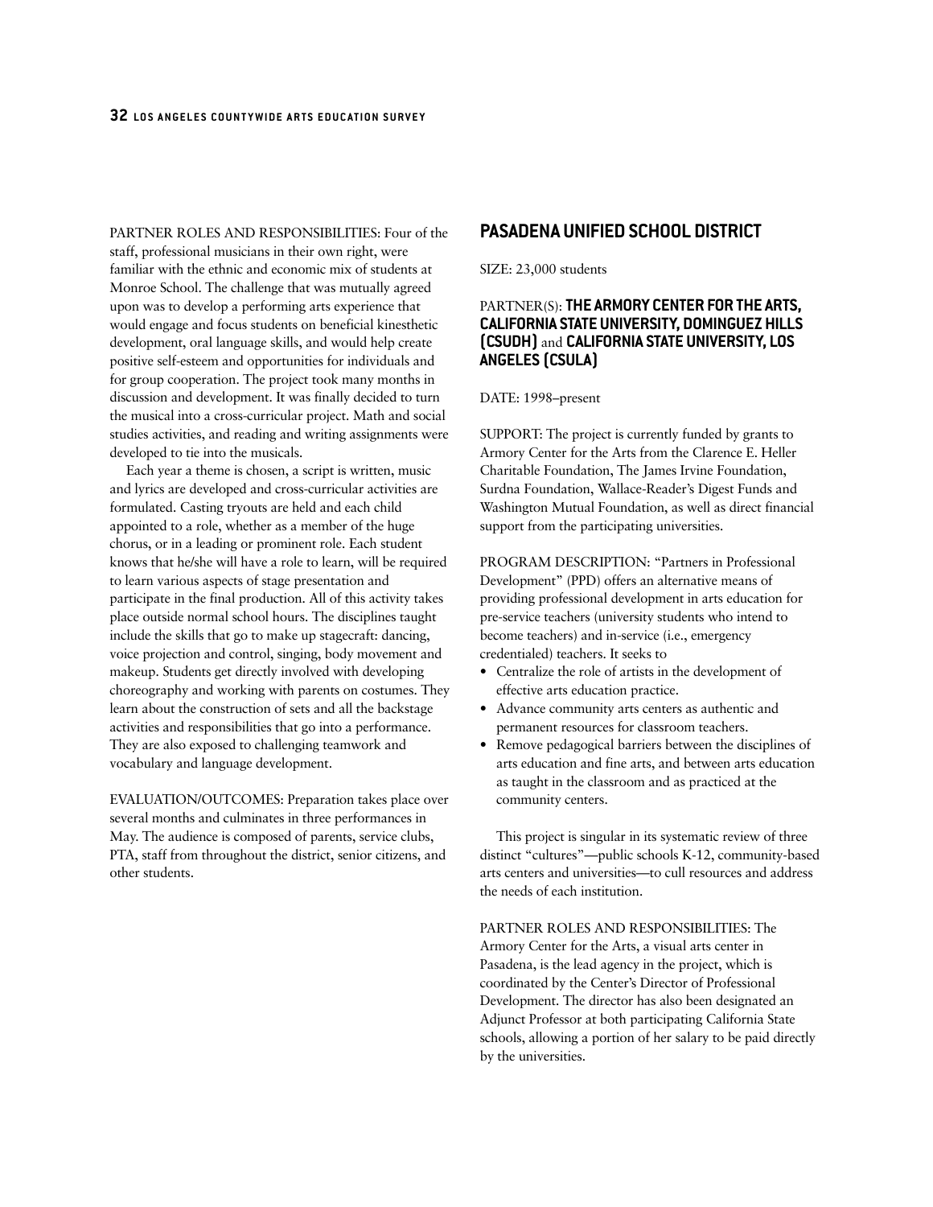PARTNER ROLES AND RESPONSIBILITIES: Four of the staff, professional musicians in their own right, were familiar with the ethnic and economic mix of students at Monroe School. The challenge that was mutually agreed upon was to develop a performing arts experience that would engage and focus students on beneficial kinesthetic development, oral language skills, and would help create positive self-esteem and opportunities for individuals and for group cooperation. The project took many months in discussion and development. It was finally decided to turn the musical into a cross-curricular project. Math and social studies activities, and reading and writing assignments were developed to tie into the musicals.

Each year a theme is chosen, a script is written, music and lyrics are developed and cross-curricular activities are formulated. Casting tryouts are held and each child appointed to a role, whether as a member of the huge chorus, or in a leading or prominent role. Each student knows that he/she will have a role to learn, will be required to learn various aspects of stage presentation and participate in the final production. All of this activity takes place outside normal school hours. The disciplines taught include the skills that go to make up stagecraft: dancing, voice projection and control, singing, body movement and makeup. Students get directly involved with developing choreography and working with parents on costumes. They learn about the construction of sets and all the backstage activities and responsibilities that go into a performance. They are also exposed to challenging teamwork and vocabulary and language development.

EVALUATION/OUTCOMES: Preparation takes place over several months and culminates in three performances in May. The audience is composed of parents, service clubs, PTA, staff from throughout the district, senior citizens, and other students.

## PASADENA UNIFIED SCHOOL DISTRICT

SIZE: 23,000 students

PARTNER(S): **THE ARMORY CENTER FOR THE ARTS, CALIFORNIA STATE UNIVERSITY, DOMINGUEZ HILLS (CSUDH)** and **CALIFORNIA STATE UNIVERSITY, LOS ANGELES (CSULA)**

DATE: 1998–present

SUPPORT: The project is currently funded by grants to Armory Center for the Arts from the Clarence E. Heller Charitable Foundation, The James Irvine Foundation, Surdna Foundation, Wallace-Reader's Digest Funds and Washington Mutual Foundation, as well as direct financial support from the participating universities.

PROGRAM DESCRIPTION: "Partners in Professional Development" (PPD) offers an alternative means of providing professional development in arts education for pre-service teachers (university students who intend to become teachers) and in-service (i.e., emergency credentialed) teachers. It seeks to

- Centralize the role of artists in the development of effective arts education practice.
- Advance community arts centers as authentic and permanent resources for classroom teachers.
- Remove pedagogical barriers between the disciplines of arts education and fine arts, and between arts education as taught in the classroom and as practiced at the community centers.

This project is singular in its systematic review of three distinct "cultures"—public schools K-12, community-based arts centers and universities—to cull resources and address the needs of each institution.

PARTNER ROLES AND RESPONSIBILITIES: The Armory Center for the Arts, a visual arts center in Pasadena, is the lead agency in the project, which is coordinated by the Center's Director of Professional Development. The director has also been designated an Adjunct Professor at both participating California State schools, allowing a portion of her salary to be paid directly by the universities.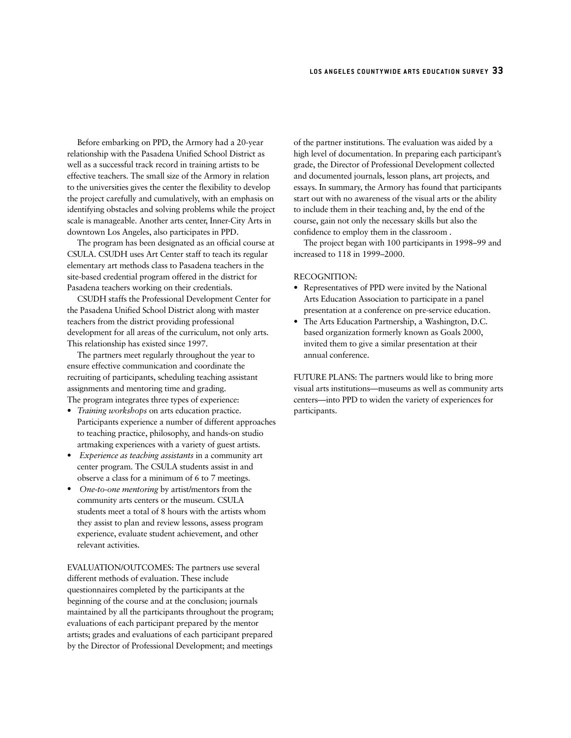Before embarking on PPD, the Armory had a 20-year relationship with the Pasadena Unified School District as well as a successful track record in training artists to be effective teachers. The small size of the Armory in relation to the universities gives the center the flexibility to develop the project carefully and cumulatively, with an emphasis on identifying obstacles and solving problems while the project scale is manageable. Another arts center, Inner-City Arts in downtown Los Angeles, also participates in PPD.

The program has been designated as an official course at CSULA. CSUDH uses Art Center staff to teach its regular elementary art methods class to Pasadena teachers in the site-based credential program offered in the district for Pasadena teachers working on their credentials.

CSUDH staffs the Professional Development Center for the Pasadena Unified School District along with master teachers from the district providing professional development for all areas of the curriculum, not only arts. This relationship has existed since 1997.

The partners meet regularly throughout the year to ensure effective communication and coordinate the recruiting of participants, scheduling teaching assistant assignments and mentoring time and grading.

The program integrates three types of experience:

- *Training workshops* on arts education practice. Participants experience a number of different approaches to teaching practice, philosophy, and hands-on studio artmaking experiences with a variety of guest artists.
- *Experience as teaching assistants* in a community art center program. The CSULA students assist in and observe a class for a minimum of 6 to 7 meetings.
- *One-to-one mentoring* by artist/mentors from the community arts centers or the museum. CSULA students meet a total of 8 hours with the artists whom they assist to plan and review lessons, assess program experience, evaluate student achievement, and other relevant activities.

EVALUATION/OUTCOMES: The partners use several different methods of evaluation. These include questionnaires completed by the participants at the beginning of the course and at the conclusion; journals maintained by all the participants throughout the program; evaluations of each participant prepared by the mentor artists; grades and evaluations of each participant prepared by the Director of Professional Development; and meetings of the partner institutions. The evaluation was aided by a high level of documentation. In preparing each participant's grade, the Director of Professional Development collected and documented journals, lesson plans, art projects, and essays. In summary, the Armory has found that participants start out with no awareness of the visual arts or the ability to include them in their teaching and, by the end of the course, gain not only the necessary skills but also the confidence to employ them in the classroom .

The project began with 100 participants in 1998–99 and increased to 118 in 1999–2000.

RECOGNITION:

- Representatives of PPD were invited by the National Arts Education Association to participate in a panel presentation at a conference on pre-service education.
- The Arts Education Partnership, a Washington, D.C. based organization formerly known as Goals 2000, invited them to give a similar presentation at their annual conference.

FUTURE PLANS: The partners would like to bring more visual arts institutions—museums as well as community arts centers—into PPD to widen the variety of experiences for participants.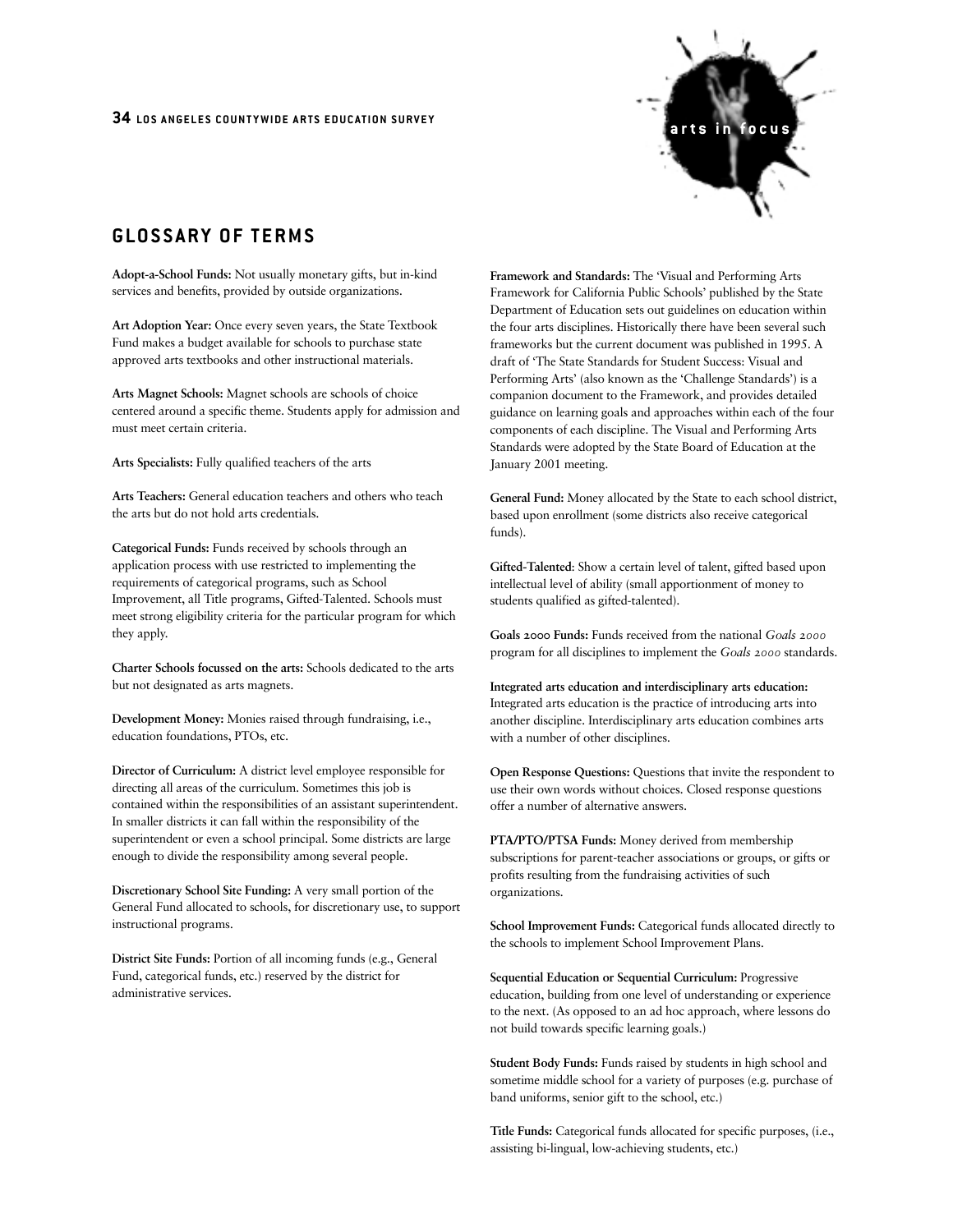## GLOSSARY OF TERMS

**Adopt-a-School Funds:** Not usually monetary gifts, but in-kind services and benefits, provided by outside organizations.

**Art Adoption Year:** Once every seven years, the State Textbook Fund makes a budget available for schools to purchase state approved arts textbooks and other instructional materials.

**Arts Magnet Schools:** Magnet schools are schools of choice centered around a specific theme. Students apply for admission and must meet certain criteria.

**Arts Specialists:** Fully qualified teachers of the arts

**Arts Teachers:** General education teachers and others who teach the arts but do not hold arts credentials.

**Categorical Funds:** Funds received by schools through an application process with use restricted to implementing the requirements of categorical programs, such as School Improvement, all Title programs, Gifted-Talented. Schools must meet strong eligibility criteria for the particular program for which they apply.

**Charter Schools focussed on the arts:** Schools dedicated to the arts but not designated as arts magnets.

**Development Money:** Monies raised through fundraising, i.e., education foundations, PTOs, etc.

**Director of Curriculum:** A district level employee responsible for directing all areas of the curriculum. Sometimes this job is contained within the responsibilities of an assistant superintendent. In smaller districts it can fall within the responsibility of the superintendent or even a school principal. Some districts are large enough to divide the responsibility among several people.

**Discretionary School Site Funding:** A very small portion of the General Fund allocated to schools, for discretionary use, to support instructional programs.

**District Site Funds:** Portion of all incoming funds (e.g., General Fund, categorical funds, etc.) reserved by the district for administrative services.

**Framework and Standards:** The 'Visual and Performing Arts Framework for California Public Schools' published by the State Department of Education sets out guidelines on education within the four arts disciplines. Historically there have been several such frameworks but the current document was published in 1995. A draft of 'The State Standards for Student Success: Visual and Performing Arts' (also known as the 'Challenge Standards') is a companion document to the Framework, and provides detailed guidance on learning goals and approaches within each of the four components of each discipline. The Visual and Performing Arts Standards were adopted by the State Board of Education at the January 2001 meeting.

**General Fund:** Money allocated by the State to each school district, based upon enrollment (some districts also receive categorical funds).

**Gifted-Talented**: Show a certain level of talent, gifted based upon intellectual level of ability (small apportionment of money to students qualified as gifted-talented).

**Goals 2000 Funds:** Funds received from the national *Goals 2000* program for all disciplines to implement the *Goals 2000* standards.

**Integrated arts education and interdisciplinary arts education:** Integrated arts education is the practice of introducing arts into another discipline. Interdisciplinary arts education combines arts with a number of other disciplines.

**Open Response Questions:** Questions that invite the respondent to use their own words without choices. Closed response questions offer a number of alternative answers.

**PTA/PTO/PTSA Funds:** Money derived from membership subscriptions for parent-teacher associations or groups, or gifts or profits resulting from the fundraising activities of such organizations.

**School Improvement Funds:** Categorical funds allocated directly to the schools to implement School Improvement Plans.

**Sequential Education or Sequential Curriculum:** Progressive education, building from one level of understanding or experience to the next. (As opposed to an ad hoc approach, where lessons do not build towards specific learning goals.)

**Student Body Funds:** Funds raised by students in high school and sometime middle school for a variety of purposes (e.g. purchase of band uniforms, senior gift to the school, etc.)

**Title Funds:** Categorical funds allocated for specific purposes, (i.e., assisting bi-lingual, low-achieving students, etc.)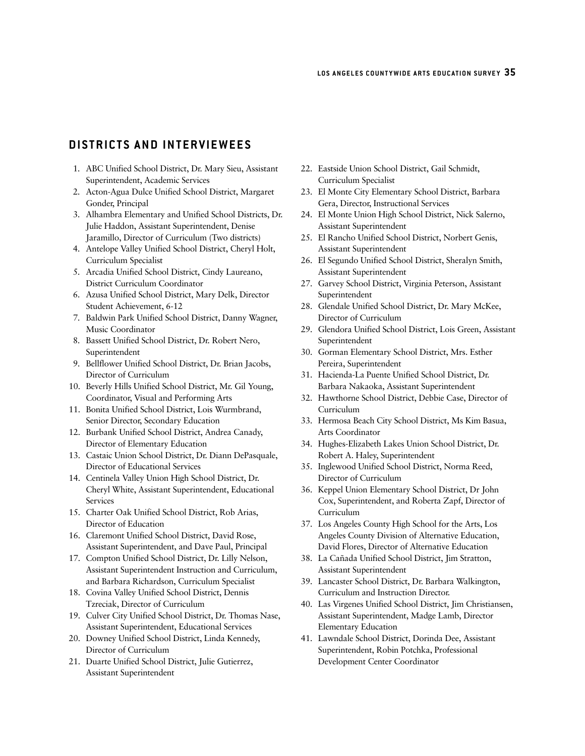## DISTRICTS AND INTERVIEWEES

1. ABC Unified School District, Dr. Mary Sieu, Assistant Superintendent, Academic Services
2. Acton-Agua Dulce Unified School District, Margaret Gonder, Principal
3. Alhambra Elementary and Unified School Districts, Dr. Julie Haddon, Assistant Superintendent, Denise Jaramillo, Director of Curriculum (Two districts)
4. Antelope Valley Unified School District, Cheryl Holt, Curriculum Specialist
5. Arcadia Unified School District, Cindy Laureano, District Curriculum Coordinator
6. Azusa Unified School District, Mary Delk, Director Student Achievement, 6-12
7. Baldwin Park Unified School District, Danny Wagner, Music Coordinator
8. Bassett Unified School District, Dr. Robert Nero, Superintendent
9. Bellflower Unified School District, Dr. Brian Jacobs, Director of Curriculum
10. Beverly Hills Unified School District, Mr. Gil Young, Coordinator, Visual and Performing Arts
11. Bonita Unified School District, Lois Wurmbrand, Senior Director, Secondary Education
12. Burbank Unified School District, Andrea Canady, Director of Elementary Education
13. Castaic Union School District, Dr. Diann DePasquale, Director of Educational Services
14. Centinela Valley Union High School District, Dr. Cheryl White, Assistant Superintendent, Educational Services
15. Charter Oak Unified School District, Rob Arias, Director of Education
16. Claremont Unified School District, David Rose, Assistant Superintendent, and Dave Paul, Principal
17. Compton Unified School District, Dr. Lilly Nelson, Assistant Superintendent Instruction and Curriculum, and Barbara Richardson, Curriculum Specialist
18. Covina Valley Unified School District, Dennis Tzreciak, Director of Curriculum
19. Culver City Unified School District, Dr. Thomas Nase, Assistant Superintendent, Educational Services
20. Downey Unified School District, Linda Kennedy, Director of Curriculum
21. Duarte Unified School District, Julie Gutierrez, Assistant Superintendent
22. Eastside Union School District, Gail Schmidt, Curriculum Specialist
23. El Monte City Elementary School District, Barbara Gera, Director, Instructional Services
24. El Monte Union High School District, Nick Salerno, Assistant Superintendent
25. El Rancho Unified School District, Norbert Genis, Assistant Superintendent
26. El Segundo Unified School District, Sheralyn Smith, Assistant Superintendent
27. Garvey School District, Virginia Peterson, Assistant Superintendent
28. Glendale Unified School District, Dr. Mary McKee, Director of Curriculum
29. Glendora Unified School District, Lois Green, Assistant Superintendent
30. Gorman Elementary School District, Mrs. Esther Pereira, Superintendent
31. Hacienda-La Puente Unified School District, Dr. Barbara Nakaoka, Assistant Superintendent
32. Hawthorne School District, Debbie Case, Director of Curriculum
33. Hermosa Beach City School District, Ms Kim Basua, Arts Coordinator
34. Hughes-Elizabeth Lakes Union School District, Dr. Robert A. Haley, Superintendent
35. Inglewood Unified School District, Norma Reed, Director of Curriculum
36. Keppel Union Elementary School District, Dr John Cox, Superintendent, and Roberta Zapf, Director of Curriculum
37. Los Angeles County High School for the Arts, Los Angeles County Division of Alternative Education, David Flores, Director of Alternative Education
38. La Cañada Unified School District, Jim Stratton, Assistant Superintendent
39. Lancaster School District, Dr. Barbara Walkington, Curriculum and Instruction Director.
40. Las Virgenes Unified School District, Jim Christiansen, Assistant Superintendent, Madge Lamb, Director Elementary Education
41. Lawndale School District, Dorinda Dee, Assistant Superintendent, Robin Potchka, Professional Development Center Coordinator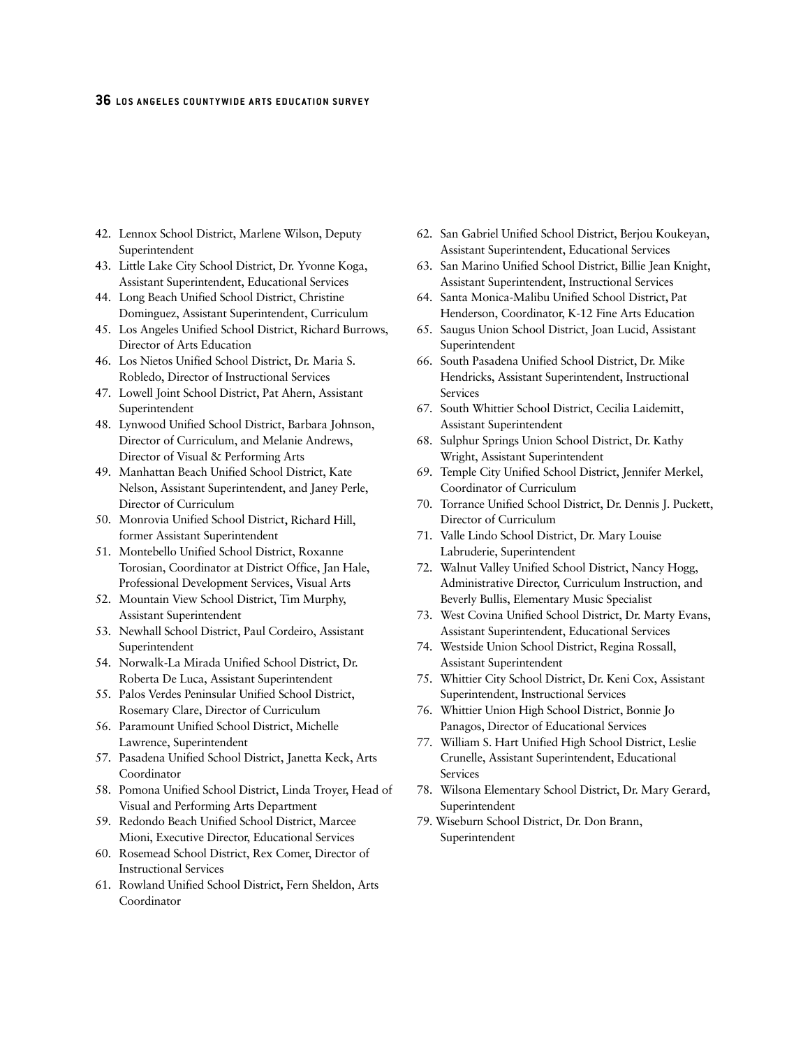42. Lennox School District, Marlene Wilson, Deputy Superintendent
43. Little Lake City School District, Dr. Yvonne Koga, Assistant Superintendent, Educational Services
44. Long Beach Unified School District, Christine Dominguez, Assistant Superintendent, Curriculum
45. Los Angeles Unified School District, Richard Burrows, Director of Arts Education
46. Los Nietos Unified School District, Dr. Maria S. Robledo, Director of Instructional Services
47. Lowell Joint School District, Pat Ahern, Assistant Superintendent
48. Lynwood Unified School District, Barbara Johnson, Director of Curriculum, and Melanie Andrews, Director of Visual & Performing Arts
49. Manhattan Beach Unified School District, Kate Nelson, Assistant Superintendent, and Janey Perle, Director of Curriculum
50. Monrovia Unified School District, Richard Hill, former Assistant Superintendent
51. Montebello Unified School District, Roxanne Torosian, Coordinator at District Office, Jan Hale, Professional Development Services, Visual Arts
52. Mountain View School District, Tim Murphy, Assistant Superintendent
53. Newhall School District, Paul Cordeiro, Assistant Superintendent
54. Norwalk-La Mirada Unified School District, Dr. Roberta De Luca, Assistant Superintendent
55. Palos Verdes Peninsular Unified School District, Rosemary Clare, Director of Curriculum
56. Paramount Unified School District, Michelle Lawrence, Superintendent
57. Pasadena Unified School District, Janetta Keck, Arts Coordinator
58. Pomona Unified School District, Linda Troyer, Head of Visual and Performing Arts Department
59. Redondo Beach Unified School District, Marcee Mioni, Executive Director, Educational Services
60. Rosemead School District, Rex Comer, Director of Instructional Services
61. Rowland Unified School District, Fern Sheldon, Arts Coordinator
62. San Gabriel Unified School District, Berjou Koukeyan, Assistant Superintendent, Educational Services
63. San Marino Unified School District, Billie Jean Knight, Assistant Superintendent, Instructional Services
64. Santa Monica-Malibu Unified School District, Pat Henderson, Coordinator, K-12 Fine Arts Education
65. Saugus Union School District, Joan Lucid, Assistant Superintendent
66. South Pasadena Unified School District, Dr. Mike Hendricks, Assistant Superintendent, Instructional Services
67. South Whittier School District, Cecilia Laidemitt, Assistant Superintendent
68. Sulphur Springs Union School District, Dr. Kathy Wright, Assistant Superintendent
69. Temple City Unified School District, Jennifer Merkel, Coordinator of Curriculum
70. Torrance Unified School District, Dr. Dennis J. Puckett, Director of Curriculum
71. Valle Lindo School District, Dr. Mary Louise Labruderie, Superintendent
72. Walnut Valley Unified School District, Nancy Hogg, Administrative Director, Curriculum Instruction, and Beverly Bullis, Elementary Music Specialist
73. West Covina Unified School District, Dr. Marty Evans, Assistant Superintendent, Educational Services
74. Westside Union School District, Regina Rossall, Assistant Superintendent
75. Whittier City School District, Dr. Keni Cox, Assistant Superintendent, Instructional Services
76. Whittier Union High School District, Bonnie Jo Panagos, Director of Educational Services
77. William S. Hart Unified High School District, Leslie Crunelle, Assistant Superintendent, Educational Services
78. Wilsona Elementary School District, Dr. Mary Gerard, Superintendent
79. Wiseburn School District, Dr. Don Brann, Superintendent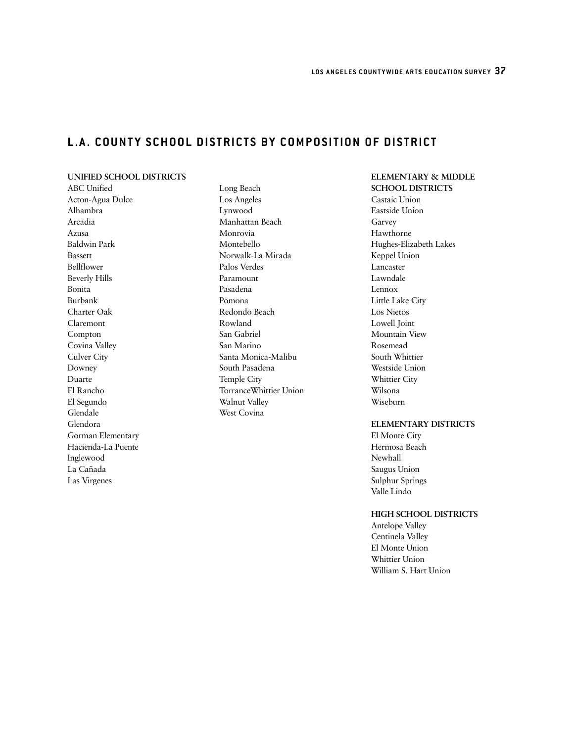## L.A. COUNTY SCHOOL DISTRICTS BY COMPOSITION OF DISTRICT

**UNIFIED SCHOOL DISTRICTS**

ABC Unified
Acton-Agua Dulce
Alhambra
Arcadia
Azusa
Baldwin Park
Bassett
Bellflower
Beverly Hills
Bonita
Burbank
Charter Oak
Claremont
Compton
Covina Valley
Culver City
Downey
Duarte
El Rancho
El Segundo
Glendale
Glendora
Gorman Elementary
Hacienda-La Puente
Inglewood
La Cañada
Las Virgenes
Long Beach
Los Angeles
Lynwood
Manhattan Beach
Monrovia
Montebello
Norwalk-La Mirada
Palos Verdes
Paramount
Pasadena
Pomona
Redondo Beach
Rowland
San Gabriel
San Marino
Santa Monica-Malibu
South Pasadena
Temple City
TorranceWhittier Union
Walnut Valley
West Covina

**ELEMENTARY & MIDDLE SCHOOL DISTRICTS**

Castaic Union
Eastside Union
Garvey
Hawthorne
Hughes-Elizabeth Lakes
Keppel Union
Lancaster
Lawndale
Lennox
Little Lake City
Los Nietos
Lowell Joint
Mountain View
Rosemead
South Whittier
Westside Union
Whittier City
Wilsona
Wiseburn

**ELEMENTARY DISTRICTS**

El Monte City
Hermosa Beach
Newhall
Saugus Union
Sulphur Springs
Valle Lindo

**HIGH SCHOOL DISTRICTS**

Antelope Valley
Centinela Valley
El Monte Union
Whittier Union
William S. Hart Union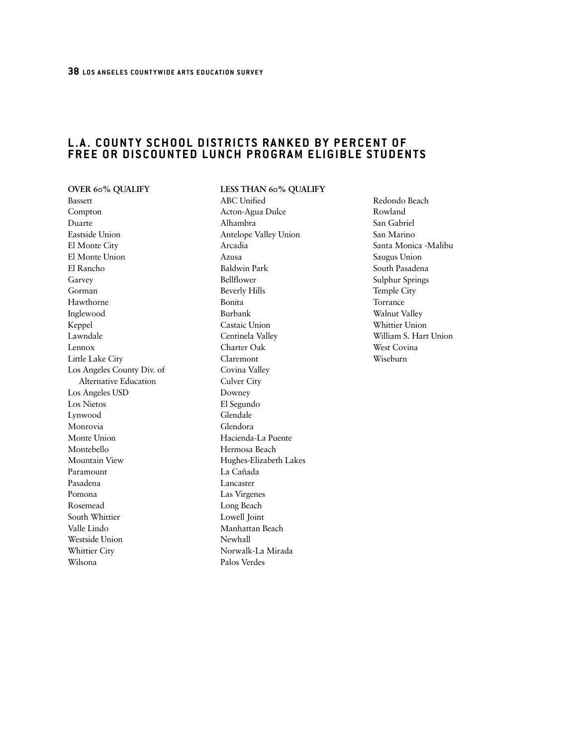## L.A. COUNTY SCHOOL DISTRICTS RANKED BY PERCENT OF FREE OR DISCOUNTED LUNCH PROGRAM ELIGIBLE STUDENTS

**OVER 60% QUALIFY**

Bassett
Compton
Duarte
Eastside Union
El Monte City
El Monte Union
El Rancho
Garvey
Gorman
Hawthorne
Inglewood
Keppel
Lawndale
Lennox
Little Lake City
Los Angeles County Div. of Alternative Education
Los Angeles USD
Los Nietos
Lynwood
Monrovia
Monte Union
Montebello
Mountain View
Paramount
Pasadena
Pomona
Rosemead
South Whittier
Valle Lindo
Westside Union
Whittier City
Wilsona

**LESS THAN 60% QUALIFY**

ABC Unified
Acton-Agua Dulce
Alhambra
Antelope Valley Union
Arcadia
Azusa
Baldwin Park
Bellflower
Beverly Hills
Bonita
Burbank
Castaic Union
Centinela Valley
Charter Oak
Claremont
Covina Valley
Culver City
Downey
El Segundo
Glendale
Glendora
Hacienda-La Puente
Hermosa Beach
Hughes-Elizabeth Lakes
La Cañada
Lancaster
Las Virgenes
Long Beach
Lowell Joint
Manhattan Beach
Newhall
Norwalk-La Mirada
Palos Verdes
Redondo Beach
Rowland
San Gabriel
San Marino
Santa Monica -Malibu
Saugus Union
South Pasadena
Sulphur Springs
Temple City
Torrance
Walnut Valley
Whittier Union
William S. Hart Union
West Covina
Wiseburn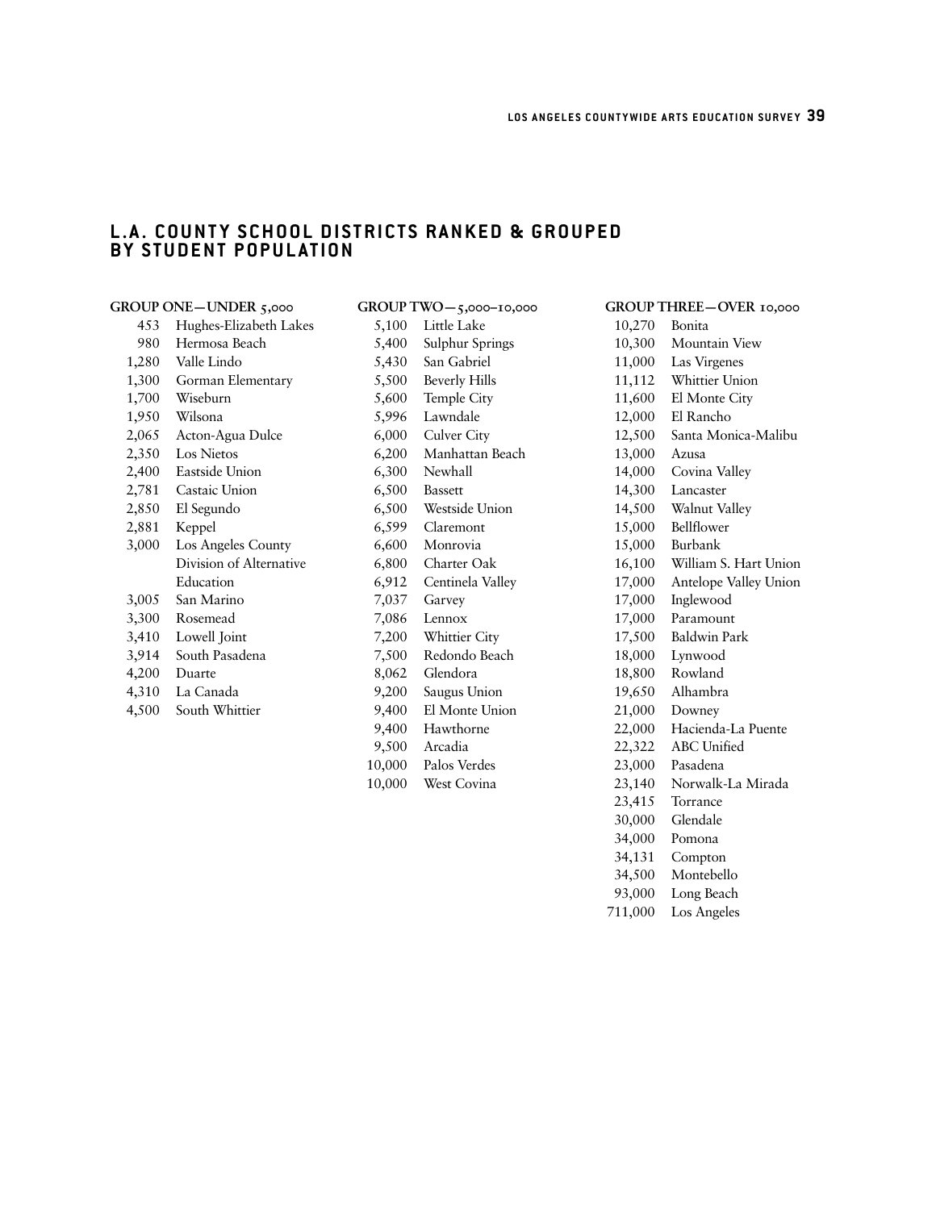## L.A. COUNTY SCHOOL DISTRICTS RANKED & GROUPED BY STUDENT POPULATION

**GROUP ONE—UNDER 5,000**

| | |
|---|---|
| 453 | Hughes-Elizabeth Lakes |
| 980 | Hermosa Beach |
| 1,280 | Valle Lindo |
| 1,300 | Gorman Elementary |
| 1,700 | Wiseburn |
| 1,950 | Wilsona |
| 2,065 | Acton-Agua Dulce |
| 2,350 | Los Nietos |
| 2,400 | Eastside Union |
| 2,781 | Castaic Union |
| 2,850 | El Segundo |
| 2,881 | Keppel |
| 3,000 | Los Angeles County Division of Alternative Education |
| 3,005 | San Marino |
| 3,300 | Rosemead |
| 3,410 | Lowell Joint |
| 3,914 | South Pasadena |
| 4,200 | Duarte |
| 4,310 | La Canada |
| 4,500 | South Whittier |

**GROUP TWO—5,000–10,000**

| | |
|---|---|
| 5,100 | Little Lake |
| 5,400 | Sulphur Springs |
| 5,430 | San Gabriel |
| 5,500 | Beverly Hills |
| 5,600 | Temple City |
| 5,996 | Lawndale |
| 6,000 | Culver City |
| 6,200 | Manhattan Beach |
| 6,300 | Newhall |
| 6,500 | Bassett |
| 6,500 | Westside Union |
| 6,599 | Claremont |
| 6,600 | Monrovia |
| 6,800 | Charter Oak |
| 6,912 | Centinela Valley |
| 7,037 | Garvey |
| 7,086 | Lennox |
| 7,200 | Whittier City |
| 7,500 | Redondo Beach |
| 8,062 | Glendora |
| 9,200 | Saugus Union |
| 9,400 | El Monte Union |
| 9,400 | Hawthorne |
| 9,500 | Arcadia |
| 10,000 | Palos Verdes |
| 10,000 | West Covina |

**GROUP THREE—OVER 10,000**

| | |
|---|---|
| 10,270 | Bonita |
| 10,300 | Mountain View |
| 11,000 | Las Virgenes |
| 11,112 | Whittier Union |
| 11,600 | El Monte City |
| 12,000 | El Rancho |
| 12,500 | Santa Monica-Malibu |
| 13,000 | Azusa |
| 14,000 | Covina Valley |
| 14,300 | Lancaster |
| 14,500 | Walnut Valley |
| 15,000 | Bellflower |
| 15,000 | Burbank |
| 16,100 | William S. Hart Union |
| 17,000 | Antelope Valley Union |
| 17,000 | Inglewood |
| 17,000 | Paramount |
| 17,500 | Baldwin Park |
| 18,000 | Lynwood |
| 18,800 | Rowland |
| 19,650 | Alhambra |
| 21,000 | Downey |
| 22,000 | Hacienda-La Puente |
| 22,322 | ABC Unified |
| 23,000 | Pasadena |
| 23,140 | Norwalk-La Mirada |
| 23,415 | Torrance |
| 30,000 | Glendale |
| 34,000 | Pomona |
| 34,131 | Compton |
| 34,500 | Montebello |
| 93,000 | Long Beach |
| 711,000 | Los Angeles |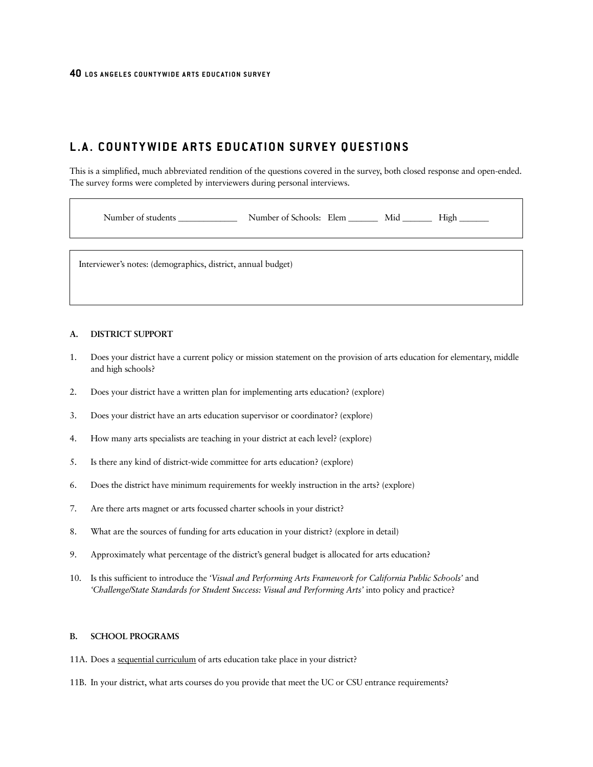## L.A. COUNTYWIDE ARTS EDUCATION SURVEY QUESTIONS

This is a simplified, much abbreviated rendition of the questions covered in the survey, both closed response and open-ended. The survey forms were completed by interviewers during personal interviews.

| Number of students _____________ Number of Schools: Elem _______ Mid _______ High _______ |
|---|

| Interviewer's notes: (demographics, district, annual budget) |
|---|

#### A. DISTRICT SUPPORT

1. Does your district have a current policy or mission statement on the provision of arts education for elementary, middle and high schools?
2. Does your district have a written plan for implementing arts education? (explore)
3. Does your district have an arts education supervisor or coordinator? (explore)
4. How many arts specialists are teaching in your district at each level? (explore)
5. Is there any kind of district-wide committee for arts education? (explore)
6. Does the district have minimum requirements for weekly instruction in the arts? (explore)
7. Are there arts magnet or arts focussed charter schools in your district?
8. What are the sources of funding for arts education in your district? (explore in detail)
9. Approximately what percentage of the district's general budget is allocated for arts education?
10. Is this sufficient to introduce the *'Visual and Performing Arts Framework for California Public Schools'* and *'Challenge/State Standards for Student Success: Visual and Performing Arts'* into policy and practice?

#### B. SCHOOL PROGRAMS

11A. Does a <u>sequential curriculum</u> of arts education take place in your district?

11B. In your district, what arts courses do you provide that meet the UC or CSU entrance requirements?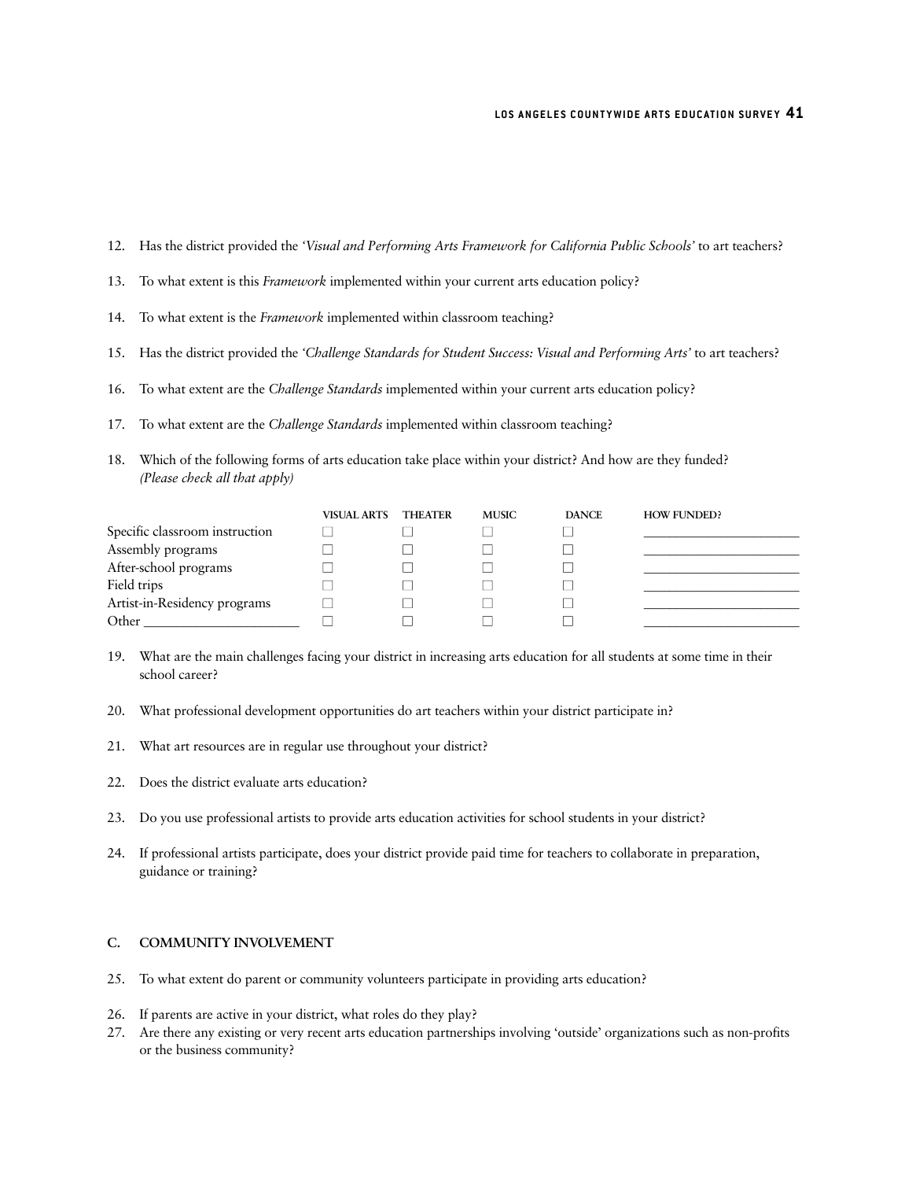12. Has the district provided the *'Visual and Performing Arts Framework for California Public Schools'* to art teachers?

13. To what extent is this *Framework* implemented within your current arts education policy?

14. To what extent is the *Framework* implemented within classroom teaching?

15. Has the district provided the *'Challenge Standards for Student Success: Visual and Performing Arts'* to art teachers?

16. To what extent are the *Challenge Standards* implemented within your current arts education policy?

17. To what extent are the *Challenge Standards* implemented within classroom teaching?

18. Which of the following forms of arts education take place within your district? And how are they funded? *(Please check all that apply)*

| | VISUAL ARTS | THEATER | MUSIC | DANCE | HOW FUNDED? |
|---|---|---|---|---|---|
| Specific classroom instruction | ☐ | ☐ | ☐ | ☐ | ____________ |
| Assembly programs | ☐ | ☐ | ☐ | ☐ | ____________ |
| After-school programs | ☐ | ☐ | ☐ | ☐ | ____________ |
| Field trips | ☐ | ☐ | ☐ | ☐ | ____________ |
| Artist-in-Residency programs | ☐ | ☐ | ☐ | ☐ | ____________ |
| Other ____________ | ☐ | ☐ | ☐ | ☐ | ____________ |

19. What are the main challenges facing your district in increasing arts education for all students at some time in their school career?

20. What professional development opportunities do art teachers within your district participate in?

21. What art resources are in regular use throughout your district?

22. Does the district evaluate arts education?

23. Do you use professional artists to provide arts education activities for school students in your district?

24. If professional artists participate, does your district provide paid time for teachers to collaborate in preparation, guidance or training?

## C. COMMUNITY INVOLVEMENT

25. To what extent do parent or community volunteers participate in providing arts education?

26. If parents are active in your district, what roles do they play?

27. Are there any existing or very recent arts education partnerships involving 'outside' organizations such as non-profits or the business community?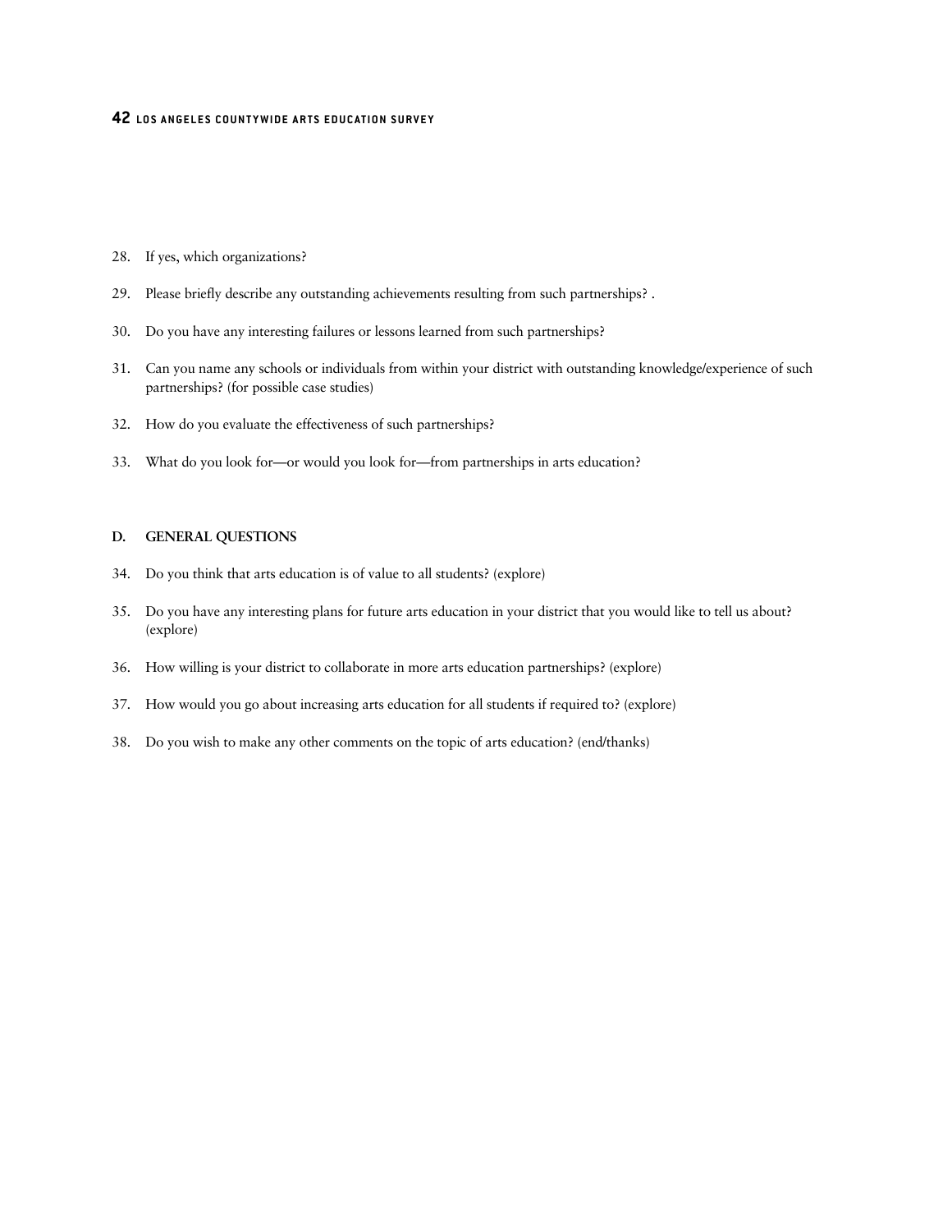28. If yes, which organizations?
29. Please briefly describe any outstanding achievements resulting from such partnerships? .
30. Do you have any interesting failures or lessons learned from such partnerships?
31. Can you name any schools or individuals from within your district with outstanding knowledge/experience of such partnerships? (for possible case studies)
32. How do you evaluate the effectiveness of such partnerships?
33. What do you look for—or would you look for—from partnerships in arts education?

### D. GENERAL QUESTIONS

34. Do you think that arts education is of value to all students? (explore)
35. Do you have any interesting plans for future arts education in your district that you would like to tell us about? (explore)
36. How willing is your district to collaborate in more arts education partnerships? (explore)
37. How would you go about increasing arts education for all students if required to? (explore)
38. Do you wish to make any other comments on the topic of arts education? (end/thanks)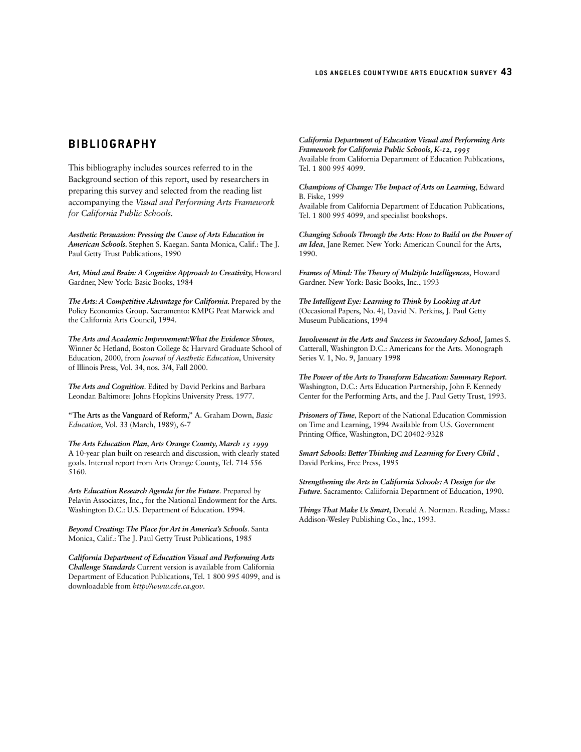## BIBLIOGRAPHY

This bibliography includes sources referred to in the Background section of this report, used by researchers in preparing this survey and selected from the reading list accompanying the *Visual and Performing Arts Framework for California Public Schools*.

***Aesthetic Persuasion: Pressing the Cause of Arts Education in American Schools.*** Stephen S. Kaegan. Santa Monica, Calif.: The J. Paul Getty Trust Publications, 1990

***Art, Mind and Brain: A Cognitive Approach to Creativity,*** Howard Gardner, New York: Basic Books, 1984

***The Arts: A Competitive Advantage for California.*** Prepared by the Policy Economics Group. Sacramento: KMPG Peat Marwick and the California Arts Council, 1994.

***The Arts and Academic Improvement:What the Evidence Shows***, Winner & Hetland, Boston College & Harvard Graduate School of Education, 2000, from *Journal of Aesthetic Education*, University of Illinois Press, Vol. 34, nos. 3/4, Fall 2000.

***The Arts and Cognition***. Edited by David Perkins and Barbara Leondar. Baltimore: Johns Hopkins University Press. 1977.

**"The Arts as the Vanguard of Reform,"** A. Graham Down, *Basic Education*, Vol. 33 (March, 1989), 6-7

***The Arts Education Plan, Arts Orange County, March 15 1999***
A 10-year plan built on research and discussion, with clearly stated goals. Internal report from Arts Orange County, Tel. 714 556 5160.

***Arts Education Research Agenda for the Future***. Prepared by Pelavin Associates, Inc., for the National Endowment for the Arts. Washington D.C.: U.S. Department of Education. 1994.

***Beyond Creating: The Place for Art in America's Schools***. Santa Monica, Calif.: The J. Paul Getty Trust Publications, 1985

***California Department of Education Visual and Performing Arts Challenge Standards*** Current version is available from California Department of Education Publications, Tel. 1 800 995 4099, and is downloadable from *http://www.cde.ca.gov*.

***California Department of Education Visual and Performing Arts Framework for California Public Schools, K-12, 1995***
Available from California Department of Education Publications, Tel. 1 800 995 4099.

***Champions of Change: The Impact of Arts on Learning***, Edward B. Fiske, 1999
Available from California Department of Education Publications, Tel. 1 800 995 4099, and specialist bookshops.

***Changing Schools Through the Arts: How to Build on the Power of an Idea***, Jane Remer. New York: American Council for the Arts, 1990.

***Frames of Mind: The Theory of Multiple Intelligences***, Howard Gardner. New York: Basic Books, Inc., 1993

***The Intelligent Eye: Learning to Think by Looking at Art*** (Occasional Papers, No. 4), David N. Perkins, J. Paul Getty Museum Publications, 1994

***Involvement in the Arts and Success in Secondary School***, James S. Catterall, Washington D.C.: Americans for the Arts. Monograph Series V. 1, No. 9, January 1998

***The Power of the Arts to Transform Education: Summary Report***. Washington, D.C.: Arts Education Partnership, John F. Kennedy Center for the Performing Arts, and the J. Paul Getty Trust, 1993.

***Prisoners of Time***, Report of the National Education Commission on Time and Learning, 1994 Available from U.S. Government Printing Office, Washington, DC 20402-9328

***Smart Schools: Better Thinking and Learning for Every Child*** , David Perkins, Free Press, 1995

***Strengthening the Arts in California Schools: A Design for the Future.*** Sacramento: Caliifornia Department of Education, 1990.

***Things That Make Us Smart***, Donald A. Norman. Reading, Mass.: Addison-Wesley Publishing Co., Inc., 1993.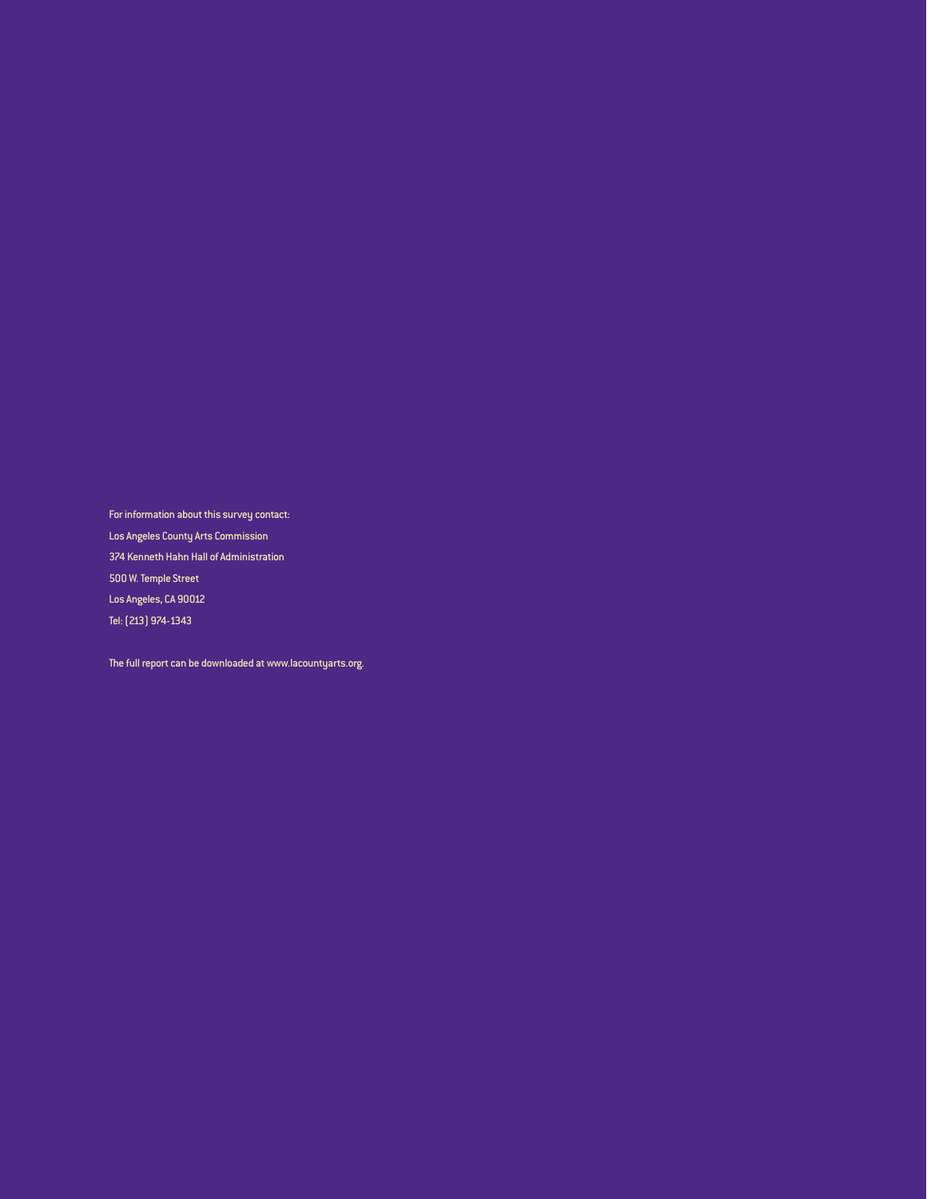For information about this survey contact:

Los Angeles County Arts Commission

374 Kenneth Hahn Hall of Administration

500 W. Temple Street

Los Angeles, CA 90012

Tel: (213) 974-1343

The full report can be downloaded at www.lacountyarts.org.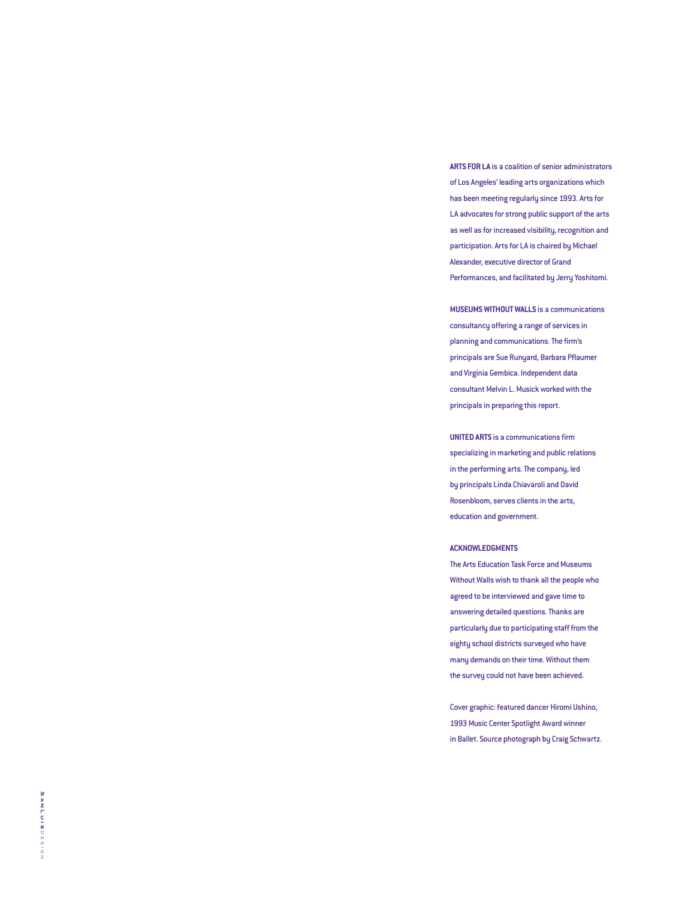**ARTS FOR LA** is a coalition of senior administrators of Los Angeles' leading arts organizations which has been meeting regularly since 1993. Arts for LA advocates for strong public support of the arts as well as for increased visibility, recognition and participation. Arts for LA is chaired by Michael Alexander, executive director of Grand Performances, and facilitated by Jerry Yoshitomi.

**MUSEUMS WITHOUT WALLS** is a communications consultancy offering a range of services in planning and communications. The firm's principals are Sue Runyard, Barbara Pflaumer and Virginia Gembica. Independent data consultant Melvin L. Musick worked with the principals in preparing this report.

**UNITED ARTS** is a communications firm specializing in marketing and public relations in the performing arts. The company, led by principals Linda Chiavaroli and David Rosenbloom, serves clients in the arts, education and government.

**ACKNOWLEDGMENTS**

The Arts Education Task Force and Museums Without Walls wish to thank all the people who agreed to be interviewed and gave time to answering detailed questions. Thanks are particularly due to participating staff from the eighty school districts surveyed who have many demands on their time. Without them the survey could not have been achieved.

Cover graphic: featured dancer Hiromi Ushino, 1993 Music Center Spotlight Award winner in Ballet. Source photograph by Craig Schwartz.

SANLUISDESIGN